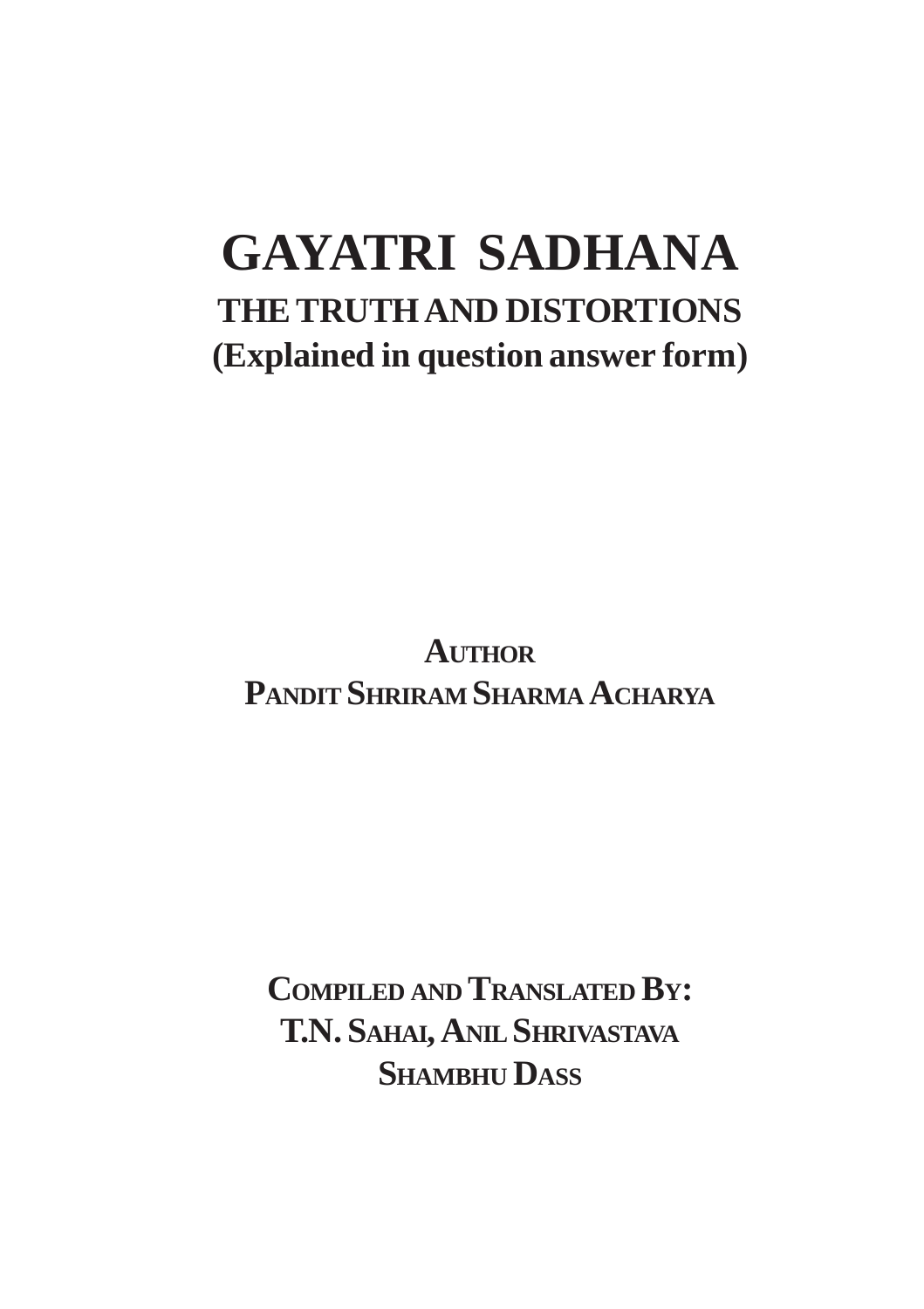# GAYATRI SADHANA

## THE TRUTH AND DISTORTIONS

## (Explained in question answer form)

**AUTHOR**

**PANDIT SHRIRAM SHARMA ACHARYA**

**COMPILED AND TRANSLATED BY:**

**T.N. SAHAI, ANIL SHRIVASTAVA**

**SHAMBHU DASS**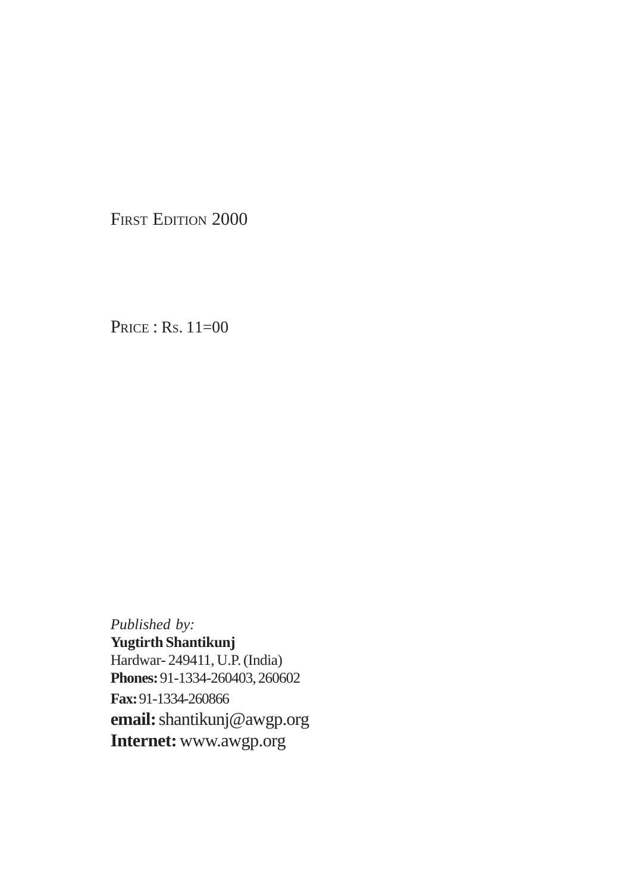First Edition 2000

Price : Rs. 11=00

*Published by:*
**Yugtirth Shantikunj**
Hardwar- 249411, U.P. (India)
**Phones:** 91-1334-260403, 260602
**Fax:** 91-1334-260866
**email:** shantikunj@awgp.org
**Internet:** www.awgp.org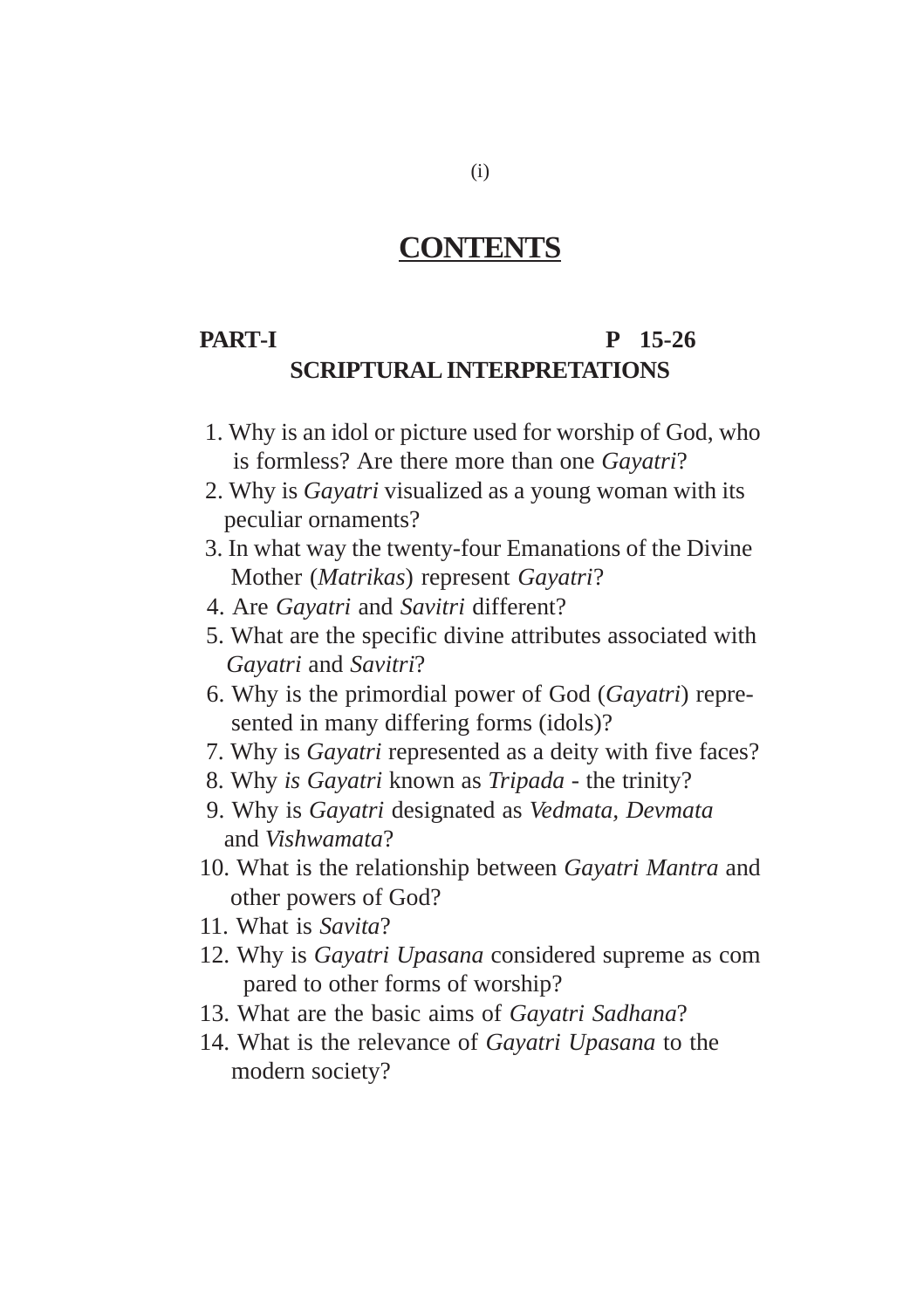# CONTENTS

**PART-I** **P 15-26**

## SCRIPTURAL INTERPRETATIONS

1. Why is an idol or picture used for worship of God, who is formless? Are there more than one *Gayatri*?
2. Why is *Gayatri* visualized as a young woman with its peculiar ornaments?
3. In what way the twenty-four Emanations of the Divine Mother (*Matrikas*) represent *Gayatri*?
4. Are *Gayatri* and *Savitri* different?
5. What are the specific divine attributes associated with *Gayatri* and *Savitri*?
6. Why is the primordial power of God (*Gayatri*) represented in many differing forms (idols)?
7. Why is *Gayatri* represented as a deity with five faces?
8. Why *is Gayatri* known as *Tripada* - the trinity?
9. Why is *Gayatri* designated as *Vedmata, Devmata* and *Vishwamata*?
10. What is the relationship between *Gayatri Mantra* and other powers of God?
11. What is *Savita*?
12. Why is *Gayatri Upasana* considered supreme as compared to other forms of worship?
13. What are the basic aims of *Gayatri Sadhana*?
14. What is the relevance of *Gayatri Upasana* to the modern society?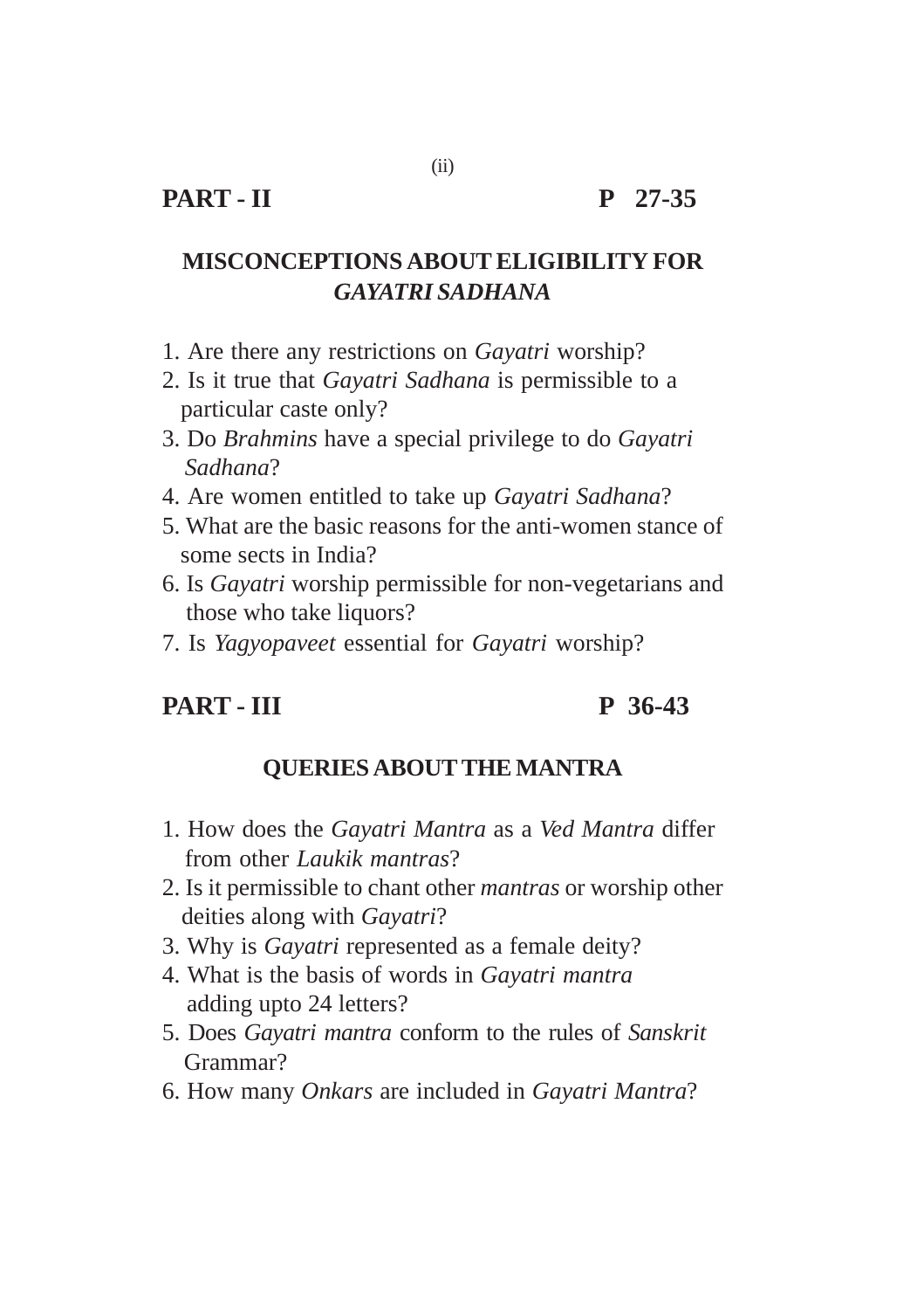## PART - II P 27-35

### MISCONCEPTIONS ABOUT ELIGIBILITY FOR *GAYATRI SADHANA*

1. Are there any restrictions on *Gayatri* worship?
2. Is it true that *Gayatri Sadhana* is permissible to a particular caste only?
3. Do *Brahmins* have a special privilege to do *Gayatri Sadhana*?
4. Are women entitled to take up *Gayatri Sadhana*?
5. What are the basic reasons for the anti-women stance of some sects in India?
6. Is *Gayatri* worship permissible for non-vegetarians and those who take liquors?
7. Is *Yagyopaveet* essential for *Gayatri* worship?

## PART - III P 36-43

### QUERIES ABOUT THE MANTRA

1. How does the *Gayatri Mantra* as a *Ved Mantra* differ from other *Laukik mantras*?
2. Is it permissible to chant other *mantras* or worship other deities along with *Gayatri*?
3. Why is *Gayatri* represented as a female deity?
4. What is the basis of words in *Gayatri mantra* adding upto 24 letters?
5. Does *Gayatri mantra* conform to the rules of *Sanskrit* Grammar?
6. How many *Onkars* are included in *Gayatri Mantra*?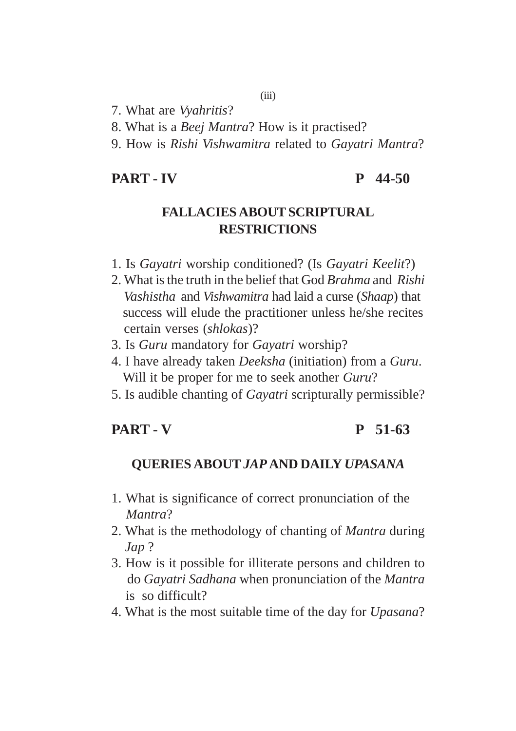7. What are *Vyahritis*?
8. What is a *Beej Mantra*? How is it practised?
9. How is *Rishi Vishwamitra* related to *Gayatri Mantra*?

## PART - IV                                    P 44-50

### FALLACIES ABOUT SCRIPTURAL RESTRICTIONS

1. Is *Gayatri* worship conditioned? (Is *Gayatri Keelit*?)
2. What is the truth in the belief that God *Brahma* and *Rishi Vashistha* and *Vishwamitra* had laid a curse (*Shaap*) that success will elude the practitioner unless he/she recites certain verses (*shlokas*)?
3. Is *Guru* mandatory for *Gayatri* worship?
4. I have already taken *Deeksha* (initiation) from a *Guru*. Will it be proper for me to seek another *Guru*?
5. Is audible chanting of *Gayatri* scripturally permissible?

## PART - V                                    P 51-63

### QUERIES ABOUT *JAP* AND DAILY *UPASANA*

1. What is significance of correct pronunciation of the *Mantra*?
2. What is the methodology of chanting of *Mantra* during *Jap* ?
3. How is it possible for illiterate persons and children to do *Gayatri Sadhana* when pronunciation of the *Mantra* is so difficult?
4. What is the most suitable time of the day for *Upasana*?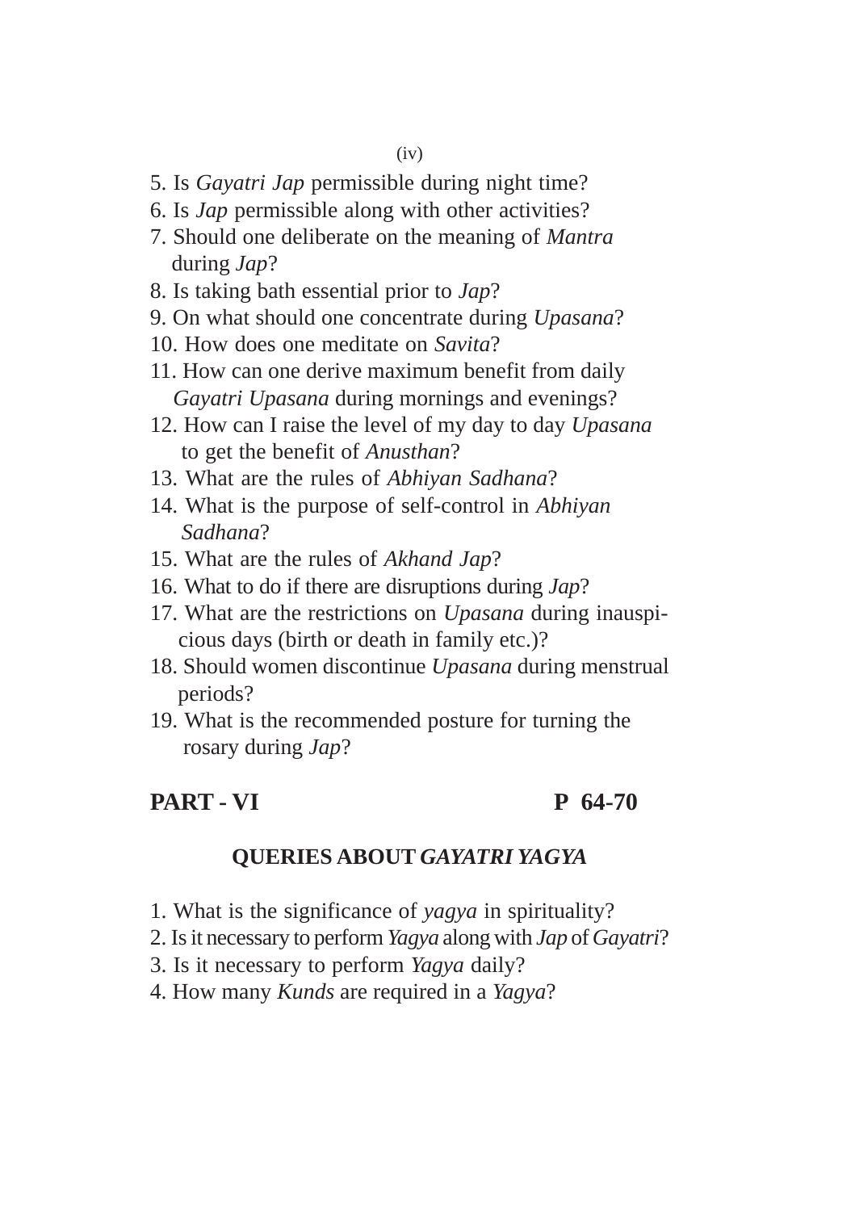5. Is *Gayatri Jap* permissible during night time?
6. Is *Jap* permissible along with other activities?
7. Should one deliberate on the meaning of *Mantra* during *Jap*?
8. Is taking bath essential prior to *Jap*?
9. On what should one concentrate during *Upasana*?
10. How does one meditate on *Savita*?
11. How can one derive maximum benefit from daily *Gayatri Upasana* during mornings and evenings?
12. How can I raise the level of my day to day *Upasana* to get the benefit of *Anusthan*?
13. What are the rules of *Abhiyan Sadhana*?
14. What is the purpose of self-control in *Abhiyan Sadhana*?
15. What are the rules of *Akhand Jap*?
16. What to do if there are disruptions during *Jap*?
17. What are the restrictions on *Upasana* during inauspicious days (birth or death in family etc.)?
18. Should women discontinue *Upasana* during menstrual periods?
19. What is the recommended posture for turning the rosary during *Jap*?

## PART - VI P 64-70

### QUERIES ABOUT *GAYATRI YAGYA*

1. What is the significance of *yagya* in spirituality?
2. Is it necessary to perform *Yagya* along with *Jap* of *Gayatri*?
3. Is it necessary to perform *Yagya* daily?
4. How many *Kunds* are required in a *Yagya*?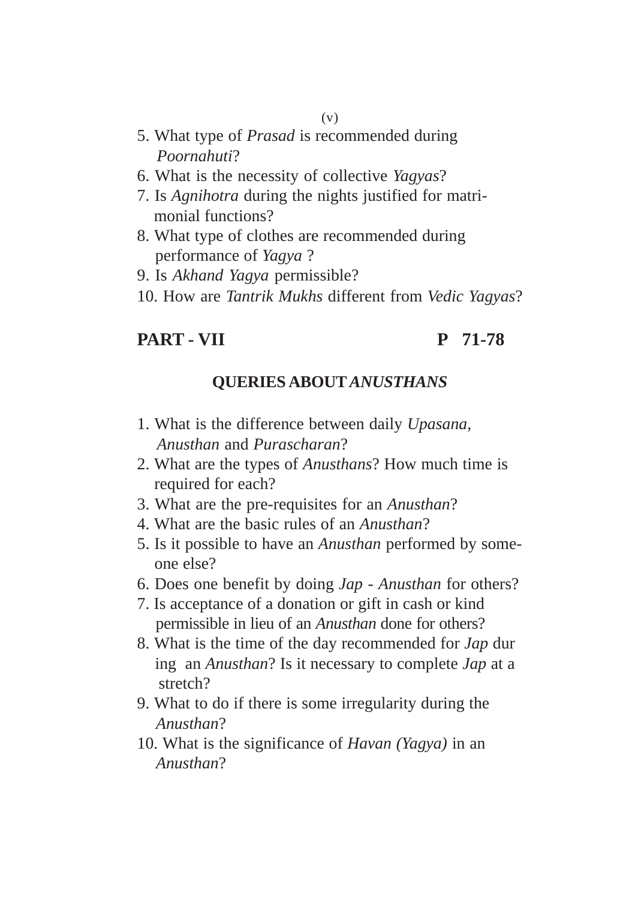5. What type of *Prasad* is recommended during *Poornahuti*?
6. What is the necessity of collective *Yagyas*?
7. Is *Agnihotra* during the nights justified for matrimonial functions?
8. What type of clothes are recommended during performance of *Yagya* ?
9. Is *Akhand Yagya* permissible?
10. How are *Tantrik Mukhs* different from *Vedic Yagyas*?

## PART - VII P 71-78

### QUERIES ABOUT *ANUSTHANS*

1. What is the difference between daily *Upasana, Anusthan* and *Purascharan*?
2. What are the types of *Anusthans*? How much time is required for each?
3. What are the pre-requisites for an *Anusthan*?
4. What are the basic rules of an *Anusthan*?
5. Is it possible to have an *Anusthan* performed by someone else?
6. Does one benefit by doing *Jap - Anusthan* for others?
7. Is acceptance of a donation or gift in cash or kind permissible in lieu of an *Anusthan* done for others?
8. What is the time of the day recommended for *Jap* during an *Anusthan*? Is it necessary to complete *Jap* at a stretch?
9. What to do if there is some irregularity during the *Anusthan*?
10. What is the significance of *Havan (Yagya)* in an *Anusthan*?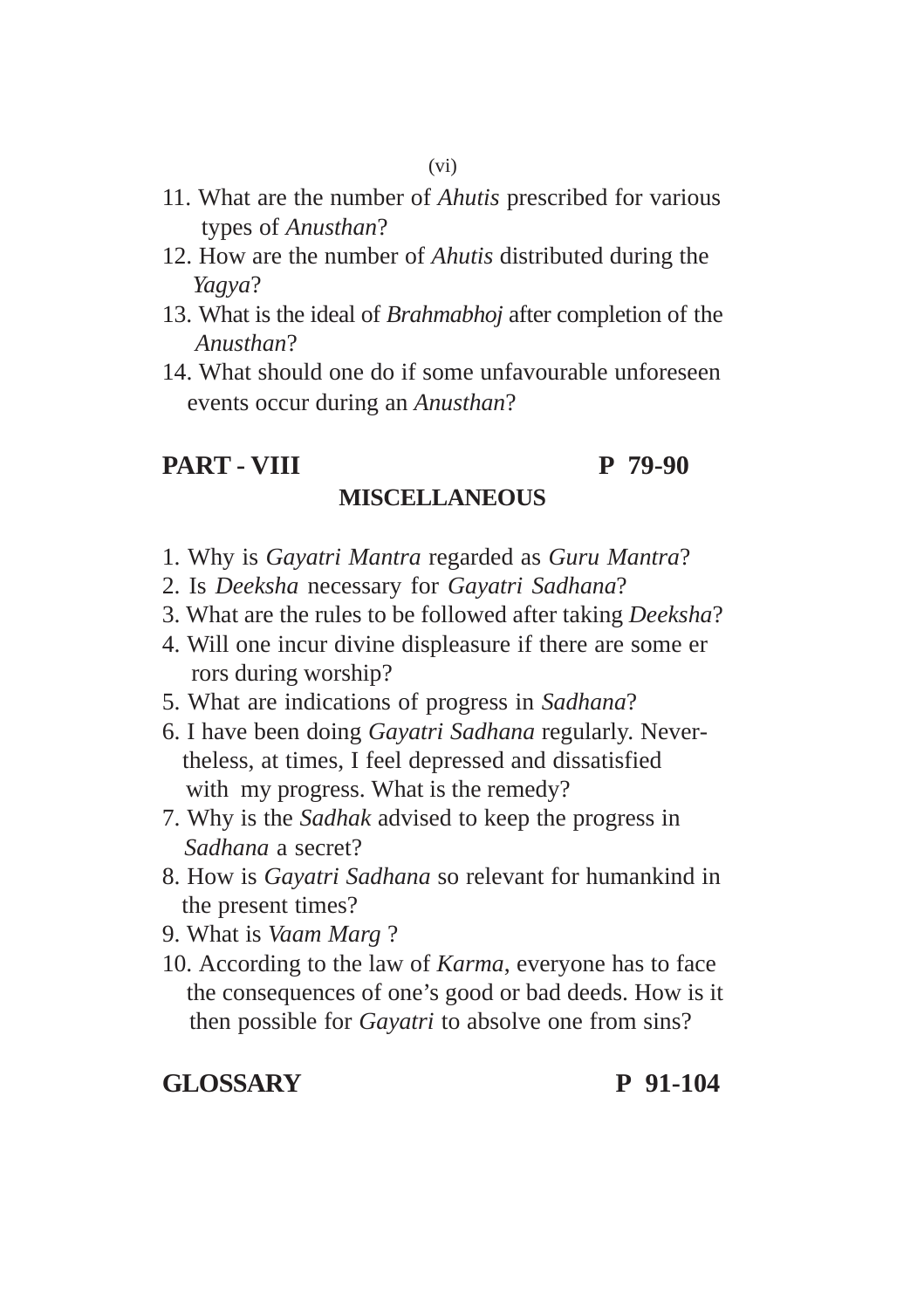11. What are the number of *Ahutis* prescribed for various types of *Anusthan*?
12. How are the number of *Ahutis* distributed during the *Yagya*?
13. What is the ideal of *Brahmabhoj* after completion of the *Anusthan*?
14. What should one do if some unfavourable unforeseen events occur during an *Anusthan*?

## PART - VIII P 79-90

### MISCELLANEOUS

1. Why is *Gayatri Mantra* regarded as *Guru Mantra*?
2. Is *Deeksha* necessary for *Gayatri Sadhana*?
3. What are the rules to be followed after taking *Deeksha*?
4. Will one incur divine displeasure if there are some errors during worship?
5. What are indications of progress in *Sadhana*?
6. I have been doing *Gayatri Sadhana* regularly. Nevertheless, at times, I feel depressed and dissatisfied with my progress. What is the remedy?
7. Why is the *Sadhak* advised to keep the progress in *Sadhana* a secret?
8. How is *Gayatri Sadhana* so relevant for humankind in the present times?
9. What is *Vaam Marg* ?
10. According to the law of *Karma*, everyone has to face the consequences of one's good or bad deeds. How is it then possible for *Gayatri* to absolve one from sins?

## GLOSSARY P 91-104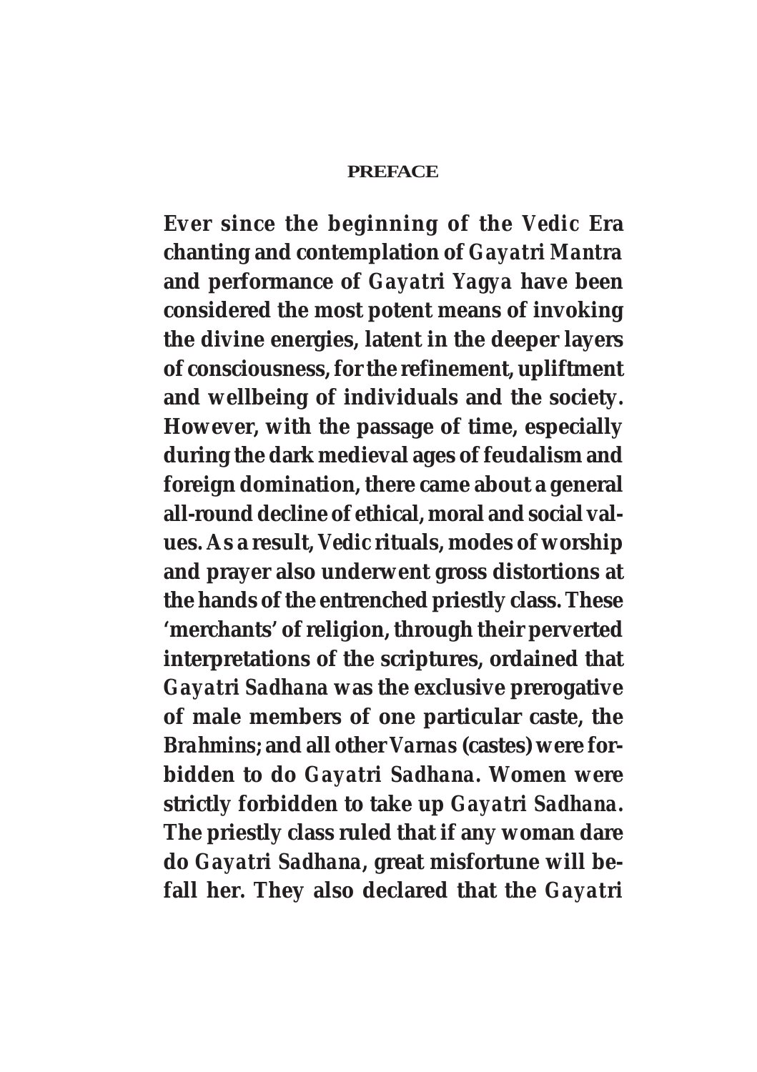# PREFACE

**Ever since the beginning of the *Vedic Era* chanting and contemplation of *Gayatri Mantra* and performance of *Gayatri Yagya* have been considered the most potent means of invoking the divine energies, latent in the deeper layers of consciousness, for the refinement, upliftment and wellbeing of individuals and the society. However, with the passage of time, especially during the dark medieval ages of feudalism and foreign domination, there came about a general all-round decline of ethical, moral and social values. As a result, *Vedic* rituals, modes of worship and prayer also underwent gross distortions at the hands of the entrenched priestly class. These 'merchants' of religion, through their perverted interpretations of the scriptures, ordained that *Gayatri Sadhana* was the exclusive prerogative of male members of one particular caste, the *Brahmins*; and all other *Varnas* (castes) were forbidden to do *Gayatri Sadhana*. Women were strictly forbidden to take up *Gayatri Sadhana*. The priestly class ruled that if any woman dare do *Gayatri Sadhana*, great misfortune will befall her. They also declared that the *Gayatri***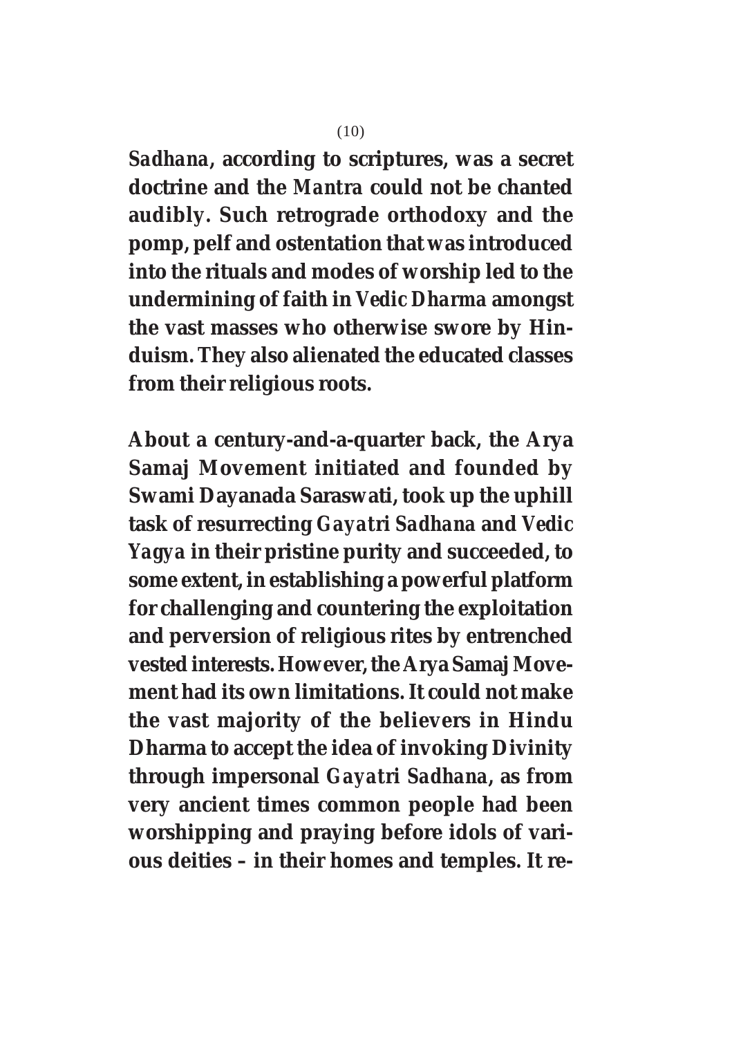*Sadhana*, according to scriptures, was a secret doctrine and the *Mantra* could not be chanted audibly. Such retrograde orthodoxy and the pomp, pelf and ostentation that was introduced into the rituals and modes of worship led to the undermining of faith in *Vedic Dharma* amongst the vast masses who otherwise swore by Hinduism. They also alienated the educated classes from their religious roots.

About a century-and-a-quarter back, the Arya Samaj Movement initiated and founded by Swami Dayanada Saraswati, took up the uphill task of resurrecting *Gayatri Sadhana* and *Vedic Yagya* in their pristine purity and succeeded, to some extent, in establishing a powerful platform for challenging and countering the exploitation and perversion of religious rites by entrenched vested interests. However, the Arya Samaj Movement had its own limitations. It could not make the vast majority of the believers in Hindu Dharma to accept the idea of invoking Divinity through impersonal *Gayatri Sadhana*, as from very ancient times common people had been worshipping and praying before idols of various deities – in their homes and temples. It re-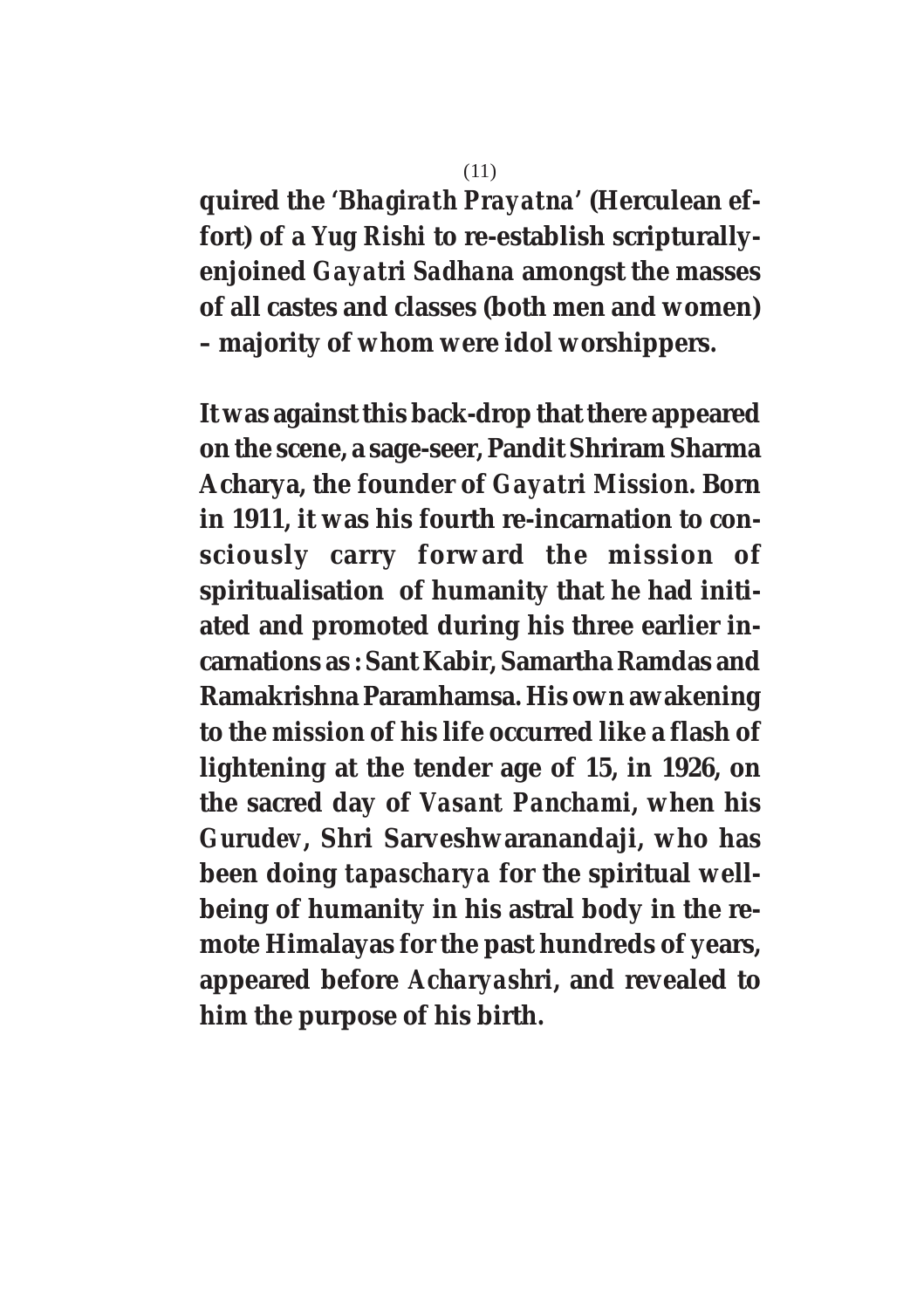**quired the '*Bhagirath Prayatna*' (Herculean effort) of a *Yug Rishi* to re-establish scripturally-enjoined *Gayatri Sadhana* amongst the masses of all castes and classes (both men and women) – majority of whom were idol worshippers.**

**It was against this back-drop that there appeared on the scene, a sage-seer, Pandit Shriram Sharma Acharya, the founder of *Gayatri Mission*. Born in 1911, it was his fourth re-incarnation to consciously carry forward the mission of spiritualisation of humanity that he had initiated and promoted during his three earlier incarnations as : Sant Kabir, Samartha Ramdas and Ramakrishna Paramhamsa. His own awakening to the mission of his life occurred like a flash of lightening at the tender age of 15, in 1926, on the sacred day of *Vasant Panchami*, when his Gurudev, Shri Sarveshwaranandaji, who has been doing *tapascharya* for the spiritual well-being of humanity in his astral body in the remote Himalayas for the past hundreds of years, appeared before *Acharyashri*, and revealed to him the purpose of his birth.**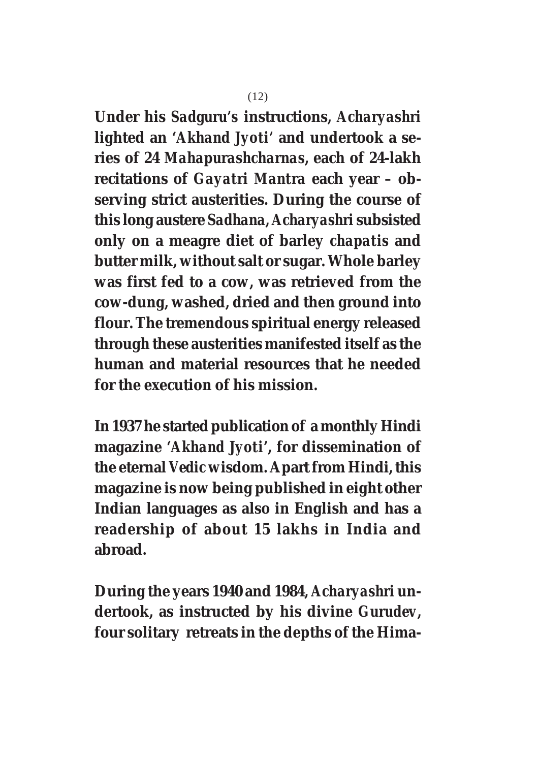**Under his *Sadguru's* instructions, *Acharyashri* lighted an '*Akhand Jyoti*' and undertook a series of 24 *Mahapurashcharnas*, each of 24-lakh recitations of *Gayatri Mantra* each year – observing strict austerities. During the course of this long austere *Sadhana*, *Acharyashri* subsisted only on a meagre diet of barley *chapatis* and butter milk, without salt or sugar. Whole barley was first fed to a cow, was retrieved from the cow-dung, washed, dried and then ground into flour. The tremendous spiritual energy released through these austerities manifested itself as the human and material resources that he needed for the execution of his mission.**

**In 1937 he started publication of a monthly Hindi magazine '*Akhand Jyoti*', for dissemination of the eternal Vedic wisdom. Apart from Hindi, this magazine is now being published in eight other Indian languages as also in English and has a readership of about 15 lakhs in India and abroad.**

**During the years 1940 and 1984, *Acharyashri* undertook, as instructed by his divine Gurudev, four solitary retreats in the depths of the Hima-**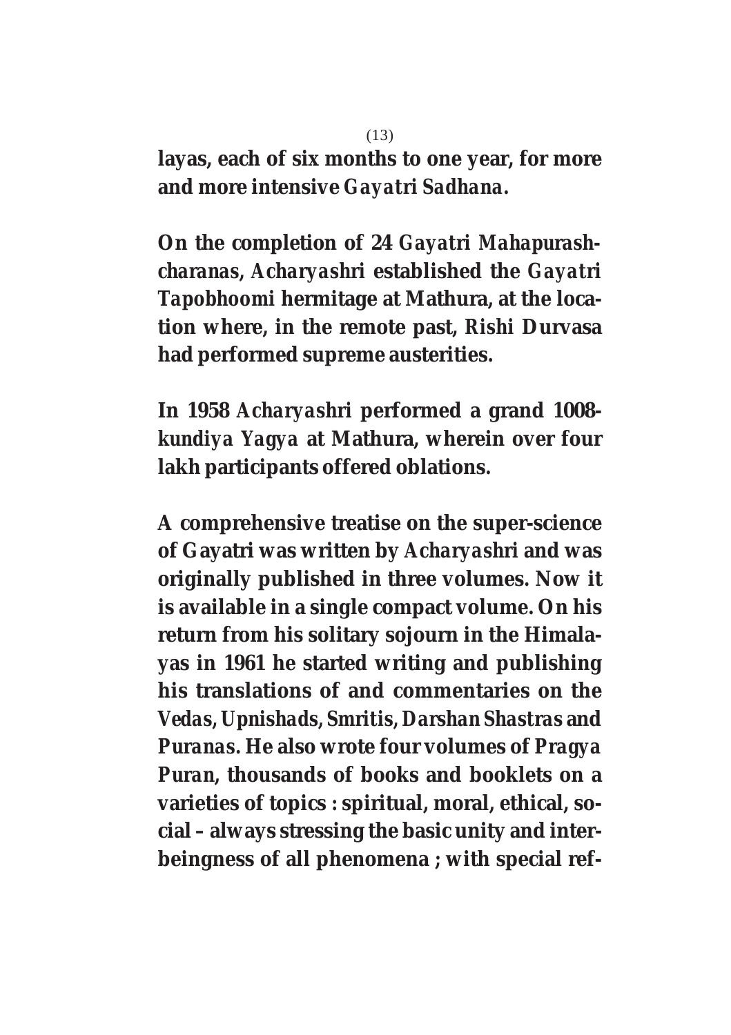layas, each of six months to one year, for more and more intensive *Gayatri Sadhana*.

On the completion of 24 *Gayatri Mahapurashcharanas*, *Acharyashri* established the *Gayatri Tapobhoomi* hermitage at Mathura, at the location where, in the remote past, *Rishi Durvasa* had performed supreme austerities.

In 1958 *Acharyashri* performed a grand 1008-*kundiya Yagya* at Mathura, wherein over four lakh participants offered oblations.

A comprehensive treatise on the super-science of Gayatri was written by *Acharyashri* and was originally published in three volumes. Now it is available in a single compact volume. On his return from his solitary sojourn in the Himalayas in 1961 he started writing and publishing his translations of and commentaries on the *Vedas*, *Upnishads*, *Smritis*, *Darshan Shastras* and *Puranas*. He also wrote four volumes of *Pragya Puran*, thousands of books and booklets on a varieties of topics : spiritual, moral, ethical, social – always stressing the basic unity and interbeingness of all phenomena ; with special ref-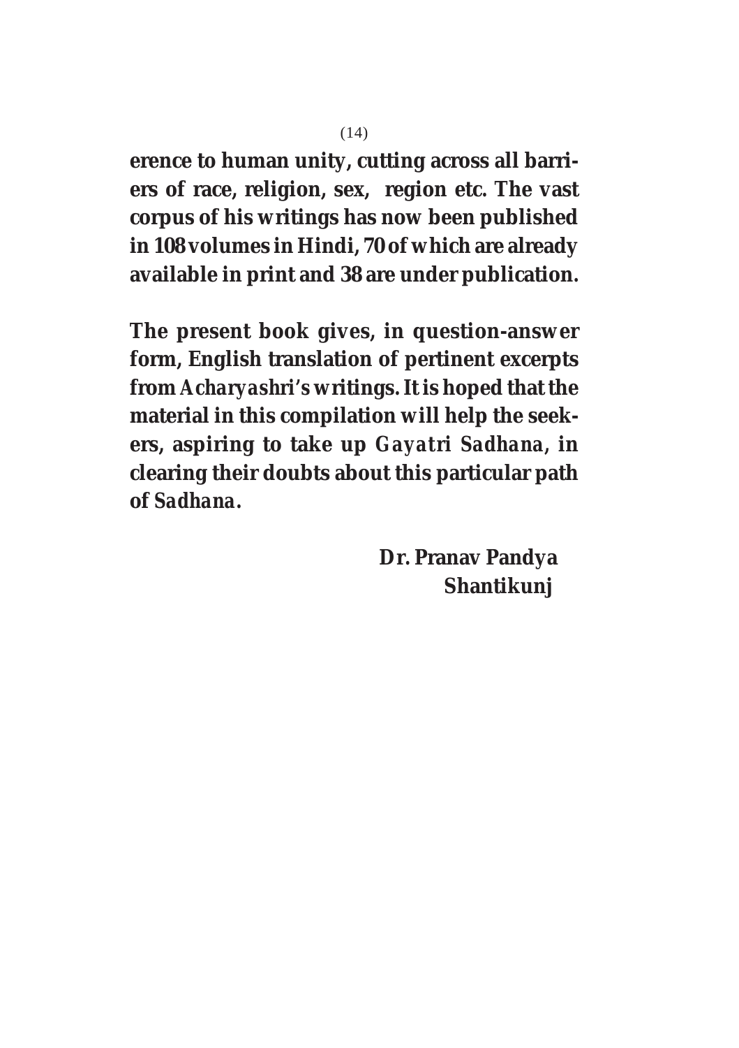erence to human unity, cutting across all barriers of race, religion, sex, region etc. The vast corpus of his writings has now been published in 108 volumes in Hindi, 70 of which are already available in print and 38 are under publication.

The present book gives, in question-answer form, English translation of pertinent excerpts from *Acharyashri's* writings. It is hoped that the material in this compilation will help the seekers, aspiring to take up *Gayatri Sadhana*, in clearing their doubts about this particular path of *Sadhana*.

Dr. Pranav Pandya
Shantikunj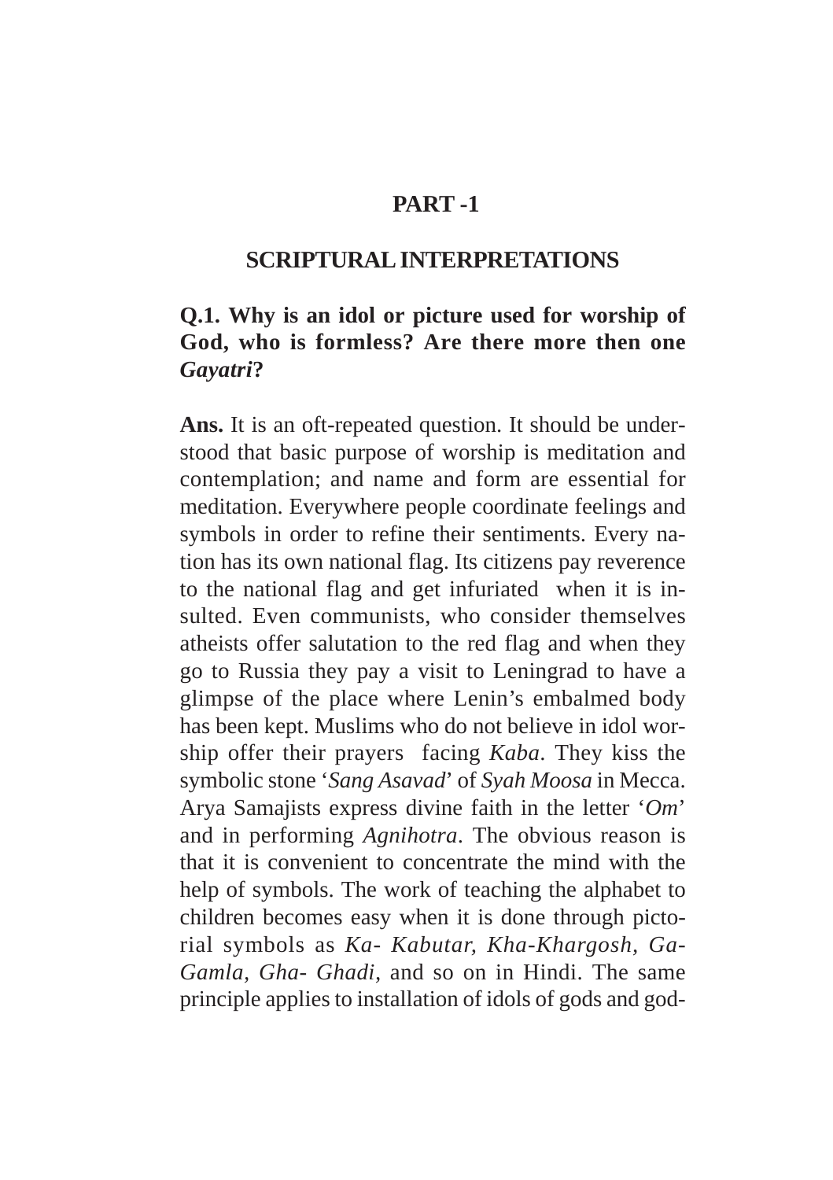# PART -1

## SCRIPTURAL INTERPRETATIONS

### Q.1. Why is an idol or picture used for worship of God, who is formless? Are there more then one *Gayatri*?

**Ans.** It is an oft-repeated question. It should be understood that basic purpose of worship is meditation and contemplation; and name and form are essential for meditation. Everywhere people coordinate feelings and symbols in order to refine their sentiments. Every nation has its own national flag. Its citizens pay reverence to the national flag and get infuriated when it is insulted. Even communists, who consider themselves atheists offer salutation to the red flag and when they go to Russia they pay a visit to Leningrad to have a glimpse of the place where Lenin's embalmed body has been kept. Muslims who do not believe in idol worship offer their prayers facing *Kaba*. They kiss the symbolic stone '*Sang Asavad*' of *Syah Moosa* in Mecca. Arya Samajists express divine faith in the letter '*Om*' and in performing *Agnihotra*. The obvious reason is that it is convenient to concentrate the mind with the help of symbols. The work of teaching the alphabet to children becomes easy when it is done through pictorial symbols as *Ka- Kabutar, Kha-Khargosh, Ga-Gamla, Gha- Ghadi,* and so on in Hindi. The same principle applies to installation of idols of gods and god-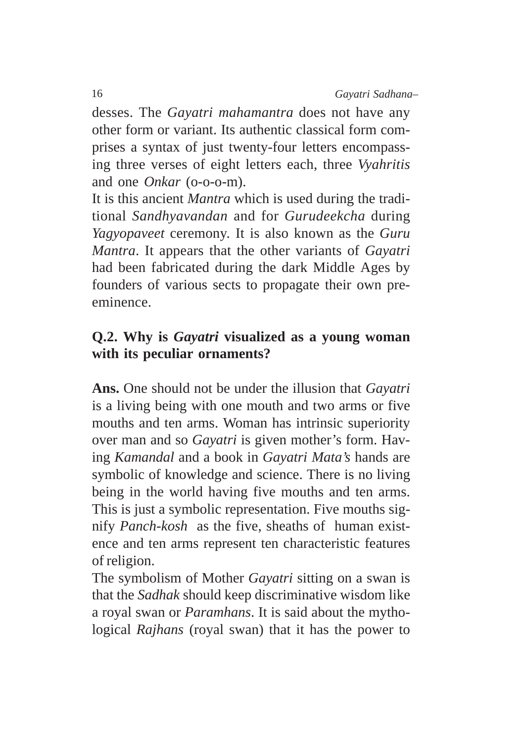desses. The *Gayatri mahamantra* does not have any other form or variant. Its authentic classical form comprises a syntax of just twenty-four letters encompassing three verses of eight letters each, three *Vyahritis* and one *Onkar* (o-o-o-m).

It is this ancient *Mantra* which is used during the traditional *Sandhyavandan* and for *Gurudeekcha* during *Yagyopaveet* ceremony. It is also known as the *Guru Mantra*. It appears that the other variants of *Gayatri* had been fabricated during the dark Middle Ages by founders of various sects to propagate their own preeminence.

**Q.2. Why is *Gayatri* visualized as a young woman with its peculiar ornaments?**

**Ans.** One should not be under the illusion that *Gayatri* is a living being with one mouth and two arms or five mouths and ten arms. Woman has intrinsic superiority over man and so *Gayatri* is given mother's form. Having *Kamandal* and a book in *Gayatri Mata's* hands are symbolic of knowledge and science. There is no living being in the world having five mouths and ten arms. This is just a symbolic representation. Five mouths signify *Panch-kosh* as the five, sheaths of human existence and ten arms represent ten characteristic features of religion.

The symbolism of Mother *Gayatri* sitting on a swan is that the *Sadhak* should keep discriminative wisdom like a royal swan or *Paramhans*. It is said about the mythological *Rajhans* (royal swan) that it has the power to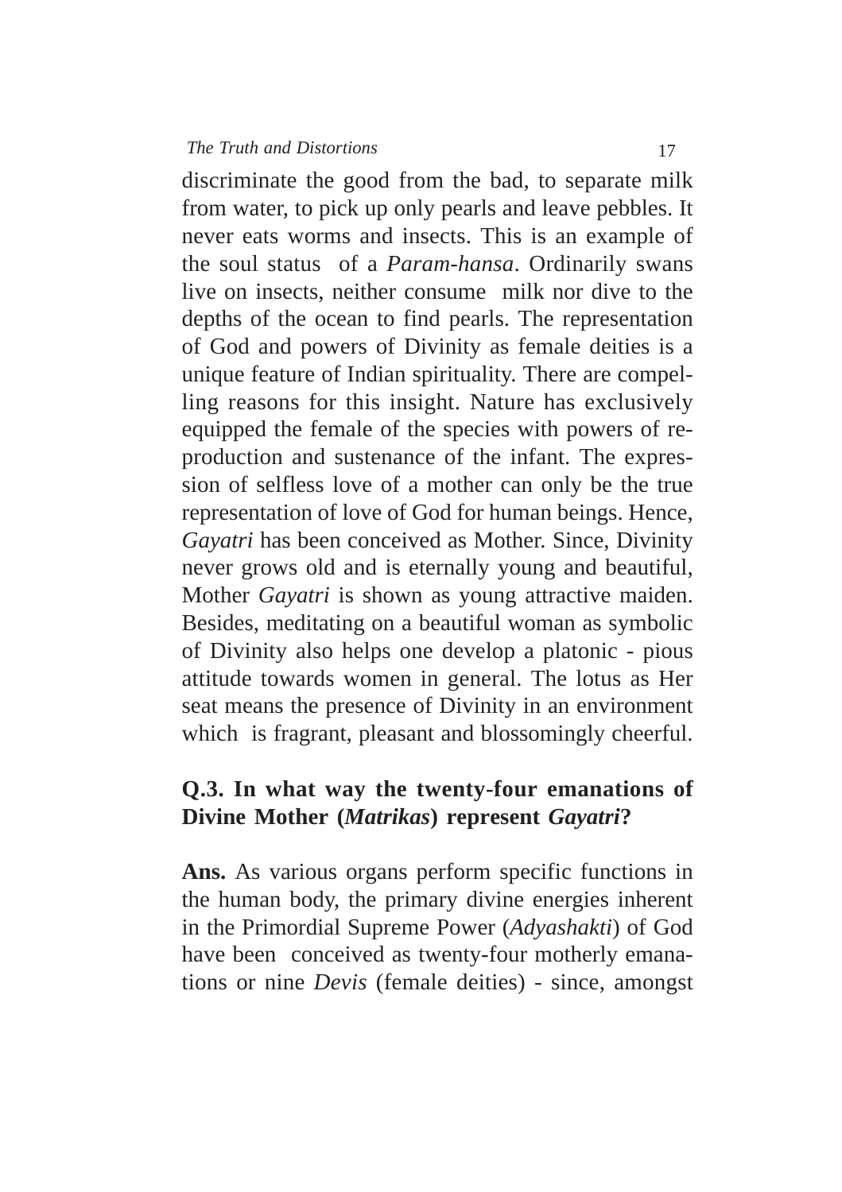discriminate the good from the bad, to separate milk from water, to pick up only pearls and leave pebbles. It never eats worms and insects. This is an example of the soul status of a *Param-hansa*. Ordinarily swans live on insects, neither consume milk nor dive to the depths of the ocean to find pearls. The representation of God and powers of Divinity as female deities is a unique feature of Indian spirituality. There are compelling reasons for this insight. Nature has exclusively equipped the female of the species with powers of reproduction and sustenance of the infant. The expression of selfless love of a mother can only be the true representation of love of God for human beings. Hence, *Gayatri* has been conceived as Mother. Since, Divinity never grows old and is eternally young and beautiful, Mother *Gayatri* is shown as young attractive maiden. Besides, meditating on a beautiful woman as symbolic of Divinity also helps one develop a platonic - pious attitude towards women in general. The lotus as Her seat means the presence of Divinity in an environment which is fragrant, pleasant and blossomingly cheerful.

**Q.3. In what way the twenty-four emanations of Divine Mother (*Matrikas*) represent *Gayatri*?**

**Ans.** As various organs perform specific functions in the human body, the primary divine energies inherent in the Primordial Supreme Power (*Adyashakti*) of God have been conceived as twenty-four motherly emanations or nine *Devis* (female deities) - since, amongst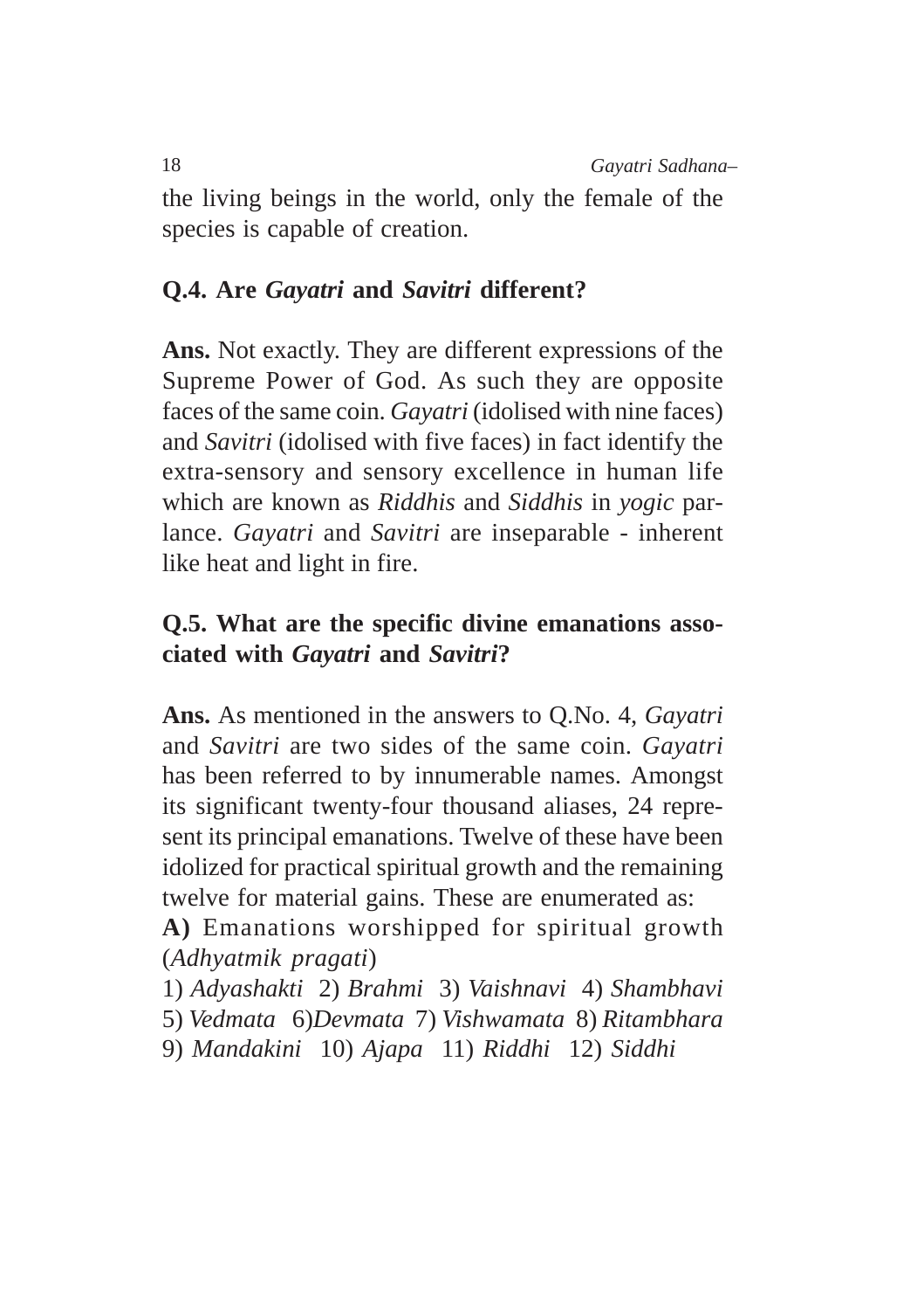the living beings in the world, only the female of the species is capable of creation.

**Q.4. Are *Gayatri* and *Savitri* different?**

**Ans.** Not exactly. They are different expressions of the Supreme Power of God. As such they are opposite faces of the same coin. *Gayatri* (idolised with nine faces) and *Savitri* (idolised with five faces) in fact identify the extra-sensory and sensory excellence in human life which are known as *Riddhis* and *Siddhis* in *yogic* parlance. *Gayatri* and *Savitri* are inseparable - inherent like heat and light in fire.

**Q.5. What are the specific divine emanations associated with *Gayatri* and *Savitri*?**

**Ans.** As mentioned in the answers to Q.No. 4, *Gayatri* and *Savitri* are two sides of the same coin. *Gayatri* has been referred to by innumerable names. Amongst its significant twenty-four thousand aliases, 24 represent its principal emanations. Twelve of these have been idolized for practical spiritual growth and the remaining twelve for material gains. These are enumerated as:

**A)** Emanations worshipped for spiritual growth (*Adhyatmik pragati*)

1) *Adyashakti* 2) *Brahmi* 3) *Vaishnavi* 4) *Shambhavi* 5) *Vedmata* 6)*Devmata* 7) *Vishwamata* 8) *Ritambhara* 9) *Mandakini* 10) *Ajapa* 11) *Riddhi* 12) *Siddhi*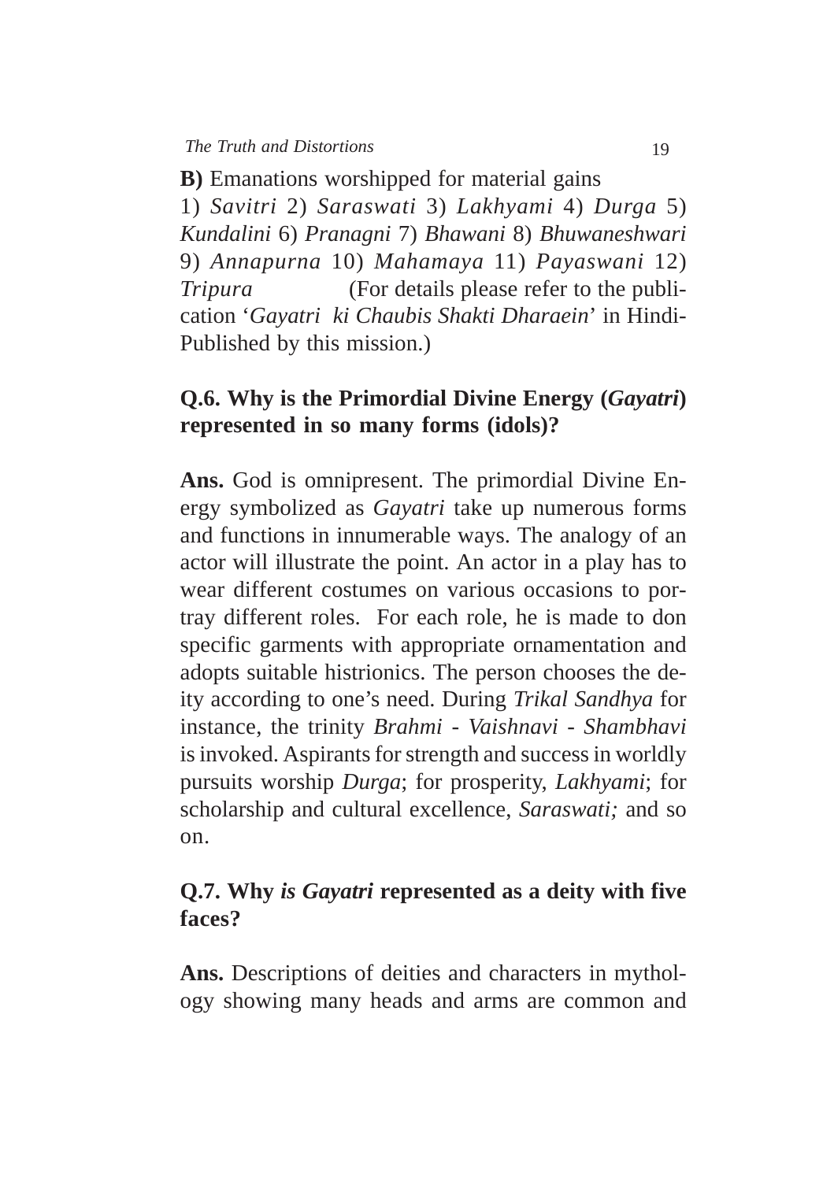**B)** Emanations worshipped for material gains

1) *Savitri* 2) *Saraswati* 3) *Lakhyami* 4) *Durga* 5) *Kundalini* 6) *Pranagni* 7) *Bhawani* 8) *Bhuwaneshwari* 9) *Annapurna* 10) *Mahamaya* 11) *Payaswani* 12) *Tripura* (For details please refer to the publication '*Gayatri ki Chaubis Shakti Dharaein*' in Hindi- Published by this mission.)

**Q.6. Why is the Primordial Divine Energy (*Gayatri*) represented in so many forms (idols)?**

**Ans.** God is omnipresent. The primordial Divine Energy symbolized as *Gayatri* take up numerous forms and functions in innumerable ways. The analogy of an actor will illustrate the point. An actor in a play has to wear different costumes on various occasions to portray different roles. For each role, he is made to don specific garments with appropriate ornamentation and adopts suitable histrionics. The person chooses the deity according to one's need. During *Trikal Sandhya* for instance, the trinity *Brahmi - Vaishnavi - Shambhavi* is invoked. Aspirants for strength and success in worldly pursuits worship *Durga*; for prosperity, *Lakhyami*; for scholarship and cultural excellence, *Saraswati;* and so on.

**Q.7. Why *is Gayatri* represented as a deity with five faces?**

**Ans.** Descriptions of deities and characters in mythology showing many heads and arms are common and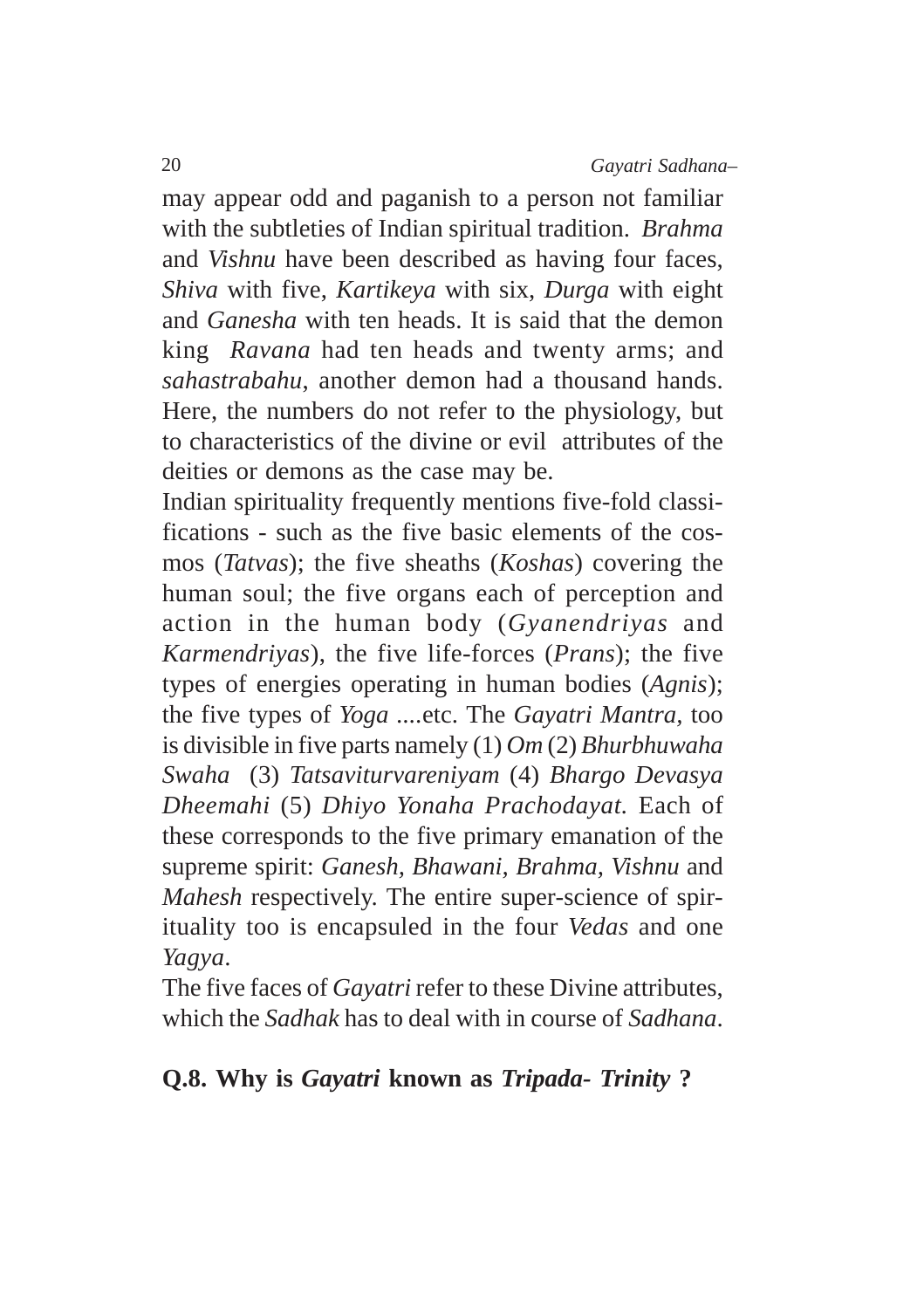may appear odd and paganish to a person not familiar with the subtleties of Indian spiritual tradition. *Brahma* and *Vishnu* have been described as having four faces, *Shiva* with five, *Kartikeya* with six, *Durga* with eight and *Ganesha* with ten heads. It is said that the demon king *Ravana* had ten heads and twenty arms; and *sahastrabahu*, another demon had a thousand hands. Here, the numbers do not refer to the physiology, but to characteristics of the divine or evil attributes of the deities or demons as the case may be.

Indian spirituality frequently mentions five-fold classifications - such as the five basic elements of the cosmos (*Tatvas*); the five sheaths (*Koshas*) covering the human soul; the five organs each of perception and action in the human body (*Gyanendriyas* and *Karmendriyas*), the five life-forces (*Prans*); the five types of energies operating in human bodies (*Agnis*); the five types of *Yoga* ....etc. The *Gayatri Mantra*, too is divisible in five parts namely (1) *Om* (2) *Bhurbhuwaha Swaha* (3) *Tatsaviturvareniyam* (4) *Bhargo Devasya Dheemahi* (5) *Dhiyo Yonaha Prachodayat*. Each of these corresponds to the five primary emanation of the supreme spirit: *Ganesh*, *Bhawani*, *Brahma*, *Vishnu* and *Mahesh* respectively. The entire super-science of spirituality too is encapsuled in the four *Vedas* and one *Yagya*.

The five faces of *Gayatri* refer to these Divine attributes, which the *Sadhak* has to deal with in course of *Sadhana*.

**Q.8. Why is *Gayatri* known as *Tripada- Trinity* ?**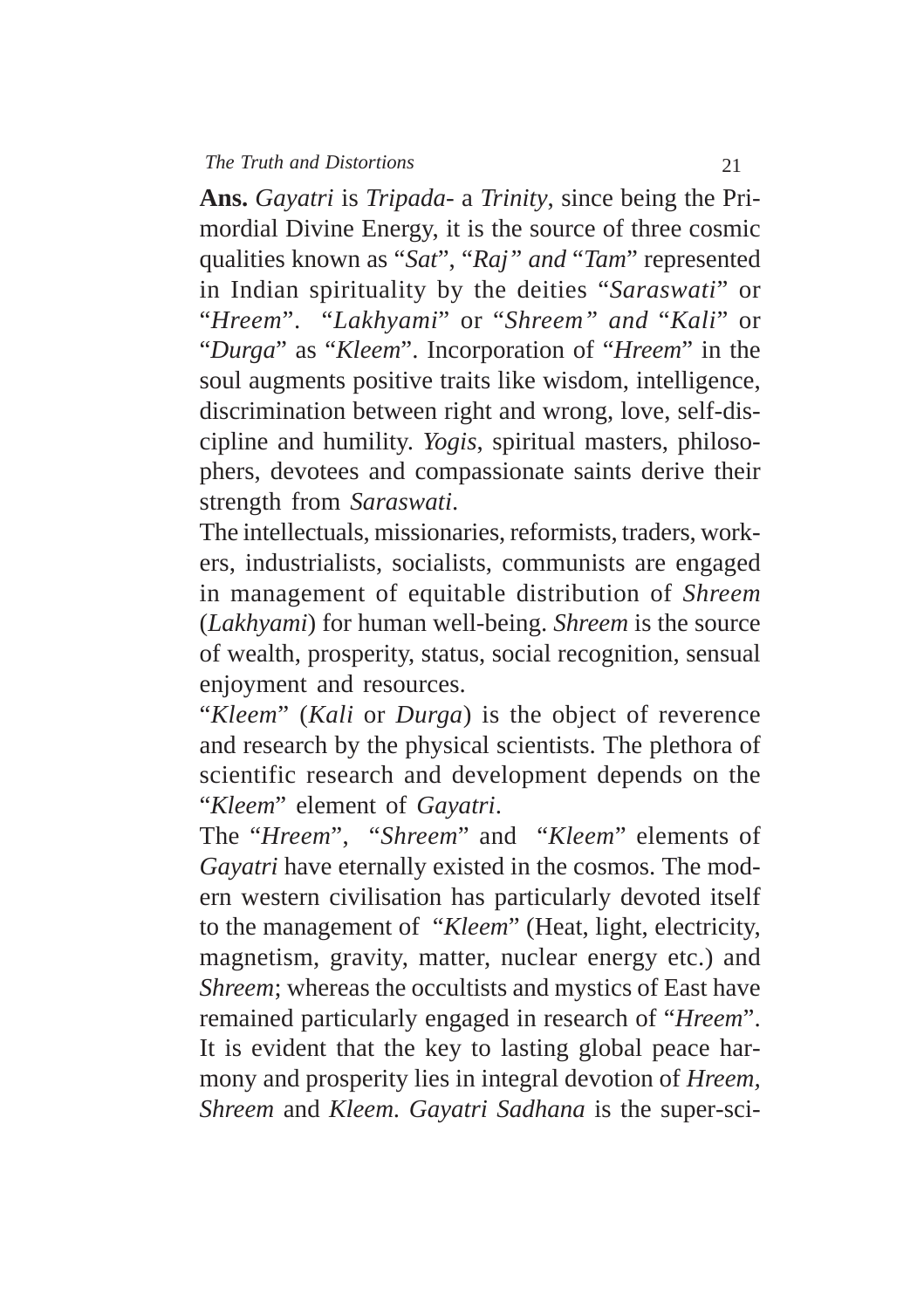**Ans.** *Gayatri* is *Tripada*- a *Trinity*, since being the Primordial Divine Energy, it is the source of three cosmic qualities known as "*Sat*", "*Raj" and* "*Tam*" represented in Indian spirituality by the deities "*Saraswati*" or "*Hreem*". "*Lakhyami*" or "*Shreem" and* "*Kali*" or "*Durga*" as "*Kleem*". Incorporation of "*Hreem*" in the soul augments positive traits like wisdom, intelligence, discrimination between right and wrong, love, self-discipline and humility. *Yogis*, spiritual masters, philosophers, devotees and compassionate saints derive their strength from *Saraswati*.

The intellectuals, missionaries, reformists, traders, workers, industrialists, socialists, communists are engaged in management of equitable distribution of *Shreem* (*Lakhyami*) for human well-being. *Shreem* is the source of wealth, prosperity, status, social recognition, sensual enjoyment and resources.

"*Kleem*" (*Kali* or *Durga*) is the object of reverence and research by the physical scientists. The plethora of scientific research and development depends on the "*Kleem*" element of *Gayatri*.

The "*Hreem*", "*Shreem*" and "*Kleem*" elements of *Gayatri* have eternally existed in the cosmos. The modern western civilisation has particularly devoted itself to the management of "*Kleem*" (Heat, light, electricity, magnetism, gravity, matter, nuclear energy etc.) and *Shreem*; whereas the occultists and mystics of East have remained particularly engaged in research of "*Hreem*". It is evident that the key to lasting global peace harmony and prosperity lies in integral devotion of *Hreem*, *Shreem* and *Kleem*. *Gayatri Sadhana* is the super-sci-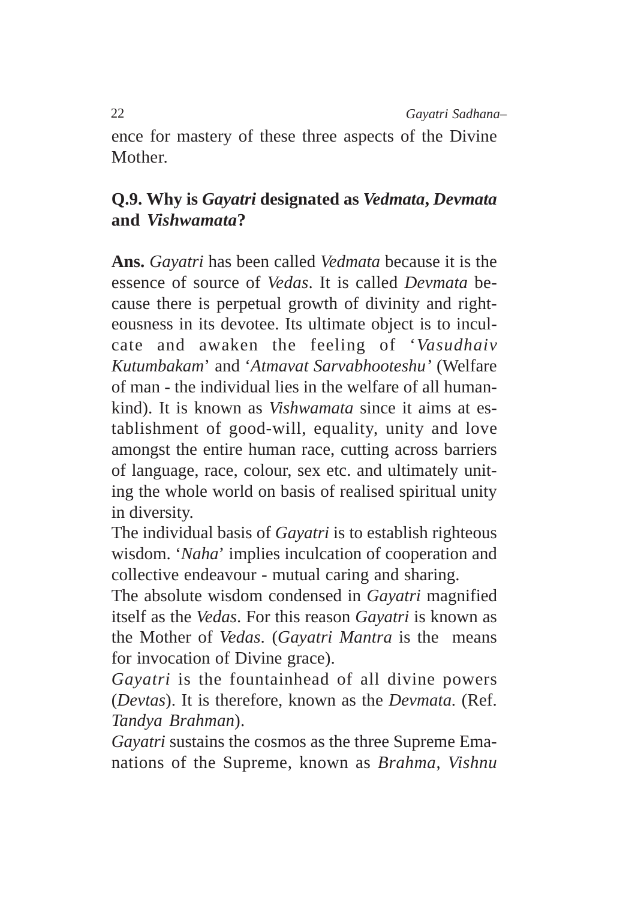ence for mastery of these three aspects of the Divine Mother.

**Q.9. Why is *Gayatri* designated as *Vedmata*, *Devmata* and *Vishwamata*?**

**Ans.** *Gayatri* has been called *Vedmata* because it is the essence of source of *Vedas*. It is called *Devmata* because there is perpetual growth of divinity and righteousness in its devotee. Its ultimate object is to inculcate and awaken the feeling of '*Vasudhaiv Kutumbakam*' and '*Atmavat Sarvabhooteshu'* (Welfare of man - the individual lies in the welfare of all humankind). It is known as *Vishwamata* since it aims at establishment of good-will, equality, unity and love amongst the entire human race, cutting across barriers of language, race, colour, sex etc. and ultimately uniting the whole world on basis of realised spiritual unity in diversity.

The individual basis of *Gayatri* is to establish righteous wisdom. '*Naha*' implies inculcation of cooperation and collective endeavour - mutual caring and sharing.

The absolute wisdom condensed in *Gayatri* magnified itself as the *Vedas*. For this reason *Gayatri* is known as the Mother of *Vedas*. (*Gayatri Mantra* is the means for invocation of Divine grace).

*Gayatri* is the fountainhead of all divine powers (*Devtas*). It is therefore, known as the *Devmata*. (Ref. *Tandya Brahman*).

*Gayatri* sustains the cosmos as the three Supreme Emanations of the Supreme, known as *Brahma*, *Vishnu*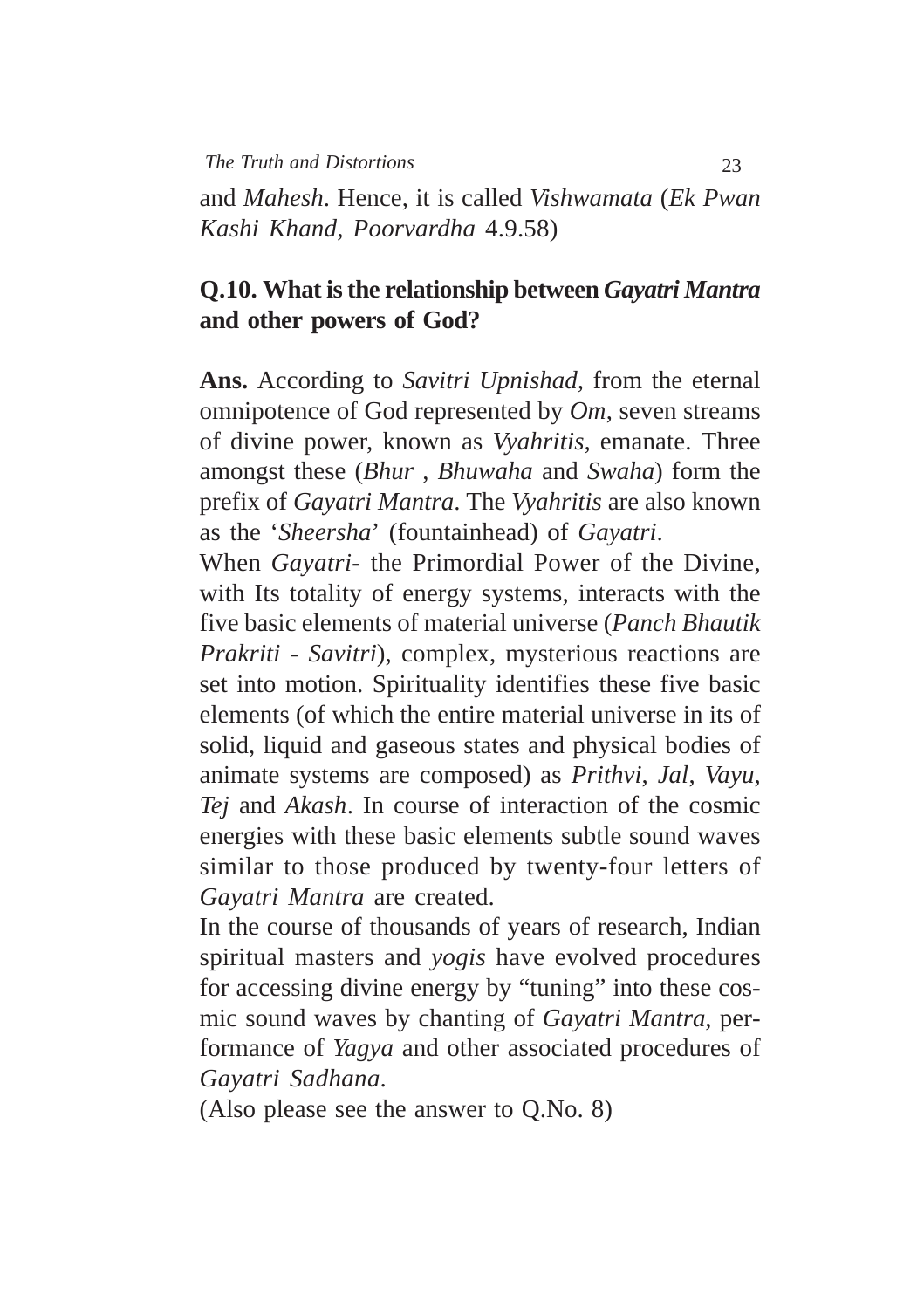and *Mahesh*. Hence, it is called *Vishwamata* (*Ek Pwan Kashi Khand, Poorvardha* 4.9.58)

## Q.10. What is the relationship between *Gayatri Mantra* and other powers of God?

**Ans.** According to *Savitri Upnishad*, from the eternal omnipotence of God represented by *Om*, seven streams of divine power, known as *Vyahritis*, emanate. Three amongst these (*Bhur* , *Bhuwaha* and *Swaha*) form the prefix of *Gayatri Mantra*. The *Vyahritis* are also known as the '*Sheersha*' (fountainhead) of *Gayatri*.

When *Gayatri*- the Primordial Power of the Divine, with Its totality of energy systems, interacts with the five basic elements of material universe (*Panch Bhautik Prakriti - Savitri*), complex, mysterious reactions are set into motion. Spirituality identifies these five basic elements (of which the entire material universe in its of solid, liquid and gaseous states and physical bodies of animate systems are composed) as *Prithvi*, *Jal*, *Vayu*, *Tej* and *Akash*. In course of interaction of the cosmic energies with these basic elements subtle sound waves similar to those produced by twenty-four letters of *Gayatri Mantra* are created.

In the course of thousands of years of research, Indian spiritual masters and *yogis* have evolved procedures for accessing divine energy by "tuning" into these cosmic sound waves by chanting of *Gayatri Mantra*, performance of *Yagya* and other associated procedures of *Gayatri Sadhana*.

(Also please see the answer to Q.No. 8)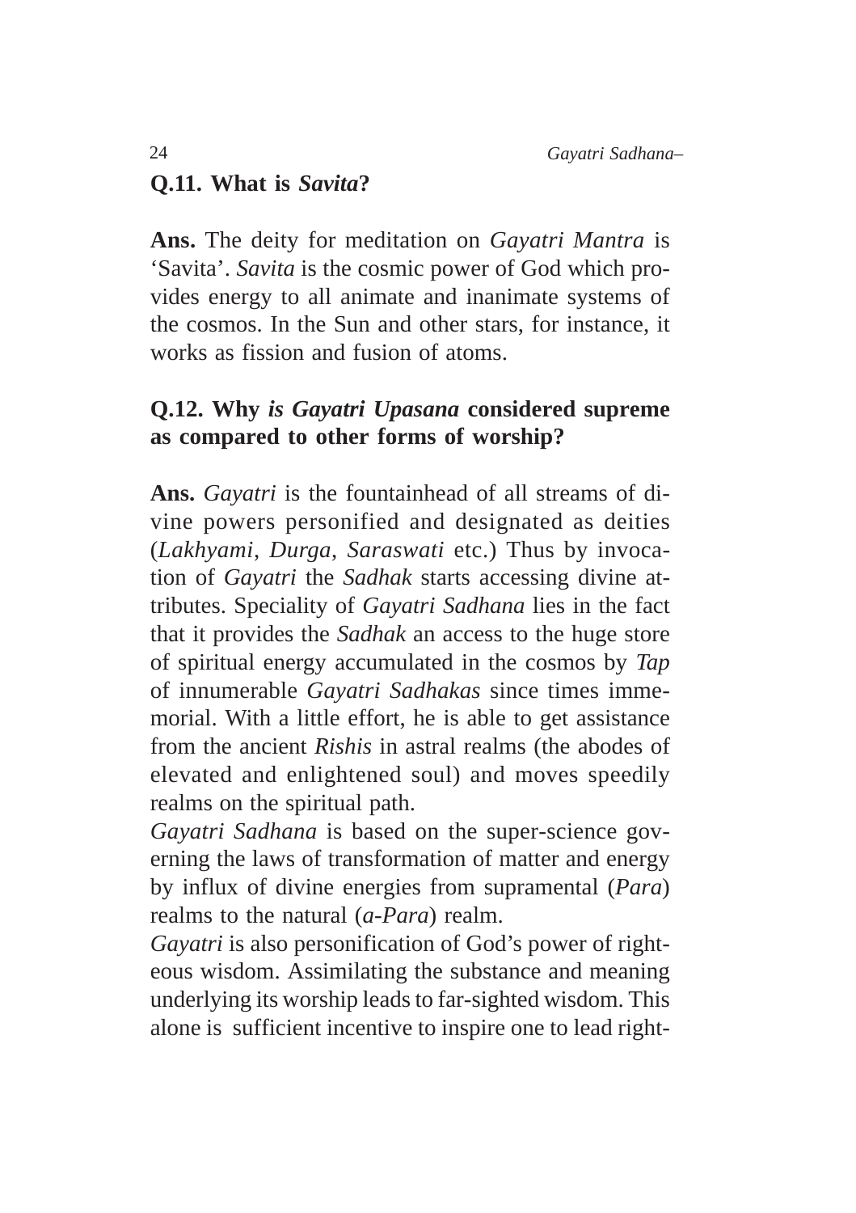**Q.11. What is *Savita*?**

**Ans.** The deity for meditation on *Gayatri Mantra* is 'Savita'. *Savita* is the cosmic power of God which provides energy to all animate and inanimate systems of the cosmos. In the Sun and other stars, for instance, it works as fission and fusion of atoms.

**Q.12. Why *is Gayatri Upasana* considered supreme as compared to other forms of worship?**

**Ans.** *Gayatri* is the fountainhead of all streams of divine powers personified and designated as deities (*Lakhyami*, *Durga*, *Saraswati* etc.) Thus by invocation of *Gayatri* the *Sadhak* starts accessing divine attributes. Speciality of *Gayatri Sadhana* lies in the fact that it provides the *Sadhak* an access to the huge store of spiritual energy accumulated in the cosmos by *Tap* of innumerable *Gayatri Sadhakas* since times immemorial. With a little effort, he is able to get assistance from the ancient *Rishis* in astral realms (the abodes of elevated and enlightened soul) and moves speedily realms on the spiritual path.

*Gayatri Sadhana* is based on the super-science governing the laws of transformation of matter and energy by influx of divine energies from supramental (*Para*) realms to the natural (*a-Para*) realm.

*Gayatri* is also personification of God's power of righteous wisdom. Assimilating the substance and meaning underlying its worship leads to far-sighted wisdom. This alone is sufficient incentive to inspire one to lead right-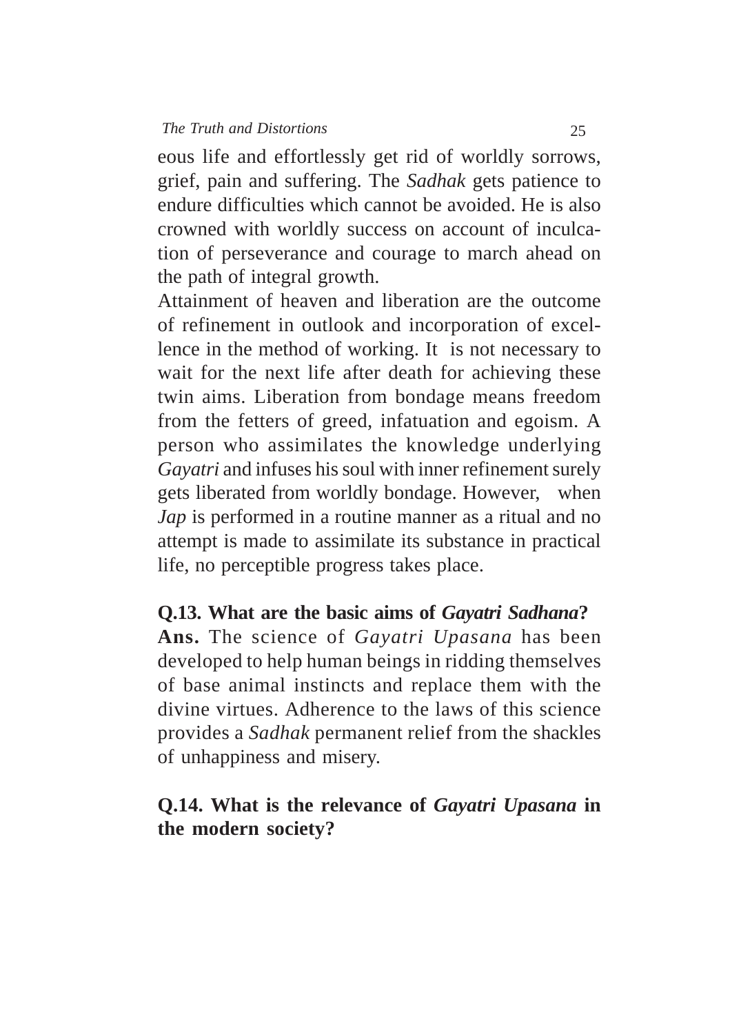eous life and effortlessly get rid of worldly sorrows, grief, pain and suffering. The *Sadhak* gets patience to endure difficulties which cannot be avoided. He is also crowned with worldly success on account of inculcation of perseverance and courage to march ahead on the path of integral growth.

Attainment of heaven and liberation are the outcome of refinement in outlook and incorporation of excellence in the method of working. It is not necessary to wait for the next life after death for achieving these twin aims. Liberation from bondage means freedom from the fetters of greed, infatuation and egoism. A person who assimilates the knowledge underlying *Gayatri* and infuses his soul with inner refinement surely gets liberated from worldly bondage. However, when *Jap* is performed in a routine manner as a ritual and no attempt is made to assimilate its substance in practical life, no perceptible progress takes place.

**Q.13. What are the basic aims of *Gayatri Sadhana*?**

**Ans.** The science of *Gayatri Upasana* has been developed to help human beings in ridding themselves of base animal instincts and replace them with the divine virtues. Adherence to the laws of this science provides a *Sadhak* permanent relief from the shackles of unhappiness and misery.

**Q.14. What is the relevance of *Gayatri Upasana* in the modern society?**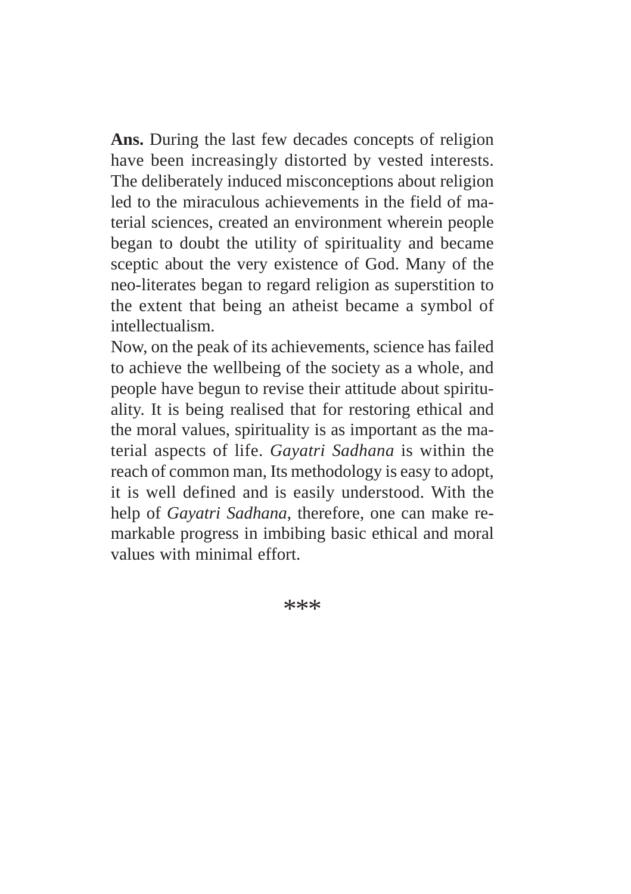**Ans.** During the last few decades concepts of religion have been increasingly distorted by vested interests. The deliberately induced misconceptions about religion led to the miraculous achievements in the field of material sciences, created an environment wherein people began to doubt the utility of spirituality and became sceptic about the very existence of God. Many of the neo-literates began to regard religion as superstition to the extent that being an atheist became a symbol of intellectualism.

Now, on the peak of its achievements, science has failed to achieve the wellbeing of the society as a whole, and people have begun to revise their attitude about spirituality. It is being realised that for restoring ethical and the moral values, spirituality is as important as the material aspects of life. *Gayatri Sadhana* is within the reach of common man, Its methodology is easy to adopt, it is well defined and is easily understood. With the help of *Gayatri Sadhana*, therefore, one can make remarkable progress in imbibing basic ethical and moral values with minimal effort.

***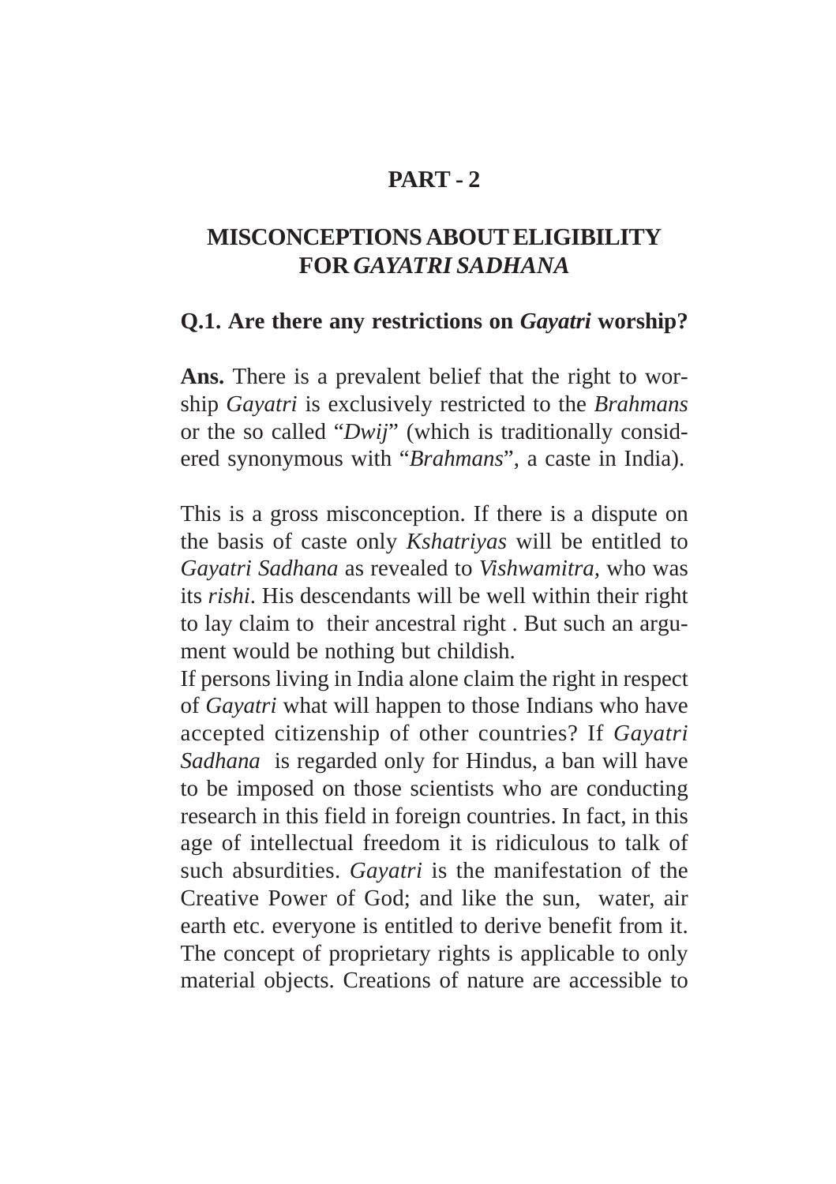## PART - 2

## MISCONCEPTIONS ABOUT ELIGIBILITY FOR *GAYATRI SADHANA*

**Q.1. Are there any restrictions on *Gayatri* worship?**

**Ans.** There is a prevalent belief that the right to worship *Gayatri* is exclusively restricted to the *Brahmans* or the so called "*Dwij*" (which is traditionally considered synonymous with "*Brahmans*", a caste in India).

This is a gross misconception. If there is a dispute on the basis of caste only *Kshatriyas* will be entitled to *Gayatri Sadhana* as revealed to *Vishwamitra*, who was its *rishi*. His descendants will be well within their right to lay claim to their ancestral right . But such an argument would be nothing but childish.

If persons living in India alone claim the right in respect of *Gayatri* what will happen to those Indians who have accepted citizenship of other countries? If *Gayatri Sadhana* is regarded only for Hindus, a ban will have to be imposed on those scientists who are conducting research in this field in foreign countries. In fact, in this age of intellectual freedom it is ridiculous to talk of such absurdities. *Gayatri* is the manifestation of the Creative Power of God; and like the sun, water, air earth etc. everyone is entitled to derive benefit from it. The concept of proprietary rights is applicable to only material objects. Creations of nature are accessible to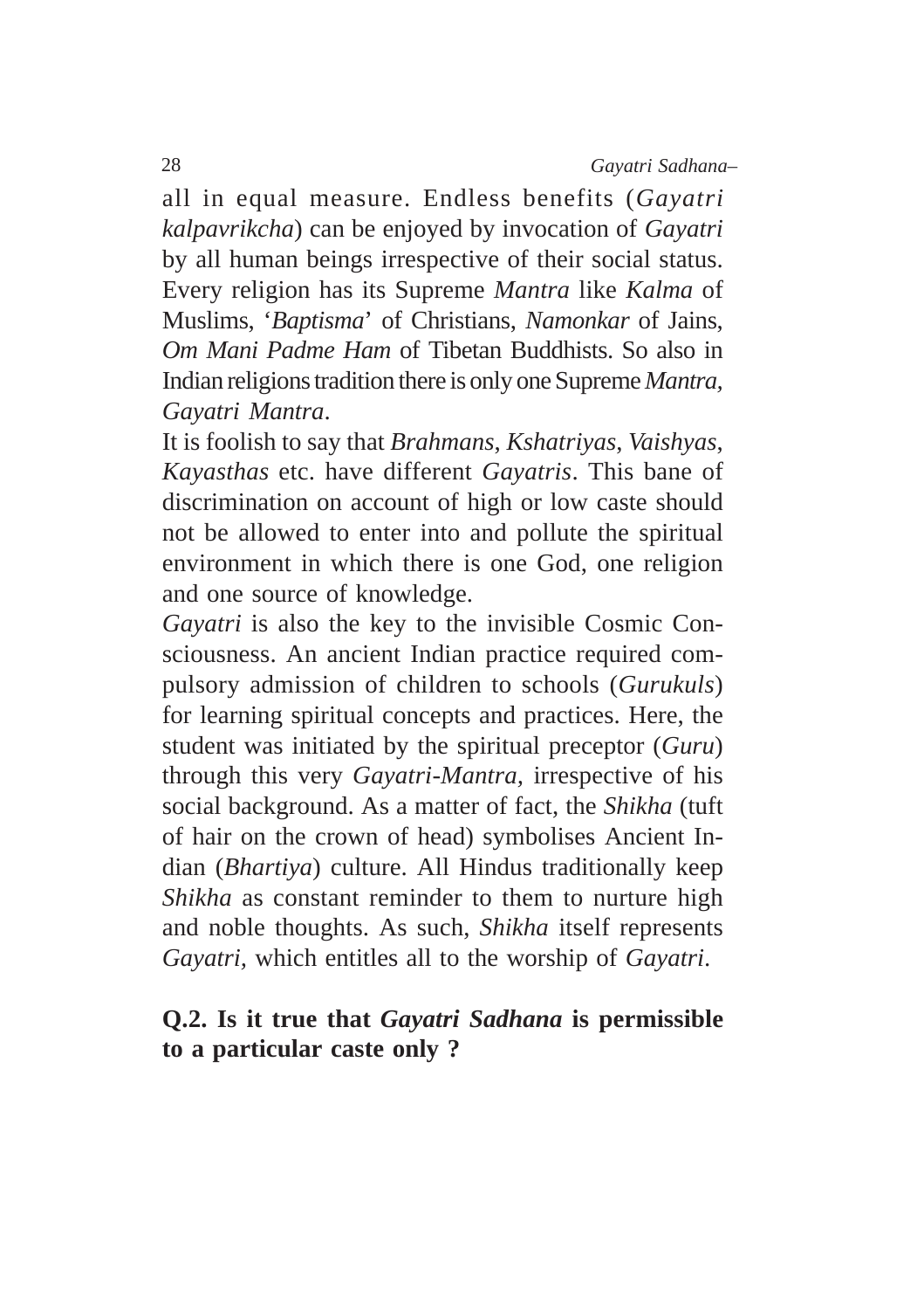all in equal measure. Endless benefits (*Gayatri kalpavrikcha*) can be enjoyed by invocation of *Gayatri* by all human beings irrespective of their social status. Every religion has its Supreme *Mantra* like *Kalma* of Muslims, '*Baptisma*' of Christians, *Namonkar* of Jains, *Om Mani Padme Ham* of Tibetan Buddhists. So also in Indian religions tradition there is only one Supreme *Mantra*, *Gayatri Mantra*.

It is foolish to say that *Brahmans*, *Kshatriyas*, *Vaishyas*, *Kayasthas* etc. have different *Gayatris*. This bane of discrimination on account of high or low caste should not be allowed to enter into and pollute the spiritual environment in which there is one God, one religion and one source of knowledge.

*Gayatri* is also the key to the invisible Cosmic Consciousness. An ancient Indian practice required compulsory admission of children to schools (*Gurukuls*) for learning spiritual concepts and practices. Here, the student was initiated by the spiritual preceptor (*Guru*) through this very *Gayatri-Mantra,* irrespective of his social background. As a matter of fact, the *Shikha* (tuft of hair on the crown of head) symbolises Ancient Indian (*Bhartiya*) culture. All Hindus traditionally keep *Shikha* as constant reminder to them to nurture high and noble thoughts. As such, *Shikha* itself represents *Gayatri*, which entitles all to the worship of *Gayatri*.

**Q.2. Is it true that *Gayatri Sadhana* is permissible to a particular caste only ?**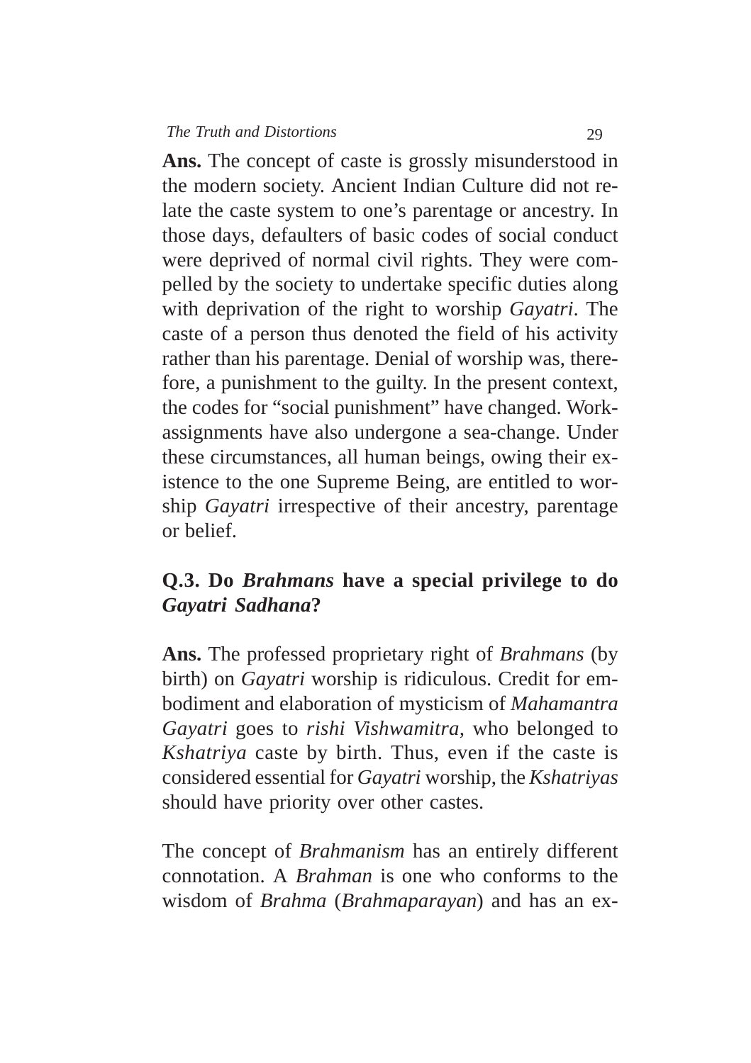**Ans.** The concept of caste is grossly misunderstood in the modern society. Ancient Indian Culture did not relate the caste system to one's parentage or ancestry. In those days, defaulters of basic codes of social conduct were deprived of normal civil rights. They were compelled by the society to undertake specific duties along with deprivation of the right to worship *Gayatri*. The caste of a person thus denoted the field of his activity rather than his parentage. Denial of worship was, therefore, a punishment to the guilty. In the present context, the codes for "social punishment" have changed. Work-assignments have also undergone a sea-change. Under these circumstances, all human beings, owing their existence to the one Supreme Being, are entitled to worship *Gayatri* irrespective of their ancestry, parentage or belief.

**Q.3. Do *Brahmans* have a special privilege to do *Gayatri Sadhana*?**

**Ans.** The professed proprietary right of *Brahmans* (by birth) on *Gayatri* worship is ridiculous. Credit for embodiment and elaboration of mysticism of *Mahamantra Gayatri* goes to *rishi Vishwamitra,* who belonged to *Kshatriya* caste by birth. Thus, even if the caste is considered essential for *Gayatri* worship, the *Kshatriyas* should have priority over other castes.

The concept of *Brahmanism* has an entirely different connotation. A *Brahman* is one who conforms to the wisdom of *Brahma* (*Brahmaparayan*) and has an ex-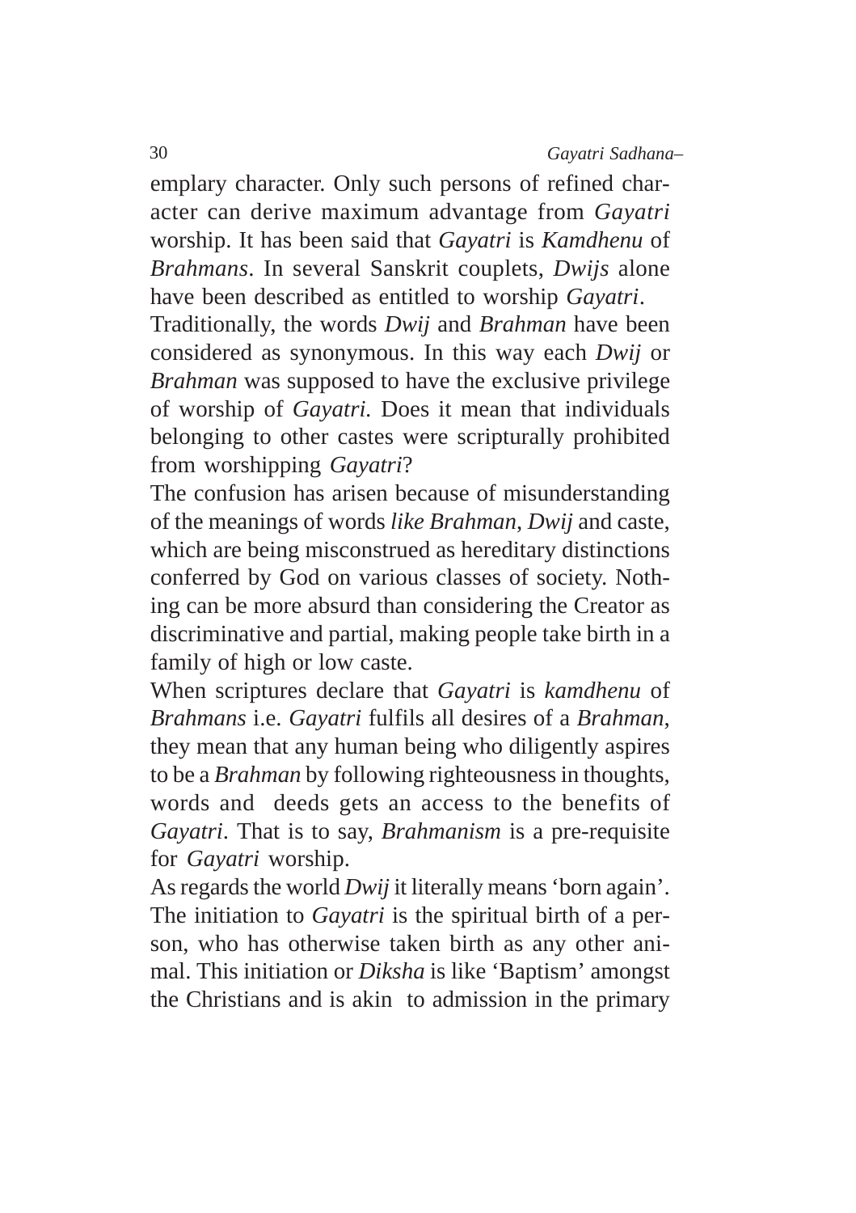emplary character. Only such persons of refined character can derive maximum advantage from *Gayatri* worship. It has been said that *Gayatri* is *Kamdhenu* of *Brahmans*. In several Sanskrit couplets, *Dwijs* alone have been described as entitled to worship *Gayatri*.

Traditionally, the words *Dwij* and *Brahman* have been considered as synonymous. In this way each *Dwij* or *Brahman* was supposed to have the exclusive privilege of worship of *Gayatri*. Does it mean that individuals belonging to other castes were scripturally prohibited from worshipping *Gayatri*?

The confusion has arisen because of misunderstanding of the meanings of words *like Brahman, Dwij* and caste, which are being misconstrued as hereditary distinctions conferred by God on various classes of society. Nothing can be more absurd than considering the Creator as discriminative and partial, making people take birth in a family of high or low caste.

When scriptures declare that *Gayatri* is *kamdhenu* of *Brahmans* i.e. *Gayatri* fulfils all desires of a *Brahman*, they mean that any human being who diligently aspires to be a *Brahman* by following righteousness in thoughts, words and deeds gets an access to the benefits of *Gayatri*. That is to say, *Brahmanism* is a pre-requisite for *Gayatri* worship.

As regards the world *Dwij* it literally means 'born again'. The initiation to *Gayatri* is the spiritual birth of a person, who has otherwise taken birth as any other animal. This initiation or *Diksha* is like 'Baptism' amongst the Christians and is akin to admission in the primary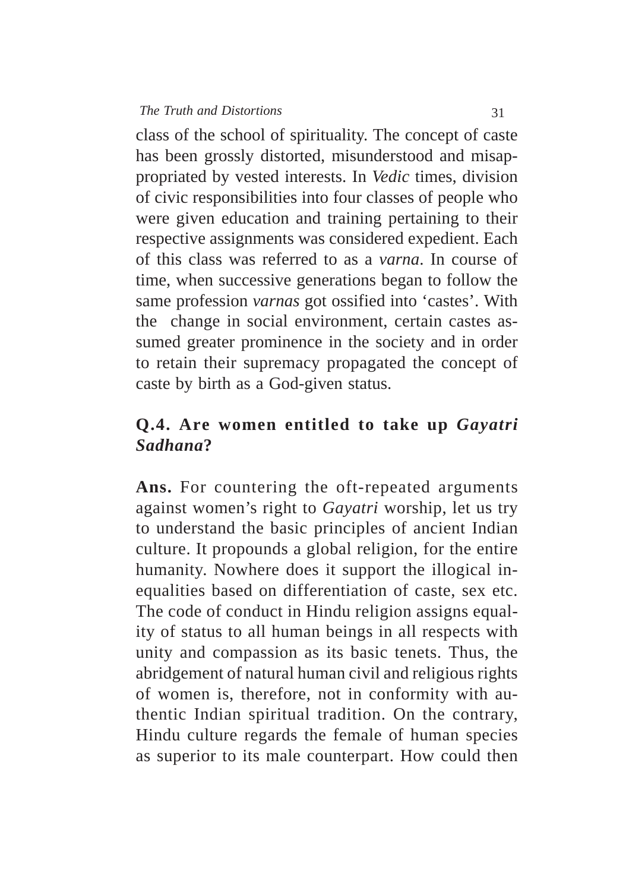class of the school of spirituality. The concept of caste has been grossly distorted, misunderstood and misappropriated by vested interests. In *Vedic* times, division of civic responsibilities into four classes of people who were given education and training pertaining to their respective assignments was considered expedient. Each of this class was referred to as a *varna*. In course of time, when successive generations began to follow the same profession *varnas* got ossified into 'castes'. With the change in social environment, certain castes assumed greater prominence in the society and in order to retain their supremacy propagated the concept of caste by birth as a God-given status.

### Q.4. Are women entitled to take up *Gayatri Sadhana*?

**Ans.** For countering the oft-repeated arguments against women's right to *Gayatri* worship, let us try to understand the basic principles of ancient Indian culture. It propounds a global religion, for the entire humanity. Nowhere does it support the illogical inequalities based on differentiation of caste, sex etc. The code of conduct in Hindu religion assigns equality of status to all human beings in all respects with unity and compassion as its basic tenets. Thus, the abridgement of natural human civil and religious rights of women is, therefore, not in conformity with authentic Indian spiritual tradition. On the contrary, Hindu culture regards the female of human species as superior to its male counterpart. How could then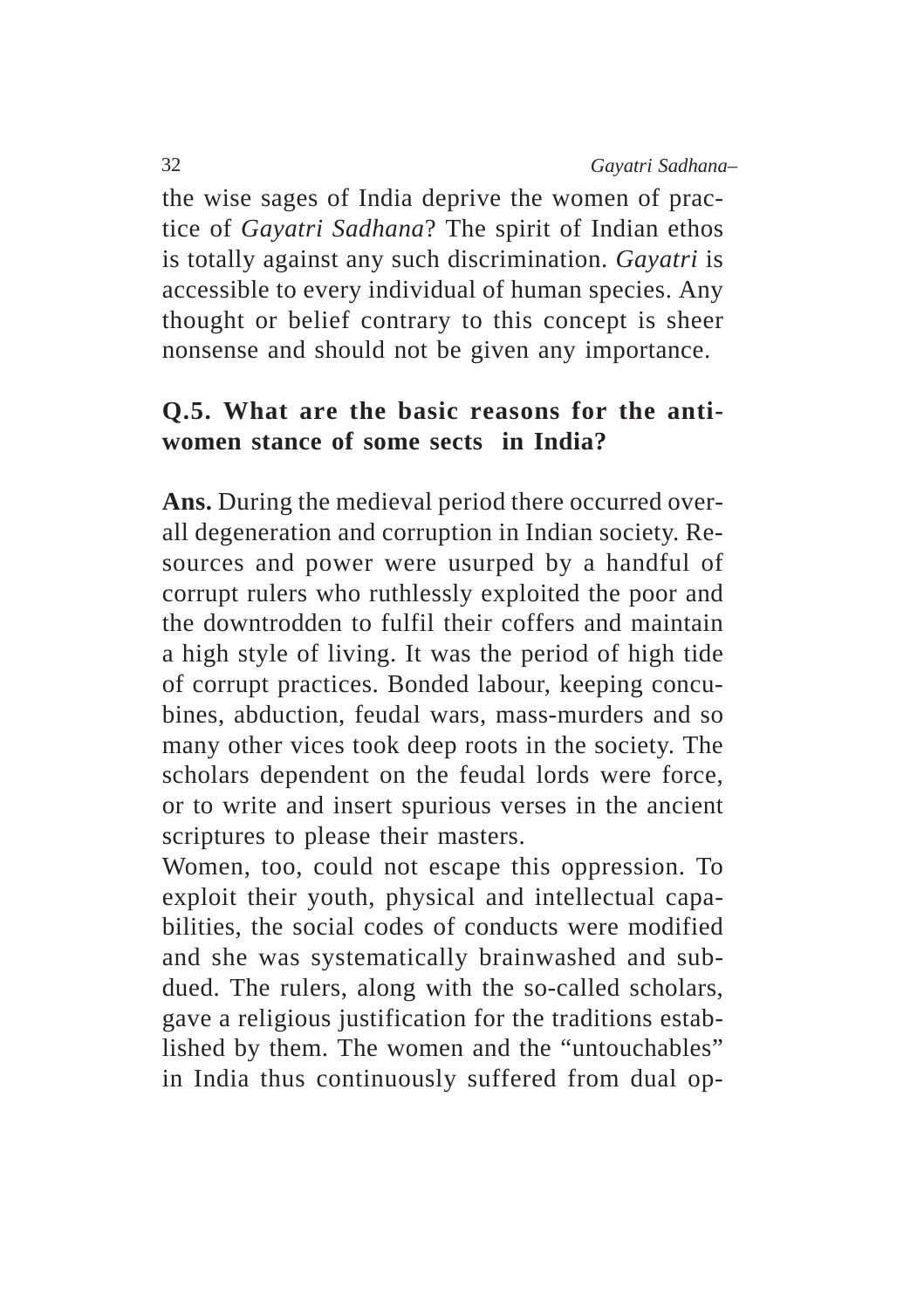the wise sages of India deprive the women of practice of *Gayatri Sadhana*? The spirit of Indian ethos is totally against any such discrimination. *Gayatri* is accessible to every individual of human species. Any thought or belief contrary to this concept is sheer nonsense and should not be given any importance.

**Q.5. What are the basic reasons for the anti-women stance of some sects in India?**

**Ans.** During the medieval period there occurred overall degeneration and corruption in Indian society. Resources and power were usurped by a handful of corrupt rulers who ruthlessly exploited the poor and the downtrodden to fulfil their coffers and maintain a high style of living. It was the period of high tide of corrupt practices. Bonded labour, keeping concubines, abduction, feudal wars, mass-murders and so many other vices took deep roots in the society. The scholars dependent on the feudal lords were force, or to write and insert spurious verses in the ancient scriptures to please their masters.

Women, too, could not escape this oppression. To exploit their youth, physical and intellectual capabilities, the social codes of conducts were modified and she was systematically brainwashed and subdued. The rulers, along with the so-called scholars, gave a religious justification for the traditions established by them. The women and the "untouchables" in India thus continuously suffered from dual op-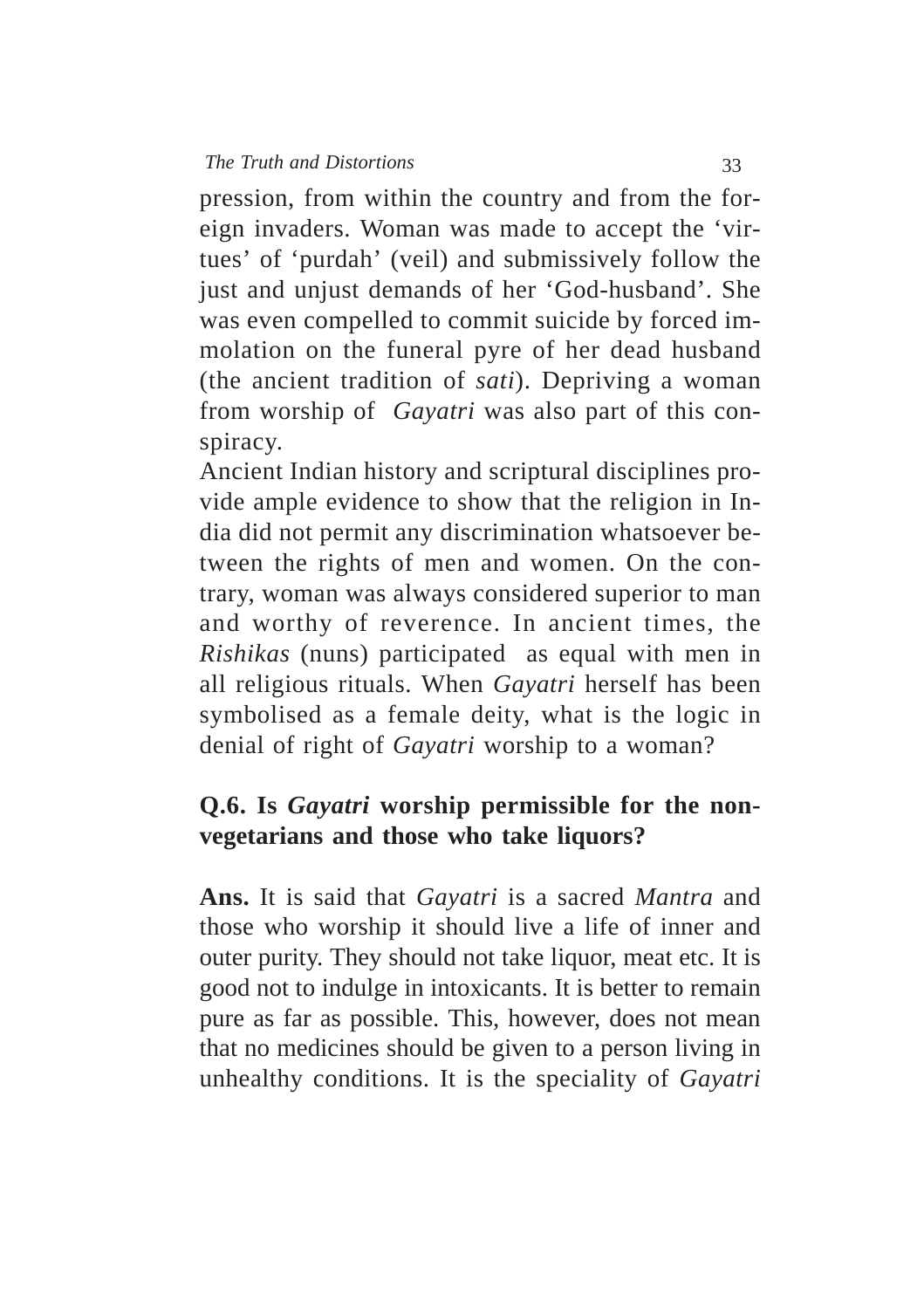pression, from within the country and from the foreign invaders. Woman was made to accept the 'virtues' of 'purdah' (veil) and submissively follow the just and unjust demands of her 'God-husband'. She was even compelled to commit suicide by forced immolation on the funeral pyre of her dead husband (the ancient tradition of *sati*). Depriving a woman from worship of *Gayatri* was also part of this conspiracy.

Ancient Indian history and scriptural disciplines provide ample evidence to show that the religion in India did not permit any discrimination whatsoever between the rights of men and women. On the contrary, woman was always considered superior to man and worthy of reverence. In ancient times, the *Rishikas* (nuns) participated as equal with men in all religious rituals. When *Gayatri* herself has been symbolised as a female deity, what is the logic in denial of right of *Gayatri* worship to a woman?

### Q.6. Is *Gayatri* worship permissible for the non-vegetarians and those who take liquors?

**Ans.** It is said that *Gayatri* is a sacred *Mantra* and those who worship it should live a life of inner and outer purity. They should not take liquor, meat etc. It is good not to indulge in intoxicants. It is better to remain pure as far as possible. This, however, does not mean that no medicines should be given to a person living in unhealthy conditions. It is the speciality of *Gayatri*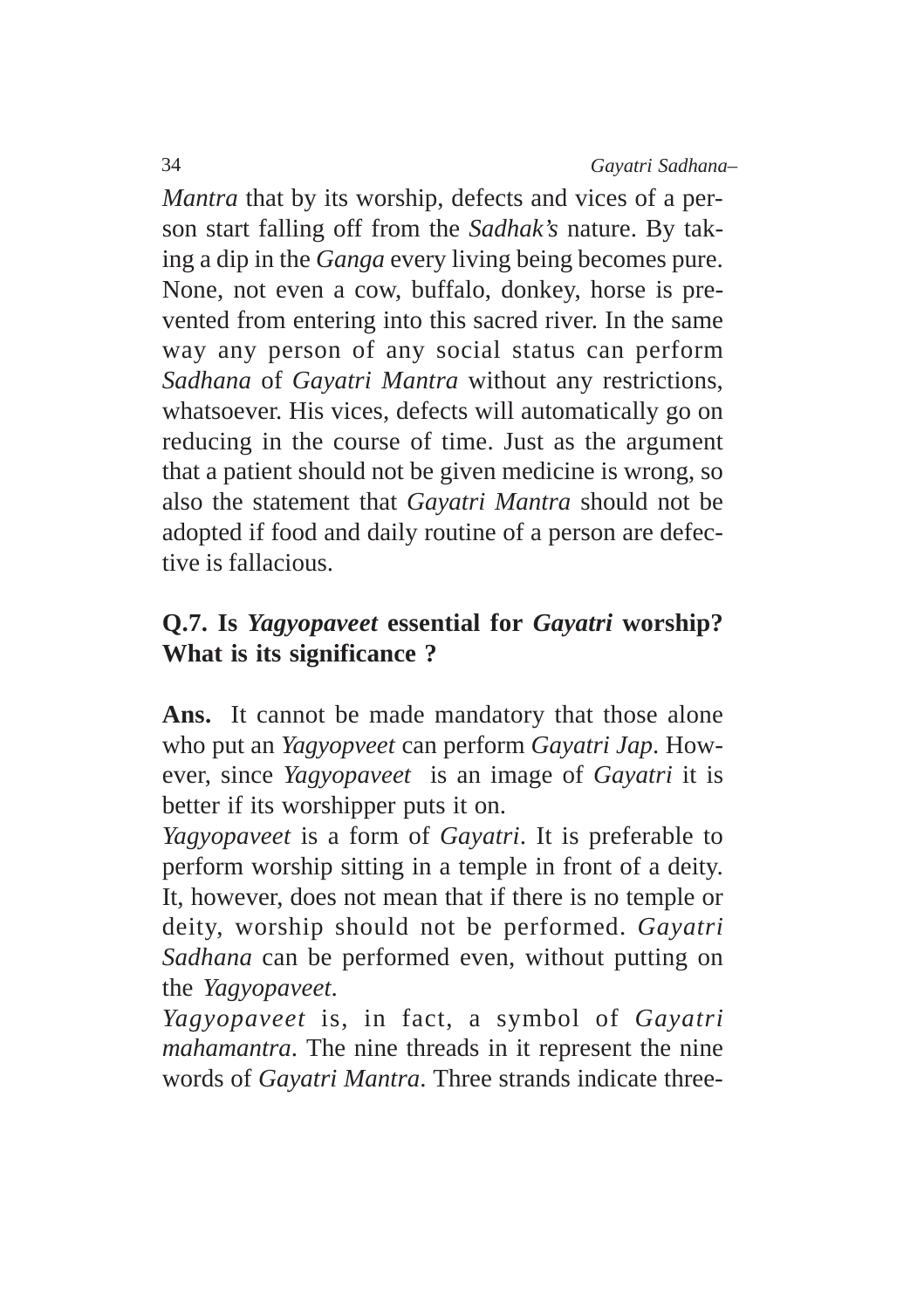*Mantra* that by its worship, defects and vices of a person start falling off from the *Sadhak's* nature. By taking a dip in the *Ganga* every living being becomes pure. None, not even a cow, buffalo, donkey, horse is prevented from entering into this sacred river. In the same way any person of any social status can perform *Sadhana* of *Gayatri Mantra* without any restrictions, whatsoever. His vices, defects will automatically go on reducing in the course of time. Just as the argument that a patient should not be given medicine is wrong, so also the statement that *Gayatri Mantra* should not be adopted if food and daily routine of a person are defective is fallacious.

**Q.7. Is *Yagyopaveet* essential for *Gayatri* worship? What is its significance ?**

**Ans.** It cannot be made mandatory that those alone who put an *Yagyopveet* can perform *Gayatri Jap*. However, since *Yagyopaveet* is an image of *Gayatri* it is better if its worshipper puts it on.

*Yagyopaveet* is a form of *Gayatri*. It is preferable to perform worship sitting in a temple in front of a deity. It, however, does not mean that if there is no temple or deity, worship should not be performed. *Gayatri Sadhana* can be performed even, without putting on the *Yagyopaveet*.

*Yagyopaveet* is, in fact, a symbol of *Gayatri mahamantra*. The nine threads in it represent the nine words of *Gayatri Mantra*. Three strands indicate three-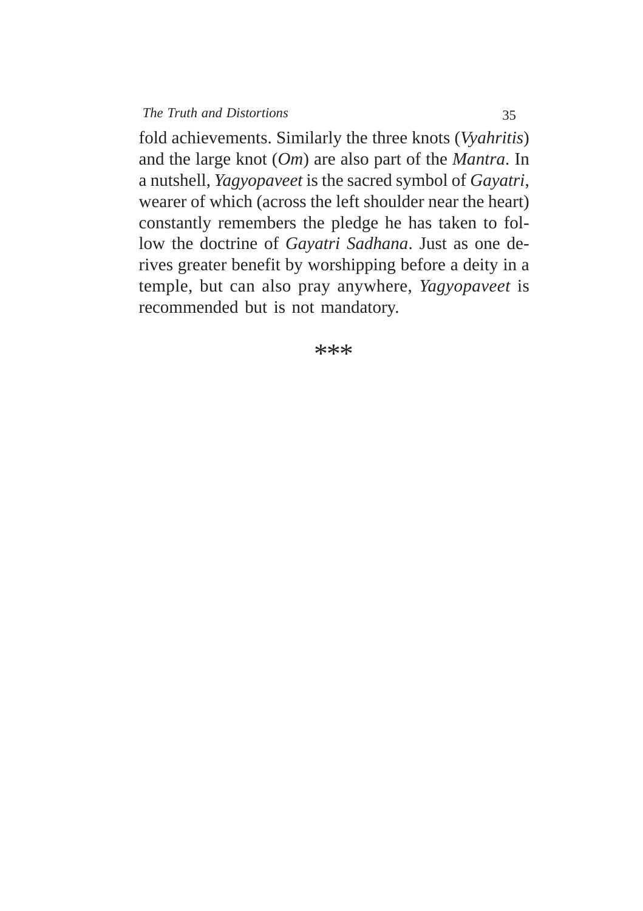fold achievements. Similarly the three knots (*Vyahritis*) and the large knot (*Om*) are also part of the *Mantra*. In a nutshell, *Yagyopaveet* is the sacred symbol of *Gayatri*, wearer of which (across the left shoulder near the heart) constantly remembers the pledge he has taken to follow the doctrine of *Gayatri Sadhana*. Just as one derives greater benefit by worshipping before a deity in a temple, but can also pray anywhere, *Yagyopaveet* is recommended but is not mandatory.

***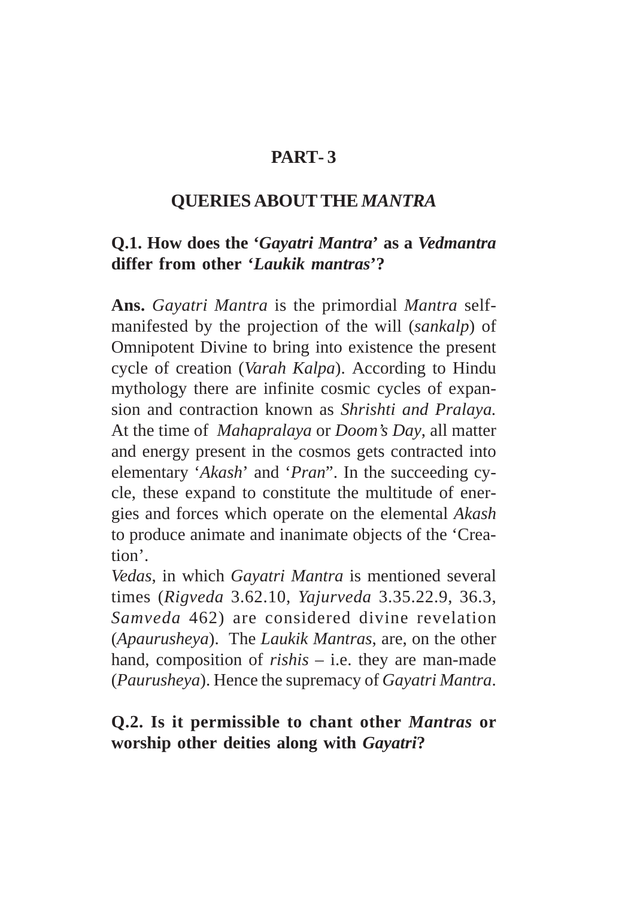# PART- 3

## QUERIES ABOUT THE *MANTRA*

**Q.1. How does the '*Gayatri Mantra*' as a *Vedmantra* differ from other '*Laukik mantras*'?**

**Ans.** *Gayatri Mantra* is the primordial *Mantra* self-manifested by the projection of the will (*sankalp*) of Omnipotent Divine to bring into existence the present cycle of creation (*Varah Kalpa*). According to Hindu mythology there are infinite cosmic cycles of expansion and contraction known as *Shrishti and Pralaya.* At the time of *Mahapralaya* or *Doom's Day*, all matter and energy present in the cosmos gets contracted into elementary '*Akash*' and '*Pran*". In the succeeding cycle, these expand to constitute the multitude of energies and forces which operate on the elemental *Akash* to produce animate and inanimate objects of the 'Creation'.

*Vedas*, in which *Gayatri Mantra* is mentioned several times (*Rigveda* 3.62.10, *Yajurveda* 3.35.22.9, 36.3, *Samveda* 462) are considered divine revelation (*Apaurusheya*). The *Laukik Mantras*, are, on the other hand, composition of *rishis* – i.e. they are man-made (*Paurusheya*). Hence the supremacy of *Gayatri Mantra*.

**Q.2. Is it permissible to chant other *Mantras* or worship other deities along with *Gayatri*?**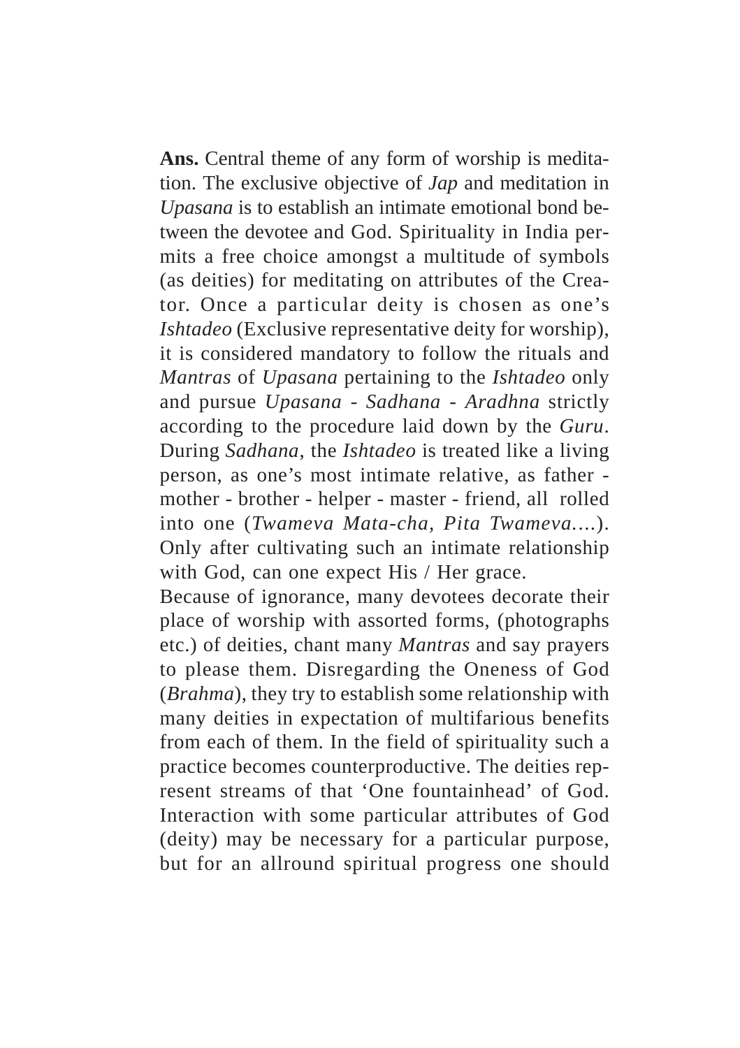**Ans.** Central theme of any form of worship is meditation. The exclusive objective of *Jap* and meditation in *Upasana* is to establish an intimate emotional bond between the devotee and God. Spirituality in India permits a free choice amongst a multitude of symbols (as deities) for meditating on attributes of the Creator. Once a particular deity is chosen as one's *Ishtadeo* (Exclusive representative deity for worship), it is considered mandatory to follow the rituals and *Mantras* of *Upasana* pertaining to the *Ishtadeo* only and pursue *Upasana - Sadhana - Aradhna* strictly according to the procedure laid down by the *Guru*. During *Sadhana*, the *Ishtadeo* is treated like a living person, as one's most intimate relative, as father - mother - brother - helper - master - friend, all rolled into one (*Twameva Mata-cha, Pita Twameva*....). Only after cultivating such an intimate relationship with God, can one expect His / Her grace.

Because of ignorance, many devotees decorate their place of worship with assorted forms, (photographs etc.) of deities, chant many *Mantras* and say prayers to please them. Disregarding the Oneness of God (*Brahma*), they try to establish some relationship with many deities in expectation of multifarious benefits from each of them. In the field of spirituality such a practice becomes counterproductive. The deities represent streams of that 'One fountainhead' of God. Interaction with some particular attributes of God (deity) may be necessary for a particular purpose, but for an allround spiritual progress one should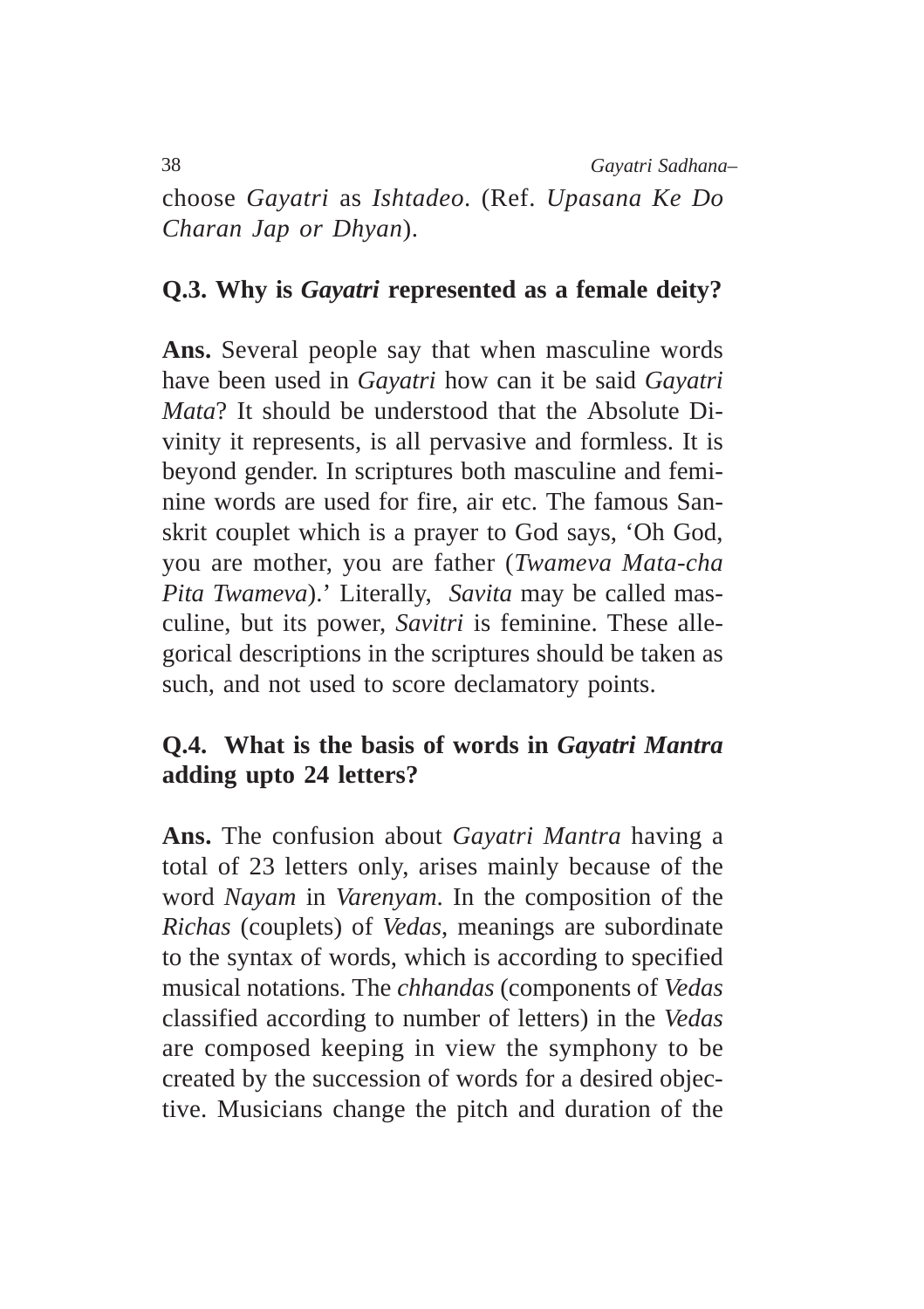choose *Gayatri* as *Ishtadeo*. (Ref. *Upasana Ke Do Charan Jap or Dhyan*).

**Q.3. Why is *Gayatri* represented as a female deity?**

**Ans.** Several people say that when masculine words have been used in *Gayatri* how can it be said *Gayatri Mata*? It should be understood that the Absolute Divinity it represents, is all pervasive and formless. It is beyond gender. In scriptures both masculine and feminine words are used for fire, air etc. The famous Sanskrit couplet which is a prayer to God says, 'Oh God, you are mother, you are father (*Twameva Mata-cha Pita Twameva*).' Literally, *Savita* may be called masculine, but its power, *Savitri* is feminine. These allegorical descriptions in the scriptures should be taken as such, and not used to score declamatory points.

**Q.4. What is the basis of words in *Gayatri Mantra* adding upto 24 letters?**

**Ans.** The confusion about *Gayatri Mantra* having a total of 23 letters only, arises mainly because of the word *Nayam* in *Varenyam*. In the composition of the *Richas* (couplets) of *Vedas*, meanings are subordinate to the syntax of words, which is according to specified musical notations. The *chhandas* (components of *Vedas* classified according to number of letters) in the *Vedas* are composed keeping in view the symphony to be created by the succession of words for a desired objective. Musicians change the pitch and duration of the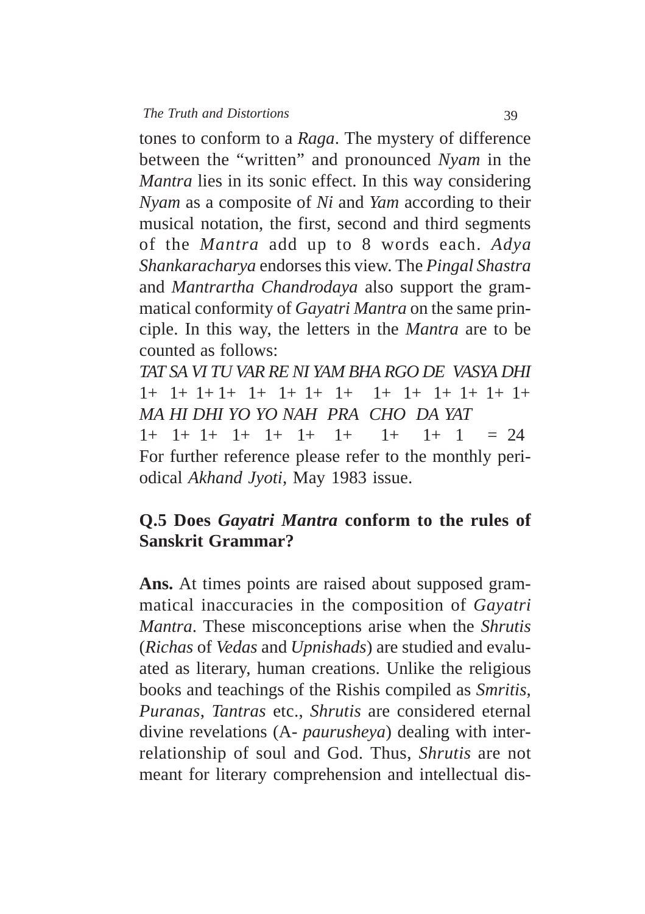tones to conform to a *Raga*. The mystery of difference between the "written" and pronounced *Nyam* in the *Mantra* lies in its sonic effect. In this way considering *Nyam* as a composite of *Ni* and *Yam* according to their musical notation, the first, second and third segments of the *Mantra* add up to 8 words each. *Adya Shankaracharya* endorses this view. The *Pingal Shastra* and *Mantrartha Chandrodaya* also support the grammatical conformity of *Gayatri Mantra* on the same principle. In this way, the letters in the *Mantra* are to be counted as follows:

*TAT SA VI TU VAR RE NI YAM BHA RGO DE VASYA DHI*
1+ 1+ 1+ 1+ 1+ 1+ 1+ 1+ 1+ 1+ 1+ 1+ 1+ 1+
*MA HI DHI YO YO NAH PRA CHO DA YAT*
1+ 1+ 1+ 1+ 1+ 1+ 1+ 1+ 1+ 1 = 24

For further reference please refer to the monthly periodical *Akhand Jyoti*, May 1983 issue.

**Q.5 Does *Gayatri Mantra* conform to the rules of Sanskrit Grammar?**

**Ans.** At times points are raised about supposed grammatical inaccuracies in the composition of *Gayatri Mantra*. These misconceptions arise when the *Shrutis* (*Richas* of *Vedas* and *Upnishads*) are studied and evaluated as literary, human creations. Unlike the religious books and teachings of the Rishis compiled as *Smritis*, *Puranas*, *Tantras* etc., *Shrutis* are considered eternal divine revelations (A- *paurusheya*) dealing with interrelationship of soul and God. Thus, *Shrutis* are not meant for literary comprehension and intellectual dis-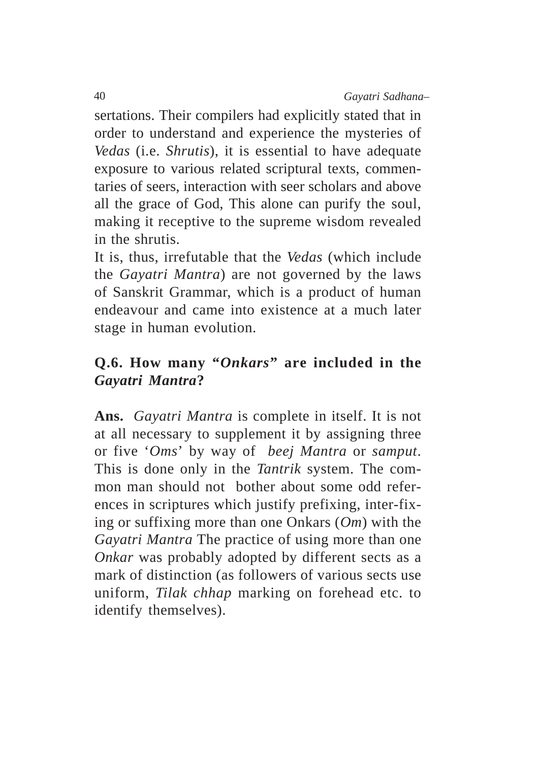sertations. Their compilers had explicitly stated that in order to understand and experience the mysteries of *Vedas* (i.e. *Shrutis*), it is essential to have adequate exposure to various related scriptural texts, commentaries of seers, interaction with seer scholars and above all the grace of God, This alone can purify the soul, making it receptive to the supreme wisdom revealed in the shrutis.

It is, thus, irrefutable that the *Vedas* (which include the *Gayatri Mantra*) are not governed by the laws of Sanskrit Grammar, which is a product of human endeavour and came into existence at a much later stage in human evolution.

**Q.6. How many "*Onkars*" are included in the *Gayatri Mantra*?**

**Ans.** *Gayatri Mantra* is complete in itself. It is not at all necessary to supplement it by assigning three or five '*Oms*' by way of *beej Mantra* or *samput*. This is done only in the *Tantrik* system. The common man should not bother about some odd references in scriptures which justify prefixing, inter-fixing or suffixing more than one Onkars (*Om*) with the *Gayatri Mantra* The practice of using more than one *Onkar* was probably adopted by different sects as a mark of distinction (as followers of various sects use uniform, *Tilak chhap* marking on forehead etc. to identify themselves).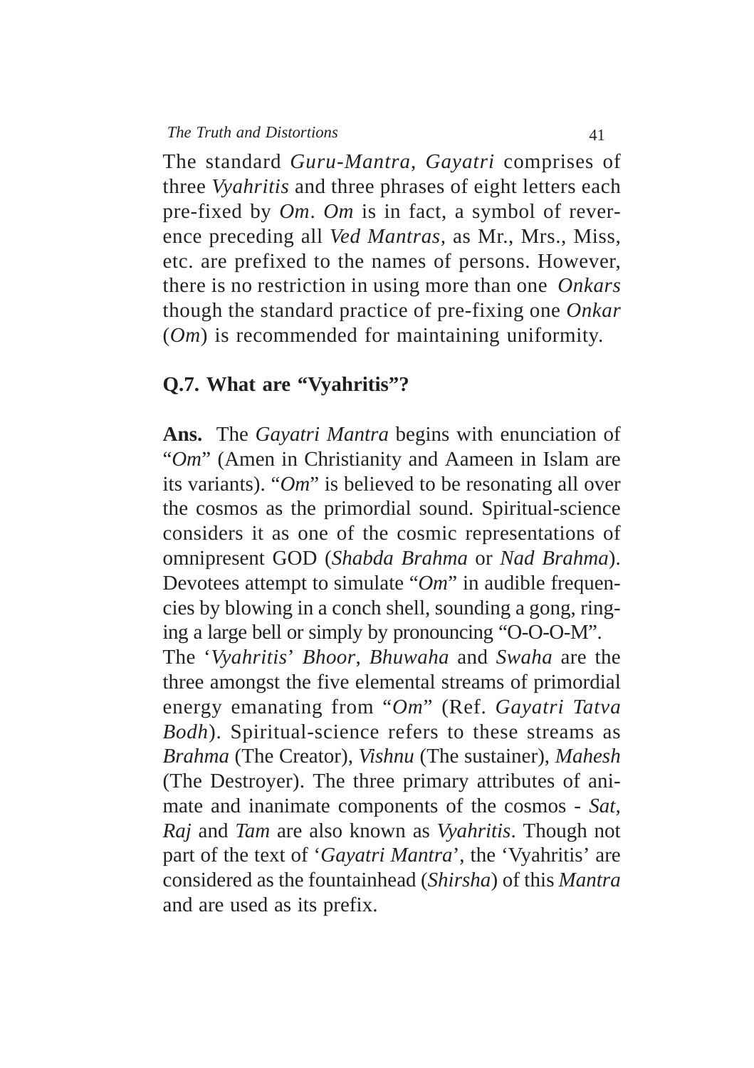The standard *Guru-Mantra*, *Gayatri* comprises of three *Vyahritis* and three phrases of eight letters each pre-fixed by *Om*. *Om* is in fact, a symbol of reverence preceding all *Ved Mantras,* as Mr., Mrs., Miss, etc. are prefixed to the names of persons. However, there is no restriction in using more than one *Onkars* though the standard practice of pre-fixing one *Onkar* (*Om*) is recommended for maintaining uniformity.

**Q.7. What are "Vyahritis"?**

**Ans.** The *Gayatri Mantra* begins with enunciation of "*Om*" (Amen in Christianity and Aameen in Islam are its variants). "*Om*" is believed to be resonating all over the cosmos as the primordial sound. Spiritual-science considers it as one of the cosmic representations of omnipresent GOD (*Shabda Brahma* or *Nad Brahma*). Devotees attempt to simulate "*Om*" in audible frequencies by blowing in a conch shell, sounding a gong, ringing a large bell or simply by pronouncing "O-O-O-M".

The '*Vyahritis*' *Bhoor*, *Bhuwaha* and *Swaha* are the three amongst the five elemental streams of primordial energy emanating from "*Om*" (Ref. *Gayatri Tatva Bodh*). Spiritual-science refers to these streams as *Brahma* (The Creator), *Vishnu* (The sustainer), *Mahesh* (The Destroyer). The three primary attributes of animate and inanimate components of the cosmos - *Sat, Raj* and *Tam* are also known as *Vyahritis*. Though not part of the text of '*Gayatri Mantra*', the 'Vyahritis' are considered as the fountainhead (*Shirsha*) of this *Mantra* and are used as its prefix.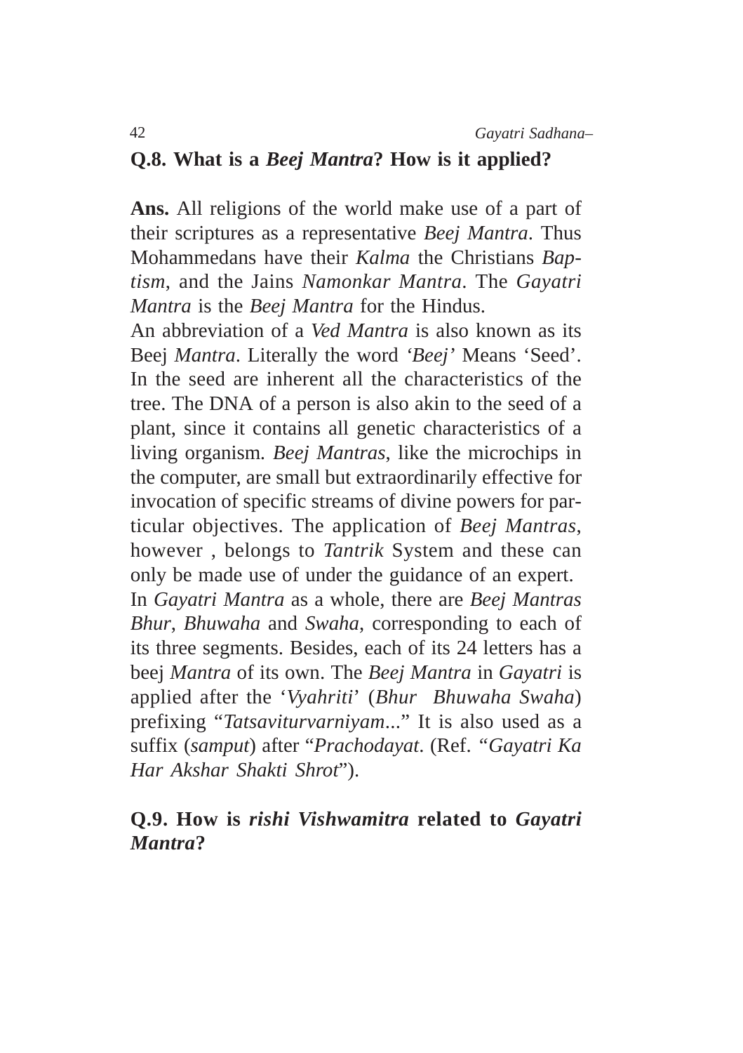## Q.8. What is a *Beej Mantra*? How is it applied?

**Ans.** All religions of the world make use of a part of their scriptures as a representative *Beej Mantra*. Thus Mohammedans have their *Kalma* the Christians *Baptism*, and the Jains *Namonkar Mantra*. The *Gayatri Mantra* is the *Beej Mantra* for the Hindus.

An abbreviation of a *Ved Mantra* is also known as its Beej *Mantra*. Literally the word '*Beej'* Means 'Seed'. In the seed are inherent all the characteristics of the tree. The DNA of a person is also akin to the seed of a plant, since it contains all genetic characteristics of a living organism. *Beej Mantras*, like the microchips in the computer, are small but extraordinarily effective for invocation of specific streams of divine powers for particular objectives. The application of *Beej Mantras*, however , belongs to *Tantrik* System and these can only be made use of under the guidance of an expert.

In *Gayatri Mantra* as a whole, there are *Beej Mantras Bhur*, *Bhuwaha* and *Swaha*, corresponding to each of its three segments. Besides, each of its 24 letters has a beej *Mantra* of its own. The *Beej Mantra* in *Gayatri* is applied after the '*Vyahriti*' (*Bhur Bhuwaha Swaha*) prefixing "*Tatsaviturvarniyam*..." It is also used as a suffix (*samput*) after "*Prachodayat*. (Ref. "*Gayatri Ka Har Akshar Shakti Shrot*").

## Q.9. How is *rishi Vishwamitra* related to *Gayatri Mantra*?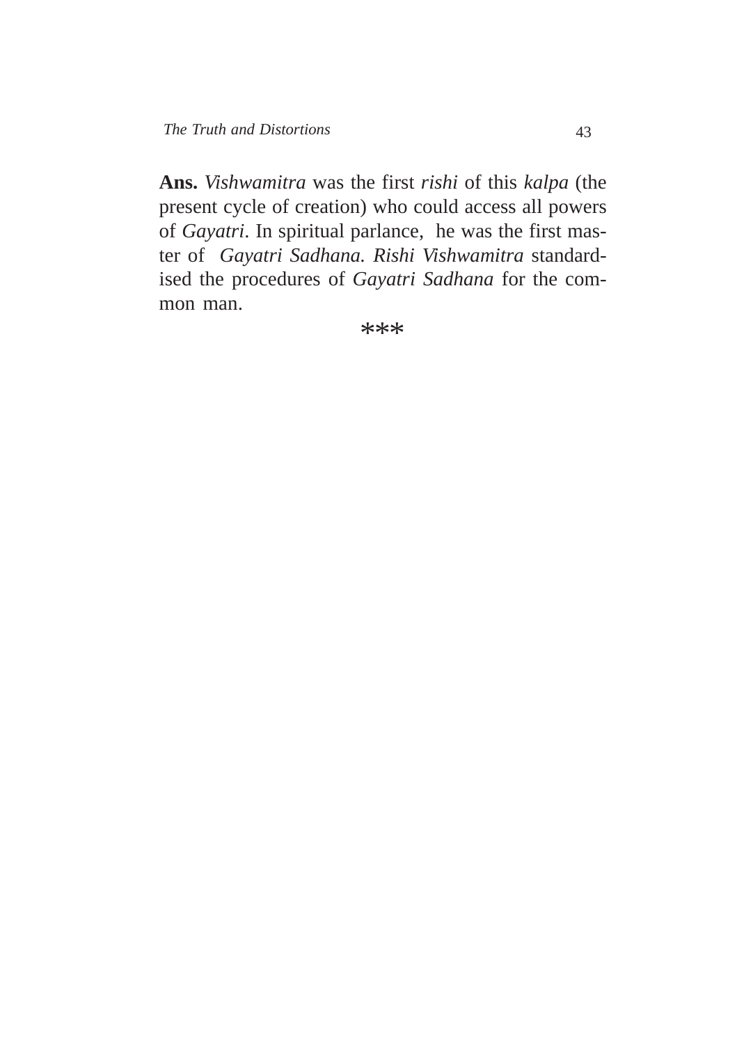**Ans.** *Vishwamitra* was the first *rishi* of this *kalpa* (the present cycle of creation) who could access all powers of *Gayatri*. In spiritual parlance, he was the first master of *Gayatri Sadhana. Rishi Vishwamitra* standardised the procedures of *Gayatri Sadhana* for the common man.

***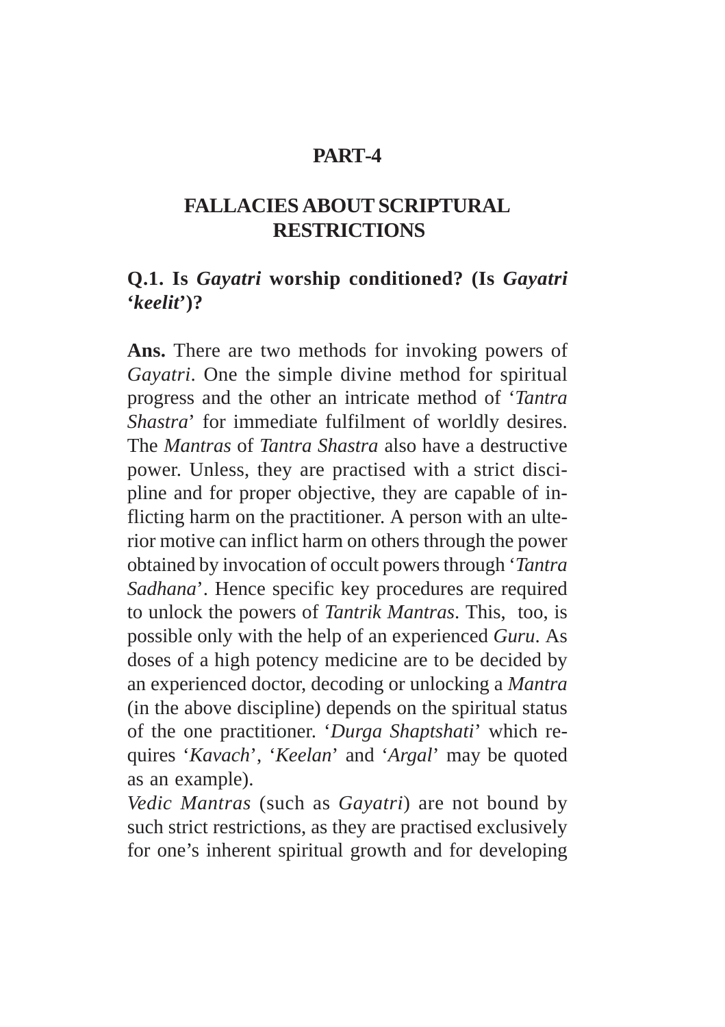# PART-4

## FALLACIES ABOUT SCRIPTURAL RESTRICTIONS

### Q.1. Is *Gayatri* worship conditioned? (Is *Gayatri* '*keelit*')?

**Ans.** There are two methods for invoking powers of *Gayatri*. One the simple divine method for spiritual progress and the other an intricate method of '*Tantra Shastra*' for immediate fulfilment of worldly desires. The *Mantras* of *Tantra Shastra* also have a destructive power. Unless, they are practised with a strict discipline and for proper objective, they are capable of inflicting harm on the practitioner. A person with an ulterior motive can inflict harm on others through the power obtained by invocation of occult powers through '*Tantra Sadhana*'. Hence specific key procedures are required to unlock the powers of *Tantrik Mantras*. This, too, is possible only with the help of an experienced *Guru*. As doses of a high potency medicine are to be decided by an experienced doctor, decoding or unlocking a *Mantra* (in the above discipline) depends on the spiritual status of the one practitioner. '*Durga Shaptshati*' which requires '*Kavach*', '*Keelan*' and '*Argal*' may be quoted as an example).

*Vedic Mantras* (such as *Gayatri*) are not bound by such strict restrictions, as they are practised exclusively for one's inherent spiritual growth and for developing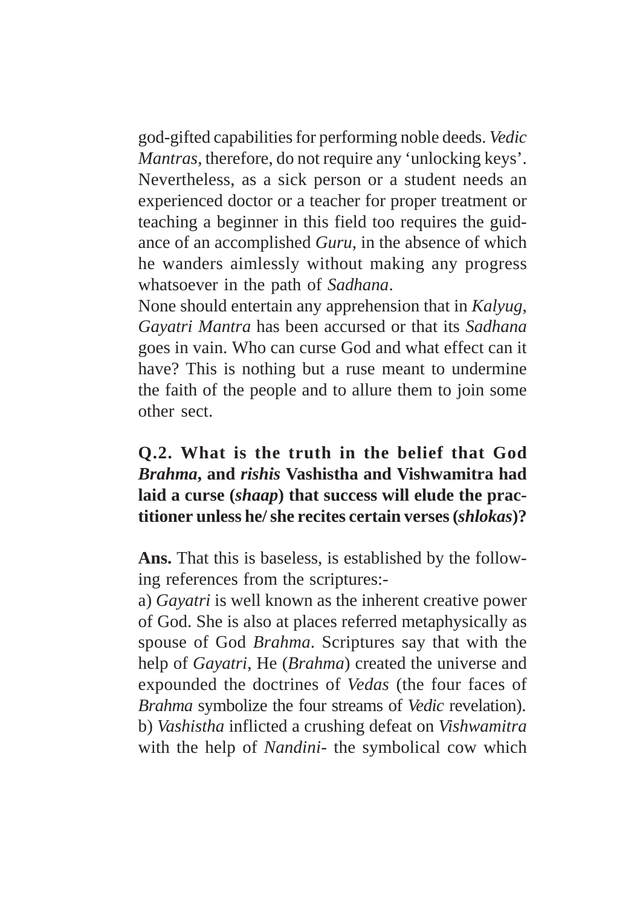god-gifted capabilities for performing noble deeds. *Vedic Mantras,* therefore, do not require any 'unlocking keys'. Nevertheless, as a sick person or a student needs an experienced doctor or a teacher for proper treatment or teaching a beginner in this field too requires the guidance of an accomplished *Guru*, in the absence of which he wanders aimlessly without making any progress whatsoever in the path of *Sadhana*.

None should entertain any apprehension that in *Kalyug*, *Gayatri Mantra* has been accursed or that its *Sadhana* goes in vain. Who can curse God and what effect can it have? This is nothing but a ruse meant to undermine the faith of the people and to allure them to join some other sect.

**Q.2. What is the truth in the belief that God *Brahma*, and *rishis* Vashistha and Vishwamitra had laid a curse (*shaap*) that success will elude the practitioner unless he/ she recites certain verses (*shlokas*)?**

**Ans.** That this is baseless, is established by the following references from the scriptures:-

a) *Gayatri* is well known as the inherent creative power of God. She is also at places referred metaphysically as spouse of God *Brahma*. Scriptures say that with the help of *Gayatri*, He (*Brahma*) created the universe and expounded the doctrines of *Vedas* (the four faces of *Brahma* symbolize the four streams of *Vedic* revelation).

b) *Vashistha* inflicted a crushing defeat on *Vishwamitra* with the help of *Nandini*- the symbolical cow which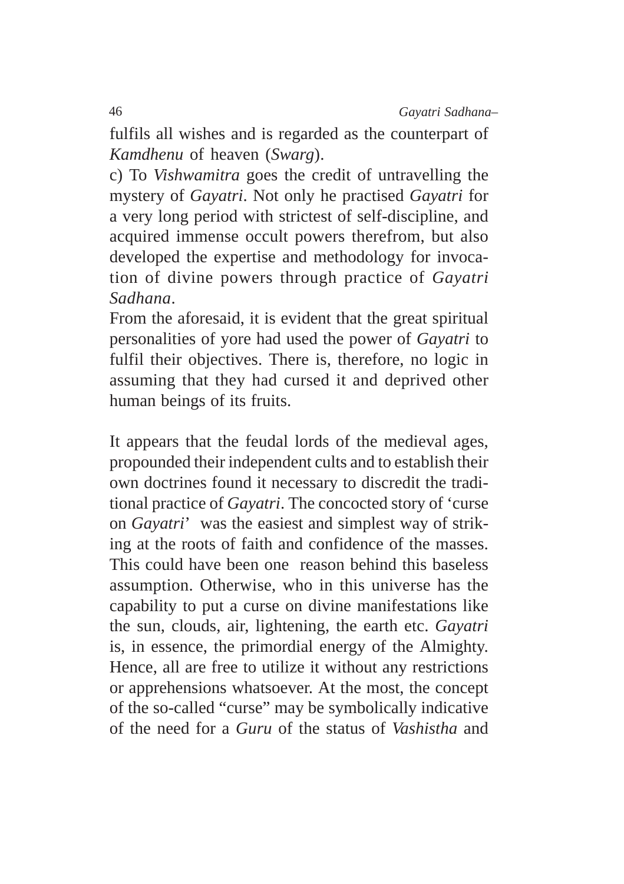fulfils all wishes and is regarded as the counterpart of *Kamdhenu* of heaven (*Swarg*).

c) To *Vishwamitra* goes the credit of untravelling the mystery of *Gayatri*. Not only he practised *Gayatri* for a very long period with strictest of self-discipline, and acquired immense occult powers therefrom, but also developed the expertise and methodology for invocation of divine powers through practice of *Gayatri Sadhana*.

From the aforesaid, it is evident that the great spiritual personalities of yore had used the power of *Gayatri* to fulfil their objectives. There is, therefore, no logic in assuming that they had cursed it and deprived other human beings of its fruits.

It appears that the feudal lords of the medieval ages, propounded their independent cults and to establish their own doctrines found it necessary to discredit the traditional practice of *Gayatri*. The concocted story of 'curse on *Gayatri*' was the easiest and simplest way of striking at the roots of faith and confidence of the masses. This could have been one reason behind this baseless assumption. Otherwise, who in this universe has the capability to put a curse on divine manifestations like the sun, clouds, air, lightening, the earth etc. *Gayatri* is, in essence, the primordial energy of the Almighty. Hence, all are free to utilize it without any restrictions or apprehensions whatsoever. At the most, the concept of the so-called "curse" may be symbolically indicative of the need for a *Guru* of the status of *Vashistha* and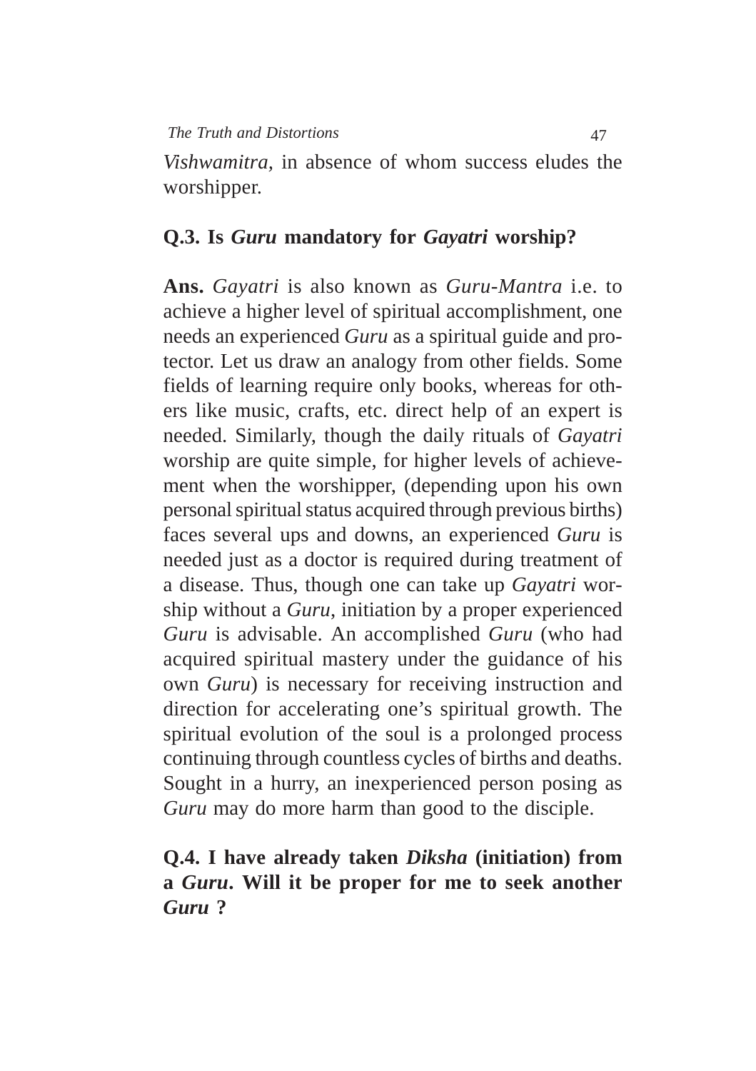*Vishwamitra*, in absence of whom success eludes the worshipper.

### Q.3. Is *Guru* mandatory for *Gayatri* worship?

**Ans.** *Gayatri* is also known as *Guru-Mantra* i.e. to achieve a higher level of spiritual accomplishment, one needs an experienced *Guru* as a spiritual guide and protector. Let us draw an analogy from other fields. Some fields of learning require only books, whereas for others like music, crafts, etc. direct help of an expert is needed. Similarly, though the daily rituals of *Gayatri* worship are quite simple, for higher levels of achievement when the worshipper, (depending upon his own personal spiritual status acquired through previous births) faces several ups and downs, an experienced *Guru* is needed just as a doctor is required during treatment of a disease. Thus, though one can take up *Gayatri* worship without a *Guru*, initiation by a proper experienced *Guru* is advisable. An accomplished *Guru* (who had acquired spiritual mastery under the guidance of his own *Guru*) is necessary for receiving instruction and direction for accelerating one's spiritual growth. The spiritual evolution of the soul is a prolonged process continuing through countless cycles of births and deaths. Sought in a hurry, an inexperienced person posing as *Guru* may do more harm than good to the disciple.

### Q.4. I have already taken *Diksha* (initiation) from a *Guru*. Will it be proper for me to seek another *Guru* ?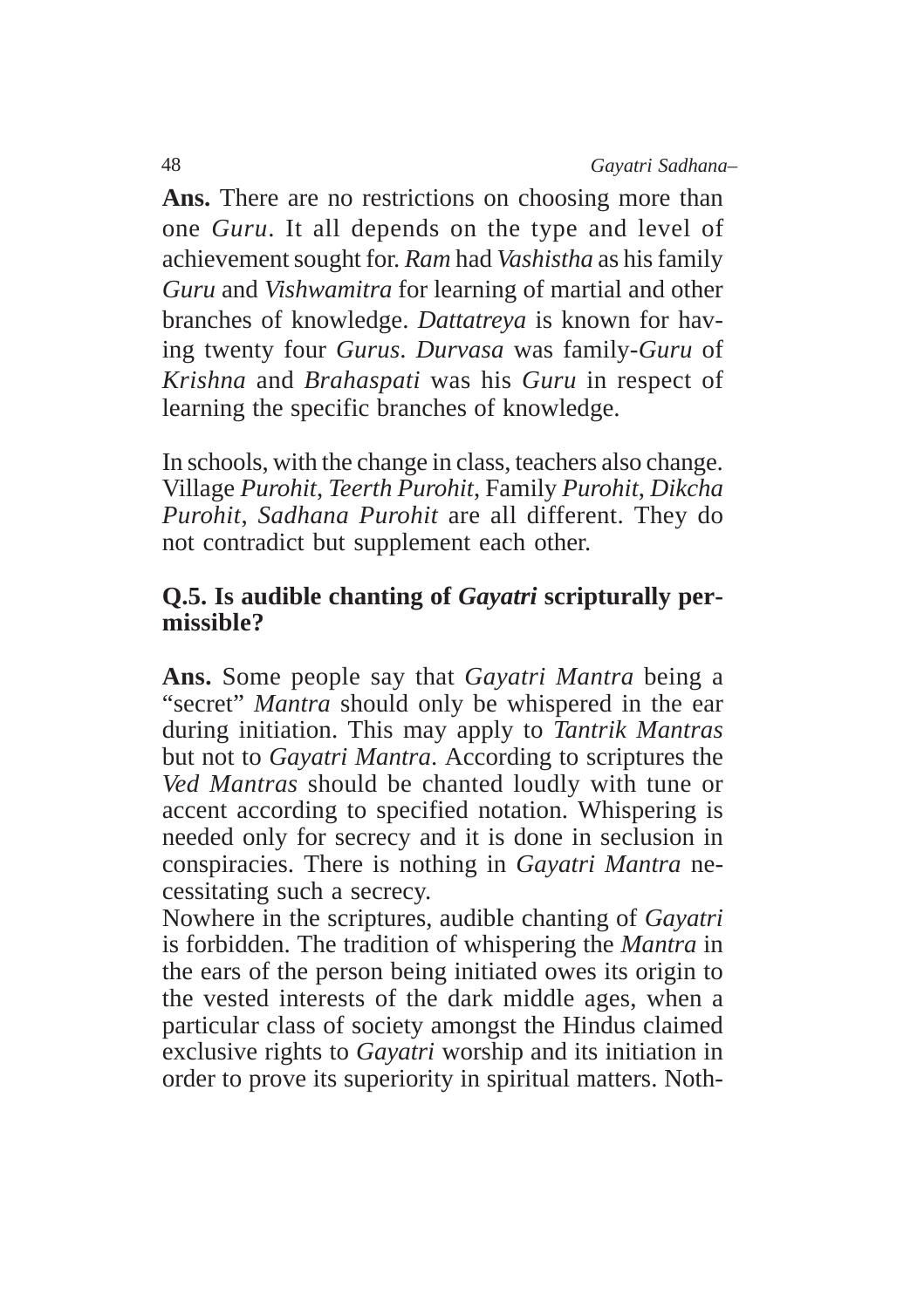**Ans.** There are no restrictions on choosing more than one *Guru*. It all depends on the type and level of achievement sought for. *Ram* had *Vashistha* as his family *Guru* and *Vishwamitra* for learning of martial and other branches of knowledge. *Dattatreya* is known for having twenty four *Gurus*. *Durvasa* was family-*Guru* of *Krishna* and *Brahaspati* was his *Guru* in respect of learning the specific branches of knowledge.

In schools, with the change in class, teachers also change. Village *Purohit*, *Teerth Purohit*, Family *Purohit*, *Dikcha Purohit*, *Sadhana Purohit* are all different. They do not contradict but supplement each other.

**Q.5. Is audible chanting of *Gayatri* scripturally permissible?**

**Ans.** Some people say that *Gayatri Mantra* being a "secret" *Mantra* should only be whispered in the ear during initiation. This may apply to *Tantrik Mantras* but not to *Gayatri Mantra*. According to scriptures the *Ved Mantras* should be chanted loudly with tune or accent according to specified notation. Whispering is needed only for secrecy and it is done in seclusion in conspiracies. There is nothing in *Gayatri Mantra* necessitating such a secrecy.

Nowhere in the scriptures, audible chanting of *Gayatri* is forbidden. The tradition of whispering the *Mantra* in the ears of the person being initiated owes its origin to the vested interests of the dark middle ages, when a particular class of society amongst the Hindus claimed exclusive rights to *Gayatri* worship and its initiation in order to prove its superiority in spiritual matters. Noth-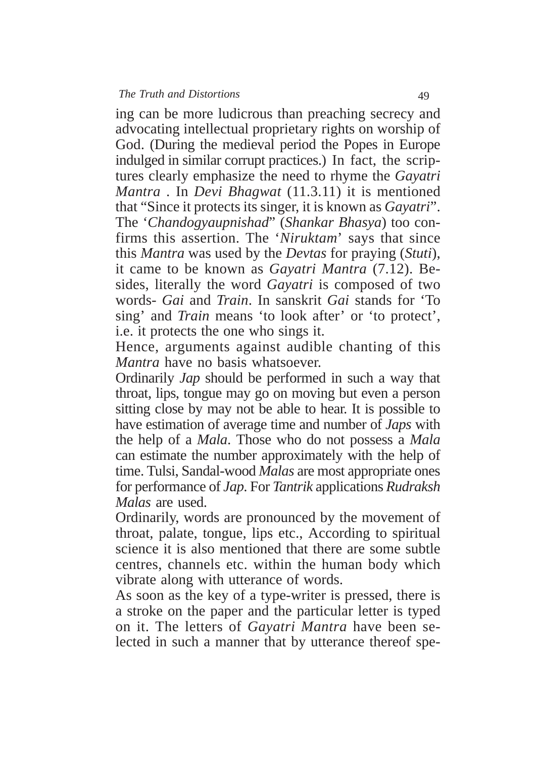ing can be more ludicrous than preaching secrecy and advocating intellectual proprietary rights on worship of God. (During the medieval period the Popes in Europe indulged in similar corrupt practices.) In fact, the scriptures clearly emphasize the need to rhyme the *Gayatri Mantra* . In *Devi Bhagwat* (11.3.11) it is mentioned that "Since it protects its singer, it is known as *Gayatri*". The '*Chandogyaupnishad*" (*Shankar Bhasya*) too confirms this assertion. The '*Niruktam*' says that since this *Mantra* was used by the *Devtas* for praying (*Stuti*), it came to be known as *Gayatri Mantra* (7.12). Besides, literally the word *Gayatri* is composed of two words- *Gai* and *Train*. In sanskrit *Gai* stands for 'To sing' and *Train* means 'to look after' or 'to protect', i.e. it protects the one who sings it.

Hence, arguments against audible chanting of this *Mantra* have no basis whatsoever.

Ordinarily *Jap* should be performed in such a way that throat, lips, tongue may go on moving but even a person sitting close by may not be able to hear. It is possible to have estimation of average time and number of *Japs* with the help of a *Mala*. Those who do not possess a *Mala* can estimate the number approximately with the help of time. Tulsi, Sandal-wood *Malas* are most appropriate ones for performance of *Jap*. For *Tantrik* applications *Rudraksh Malas* are used.

Ordinarily, words are pronounced by the movement of throat, palate, tongue, lips etc., According to spiritual science it is also mentioned that there are some subtle centres, channels etc. within the human body which vibrate along with utterance of words.

As soon as the key of a type-writer is pressed, there is a stroke on the paper and the particular letter is typed on it. The letters of *Gayatri Mantra* have been selected in such a manner that by utterance thereof spe-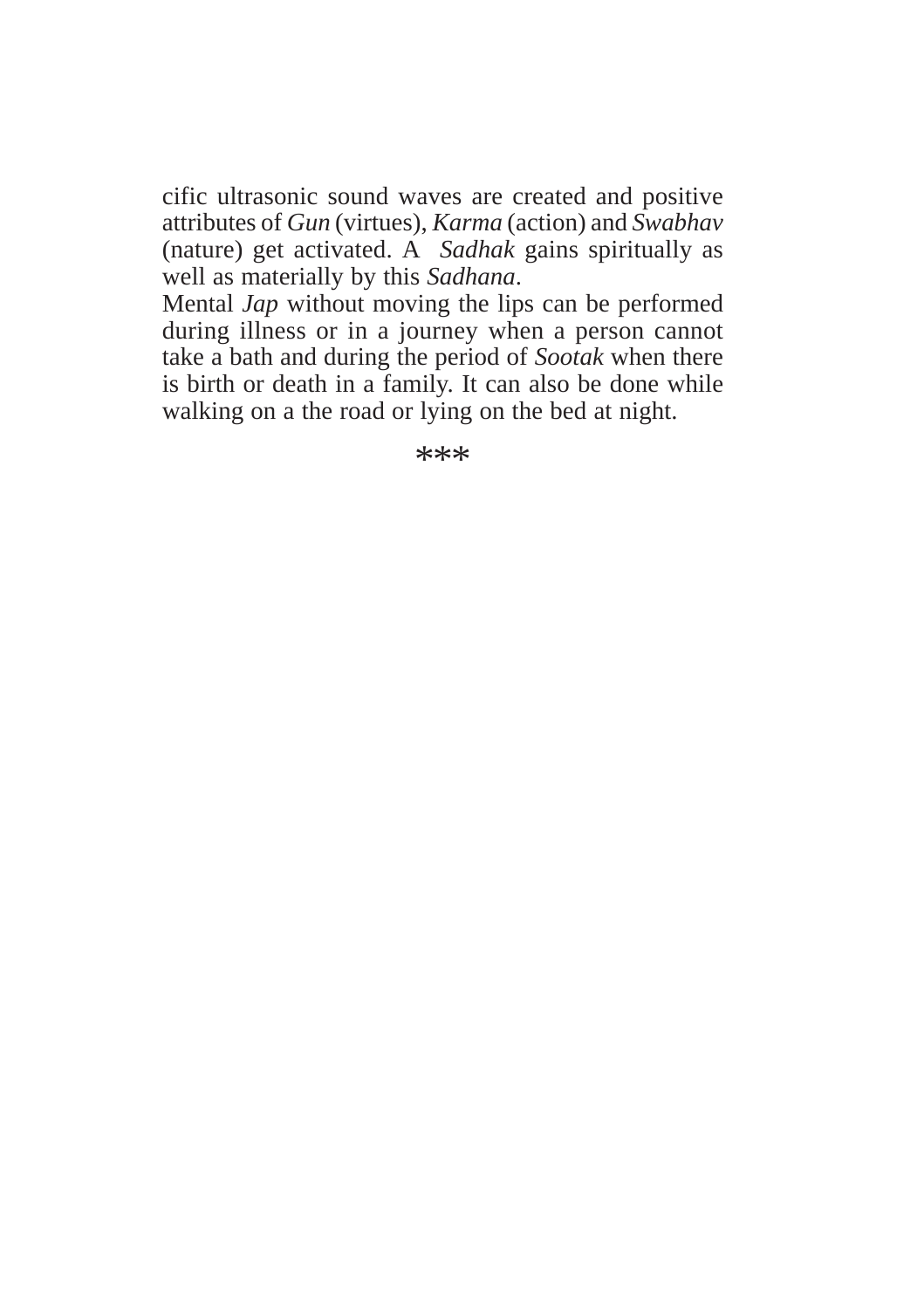cific ultrasonic sound waves are created and positive attributes of *Gun* (virtues), *Karma* (action) and *Swabhav* (nature) get activated. A *Sadhak* gains spiritually as well as materially by this *Sadhana*.

Mental *Jap* without moving the lips can be performed during illness or in a journey when a person cannot take a bath and during the period of *Sootak* when there is birth or death in a family. It can also be done while walking on a the road or lying on the bed at night.

***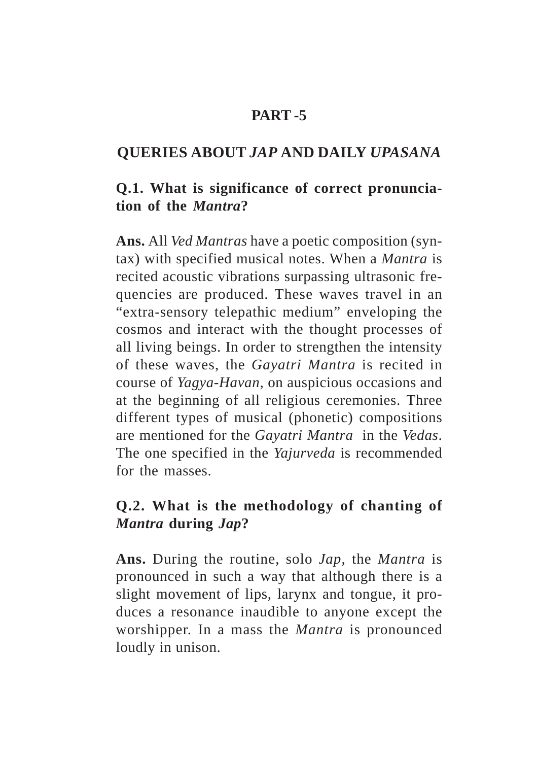# PART -5

## QUERIES ABOUT *JAP* AND DAILY *UPASANA*

### Q.1. What is significance of correct pronunciation of the *Mantra*?

**Ans.** All *Ved Mantras* have a poetic composition (syntax) with specified musical notes. When a *Mantra* is recited acoustic vibrations surpassing ultrasonic frequencies are produced. These waves travel in an "extra-sensory telepathic medium" enveloping the cosmos and interact with the thought processes of all living beings. In order to strengthen the intensity of these waves, the *Gayatri Mantra* is recited in course of *Yagya-Havan*, on auspicious occasions and at the beginning of all religious ceremonies. Three different types of musical (phonetic) compositions are mentioned for the *Gayatri Mantra* in the *Vedas*. The one specified in the *Yajurveda* is recommended for the masses.

### Q.2. What is the methodology of chanting of *Mantra* during *Jap*?

**Ans.** During the routine, solo *Jap*, the *Mantra* is pronounced in such a way that although there is a slight movement of lips, larynx and tongue, it produces a resonance inaudible to anyone except the worshipper. In a mass the *Mantra* is pronounced loudly in unison.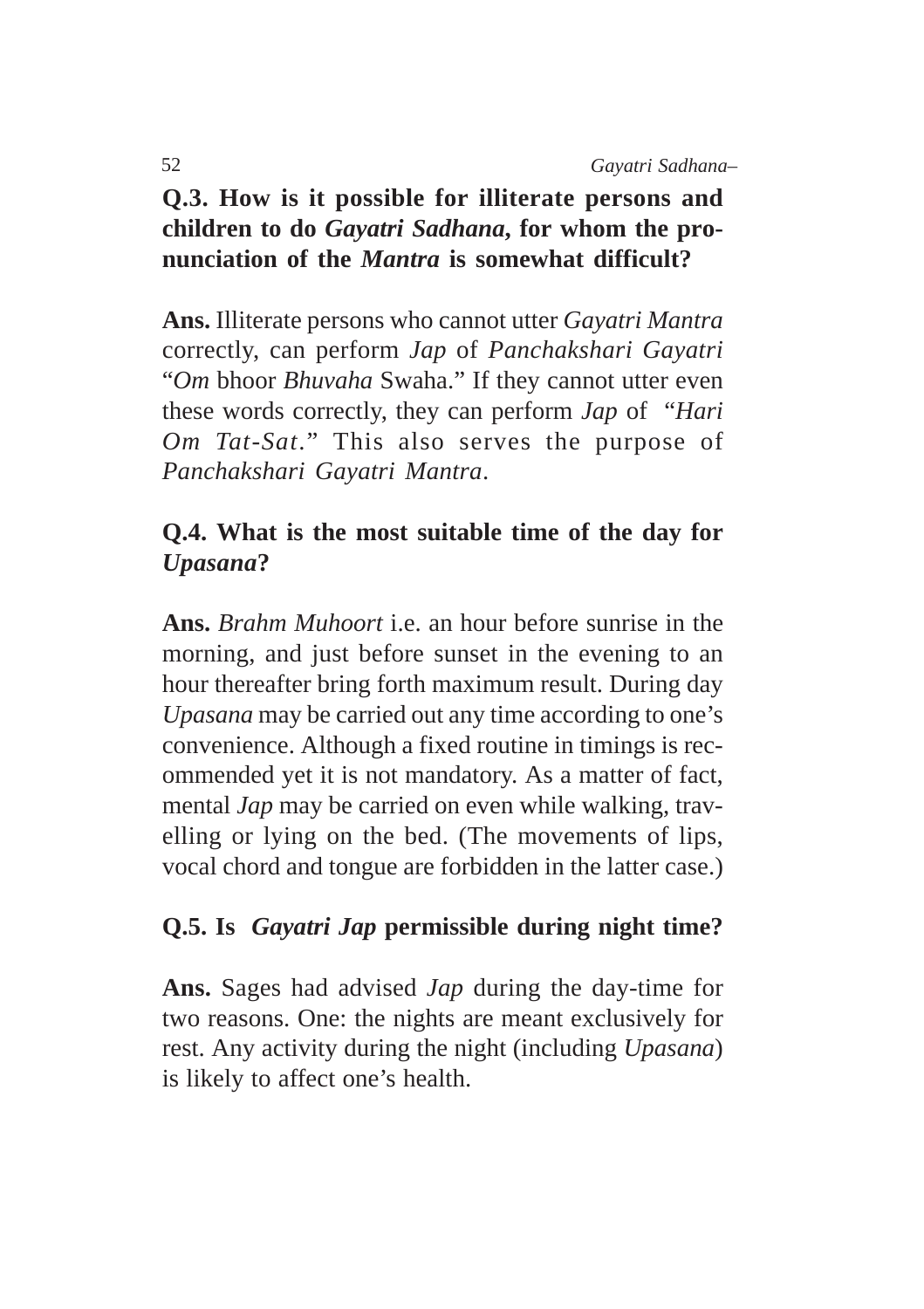**Q.3. How is it possible for illiterate persons and children to do *Gayatri Sadhana,* for whom the pronunciation of the *Mantra* is somewhat difficult?**

**Ans.** Illiterate persons who cannot utter *Gayatri Mantra* correctly, can perform *Jap* of *Panchakshari Gayatri* "*Om* bhoor *Bhuvaha* Swaha." If they cannot utter even these words correctly, they can perform *Jap* of "*Hari Om Tat-Sat*." This also serves the purpose of *Panchakshari Gayatri Mantra*.

**Q.4. What is the most suitable time of the day for *Upasana*?**

**Ans.** *Brahm Muhoort* i.e. an hour before sunrise in the morning, and just before sunset in the evening to an hour thereafter bring forth maximum result. During day *Upasana* may be carried out any time according to one's convenience. Although a fixed routine in timings is recommended yet it is not mandatory. As a matter of fact, mental *Jap* may be carried on even while walking, travelling or lying on the bed. (The movements of lips, vocal chord and tongue are forbidden in the latter case.)

**Q.5. Is *Gayatri Jap* permissible during night time?**

**Ans.** Sages had advised *Jap* during the day-time for two reasons. One: the nights are meant exclusively for rest. Any activity during the night (including *Upasana*) is likely to affect one's health.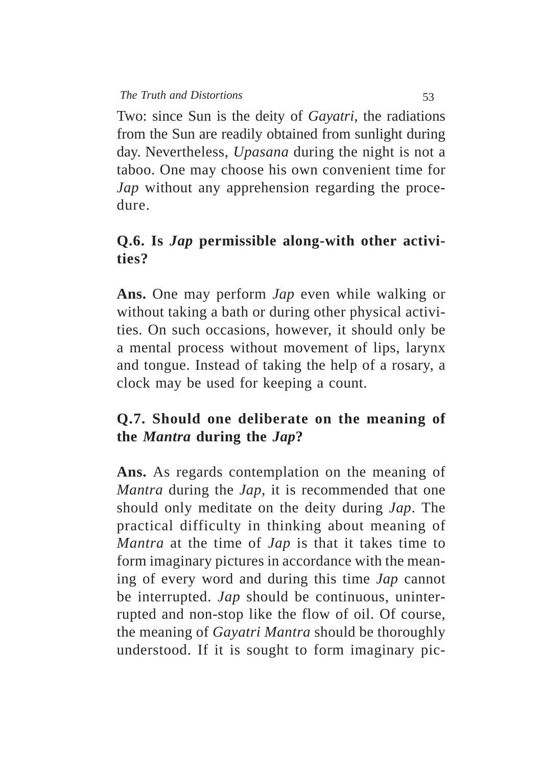Two: since Sun is the deity of *Gayatri*, the radiations from the Sun are readily obtained from sunlight during day. Nevertheless, *Upasana* during the night is not a taboo. One may choose his own convenient time for *Jap* without any apprehension regarding the procedure.

**Q.6. Is *Jap* permissible along-with other activities?**

**Ans.** One may perform *Jap* even while walking or without taking a bath or during other physical activities. On such occasions, however, it should only be a mental process without movement of lips, larynx and tongue. Instead of taking the help of a rosary, a clock may be used for keeping a count.

**Q.7. Should one deliberate on the meaning of the *Mantra* during the *Jap*?**

**Ans.** As regards contemplation on the meaning of *Mantra* during the *Jap*, it is recommended that one should only meditate on the deity during *Jap*. The practical difficulty in thinking about meaning of *Mantra* at the time of *Jap* is that it takes time to form imaginary pictures in accordance with the meaning of every word and during this time *Jap* cannot be interrupted. *Jap* should be continuous, uninterrupted and non-stop like the flow of oil. Of course, the meaning of *Gayatri Mantra* should be thoroughly understood. If it is sought to form imaginary pic-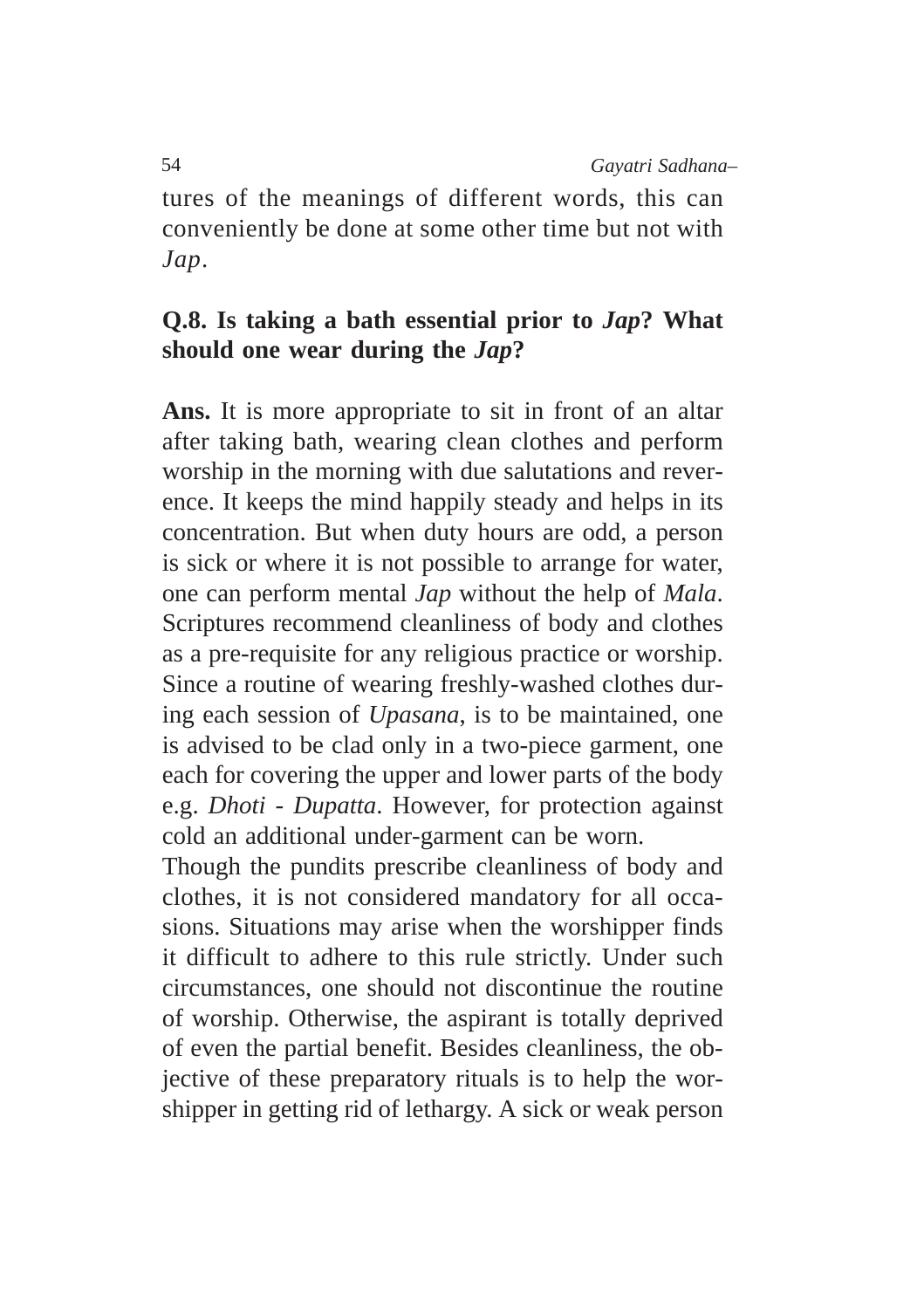tures of the meanings of different words, this can conveniently be done at some other time but not with *Jap*.

**Q.8. Is taking a bath essential prior to *Jap*? What should one wear during the *Jap*?**

**Ans.** It is more appropriate to sit in front of an altar after taking bath, wearing clean clothes and perform worship in the morning with due salutations and reverence. It keeps the mind happily steady and helps in its concentration. But when duty hours are odd, a person is sick or where it is not possible to arrange for water, one can perform mental *Jap* without the help of *Mala*. Scriptures recommend cleanliness of body and clothes as a pre-requisite for any religious practice or worship. Since a routine of wearing freshly-washed clothes during each session of *Upasana*, is to be maintained, one is advised to be clad only in a two-piece garment, one each for covering the upper and lower parts of the body e.g. *Dhoti* - *Dupatta*. However, for protection against cold an additional under-garment can be worn.

Though the pundits prescribe cleanliness of body and clothes, it is not considered mandatory for all occasions. Situations may arise when the worshipper finds it difficult to adhere to this rule strictly. Under such circumstances, one should not discontinue the routine of worship. Otherwise, the aspirant is totally deprived of even the partial benefit. Besides cleanliness, the objective of these preparatory rituals is to help the worshipper in getting rid of lethargy. A sick or weak person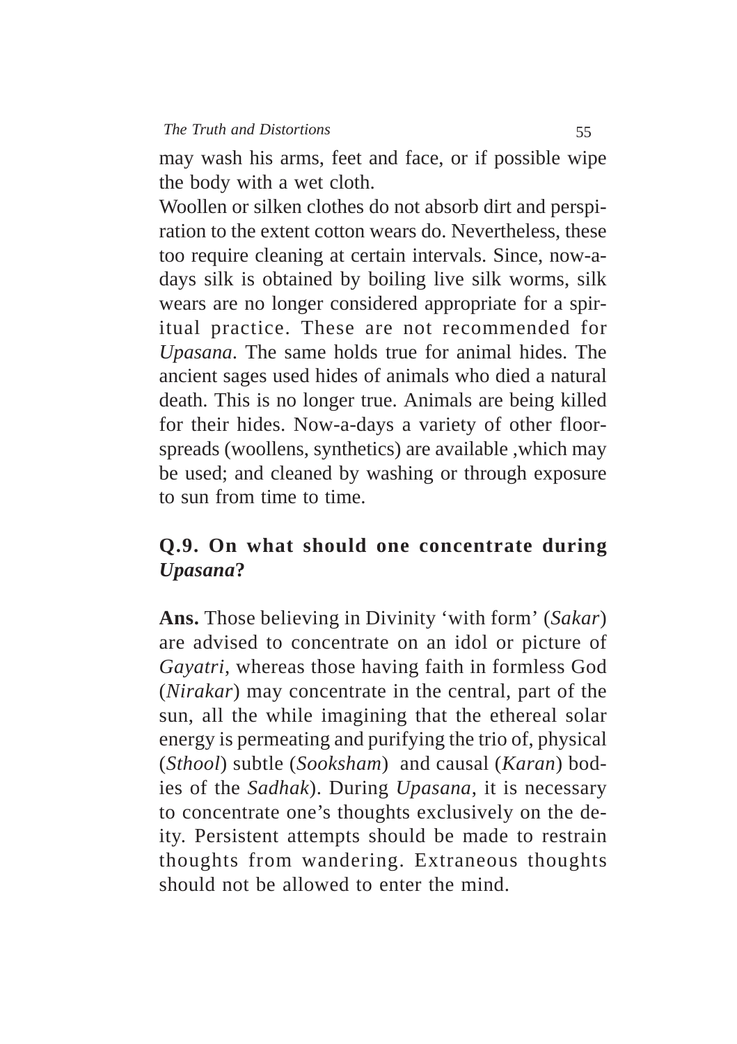may wash his arms, feet and face, or if possible wipe the body with a wet cloth.

Woollen or silken clothes do not absorb dirt and perspiration to the extent cotton wears do. Nevertheless, these too require cleaning at certain intervals. Since, now-a-days silk is obtained by boiling live silk worms, silk wears are no longer considered appropriate for a spiritual practice. These are not recommended for *Upasana*. The same holds true for animal hides. The ancient sages used hides of animals who died a natural death. This is no longer true. Animals are being killed for their hides. Now-a-days a variety of other floor-spreads (woollens, synthetics) are available ,which may be used; and cleaned by washing or through exposure to sun from time to time.

### Q.9. On what should one concentrate during *Upasana*?

**Ans.** Those believing in Divinity 'with form' (*Sakar*) are advised to concentrate on an idol or picture of *Gayatri*, whereas those having faith in formless God (*Nirakar*) may concentrate in the central, part of the sun, all the while imagining that the ethereal solar energy is permeating and purifying the trio of, physical (*Sthool*) subtle (*Sooksham*) and causal (*Karan*) bodies of the *Sadhak*). During *Upasana*, it is necessary to concentrate one's thoughts exclusively on the deity. Persistent attempts should be made to restrain thoughts from wandering. Extraneous thoughts should not be allowed to enter the mind.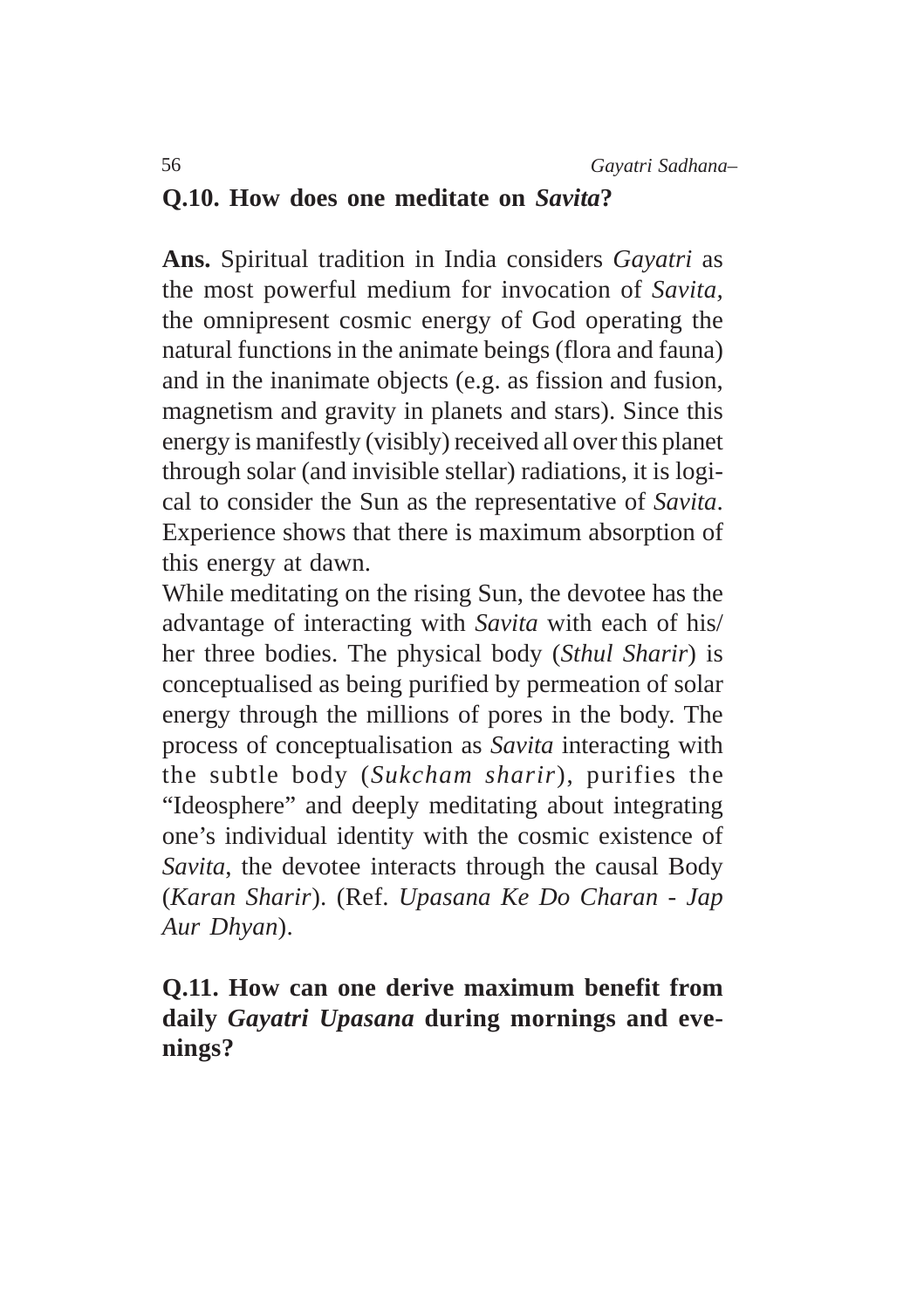**Q.10. How does one meditate on *Savita*?**

**Ans.** Spiritual tradition in India considers *Gayatri* as the most powerful medium for invocation of *Savita*, the omnipresent cosmic energy of God operating the natural functions in the animate beings (flora and fauna) and in the inanimate objects (e.g. as fission and fusion, magnetism and gravity in planets and stars). Since this energy is manifestly (visibly) received all over this planet through solar (and invisible stellar) radiations, it is logical to consider the Sun as the representative of *Savita*. Experience shows that there is maximum absorption of this energy at dawn.

While meditating on the rising Sun, the devotee has the advantage of interacting with *Savita* with each of his/her three bodies. The physical body (*Sthul Sharir*) is conceptualised as being purified by permeation of solar energy through the millions of pores in the body. The process of conceptualisation as *Savita* interacting with the subtle body (*Sukcham sharir*), purifies the "Ideosphere" and deeply meditating about integrating one's individual identity with the cosmic existence of *Savita*, the devotee interacts through the causal Body (*Karan Sharir*). (Ref. *Upasana Ke Do Charan - Jap Aur Dhyan*).

**Q.11. How can one derive maximum benefit from daily *Gayatri Upasana* during mornings and evenings?**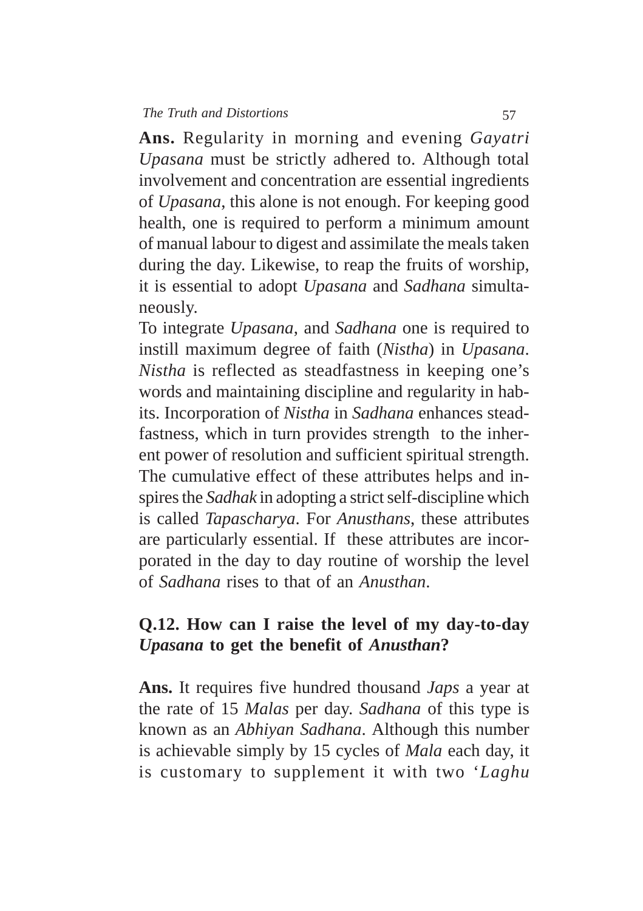**Ans.** Regularity in morning and evening *Gayatri Upasana* must be strictly adhered to. Although total involvement and concentration are essential ingredients of *Upasana*, this alone is not enough. For keeping good health, one is required to perform a minimum amount of manual labour to digest and assimilate the meals taken during the day. Likewise, to reap the fruits of worship, it is essential to adopt *Upasana* and *Sadhana* simultaneously.

To integrate *Upasana*, and *Sadhana* one is required to instill maximum degree of faith (*Nistha*) in *Upasana*. *Nistha* is reflected as steadfastness in keeping one's words and maintaining discipline and regularity in habits. Incorporation of *Nistha* in *Sadhana* enhances steadfastness, which in turn provides strength to the inherent power of resolution and sufficient spiritual strength. The cumulative effect of these attributes helps and inspires the *Sadhak* in adopting a strict self-discipline which is called *Tapascharya*. For *Anusthans*, these attributes are particularly essential. If these attributes are incorporated in the day to day routine of worship the level of *Sadhana* rises to that of an *Anusthan*.

**Q.12. How can I raise the level of my day-to-day *Upasana* to get the benefit of *Anusthan*?**

**Ans.** It requires five hundred thousand *Japs* a year at the rate of 15 *Malas* per day. *Sadhana* of this type is known as an *Abhiyan Sadhana*. Although this number is achievable simply by 15 cycles of *Mala* each day, it is customary to supplement it with two '*Laghu*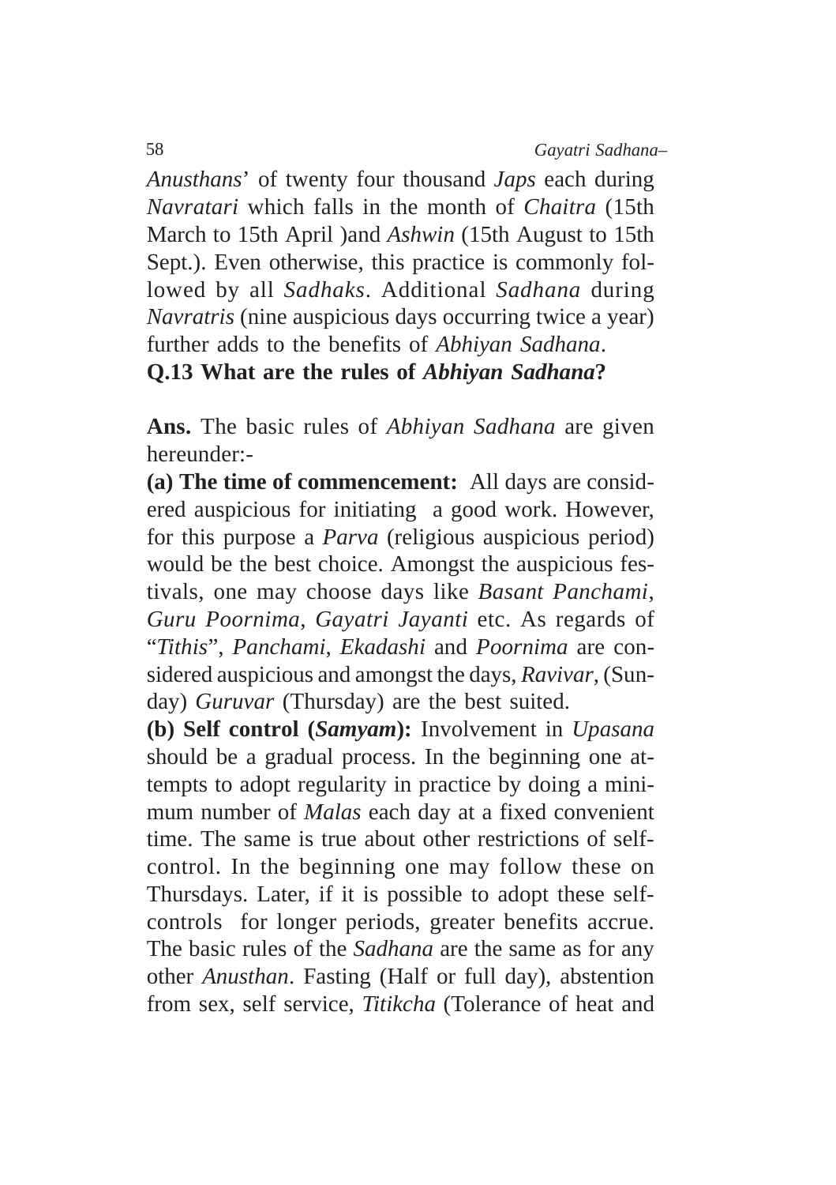*Anusthans*' of twenty four thousand *Japs* each during *Navratari* which falls in the month of *Chaitra* (15th March to 15th April )and *Ashwin* (15th August to 15th Sept.). Even otherwise, this practice is commonly followed by all *Sadhaks*. Additional *Sadhana* during *Navratris* (nine auspicious days occurring twice a year) further adds to the benefits of *Abhiyan Sadhana*.

**Q.13 What are the rules of *Abhiyan Sadhana*?**

**Ans.** The basic rules of *Abhiyan Sadhana* are given hereunder:-

**(a) The time of commencement:** All days are considered auspicious for initiating a good work. However, for this purpose a *Parva* (religious auspicious period) would be the best choice. Amongst the auspicious festivals, one may choose days like *Basant Panchami*, *Guru Poornima*, *Gayatri Jayanti* etc. As regards of "*Tithis*", *Panchami*, *Ekadashi* and *Poornima* are considered auspicious and amongst the days, *Ravivar*, (Sunday) *Guruvar* (Thursday) are the best suited.

**(b) Self control (*Samyam*):** Involvement in *Upasana* should be a gradual process. In the beginning one attempts to adopt regularity in practice by doing a minimum number of *Malas* each day at a fixed convenient time. The same is true about other restrictions of self-control. In the beginning one may follow these on Thursdays. Later, if it is possible to adopt these self-controls for longer periods, greater benefits accrue. The basic rules of the *Sadhana* are the same as for any other *Anusthan*. Fasting (Half or full day), abstention from sex, self service, *Titikcha* (Tolerance of heat and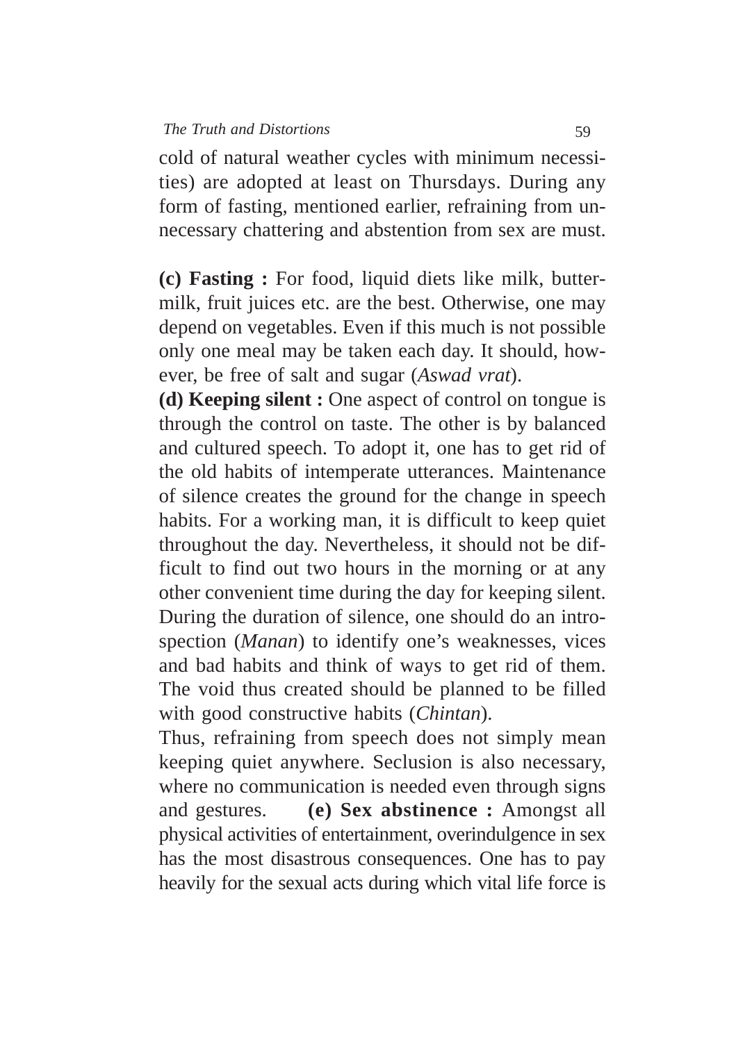cold of natural weather cycles with minimum necessities) are adopted at least on Thursdays. During any form of fasting, mentioned earlier, refraining from unnecessary chattering and abstention from sex are must.

**(c) Fasting :** For food, liquid diets like milk, buttermilk, fruit juices etc. are the best. Otherwise, one may depend on vegetables. Even if this much is not possible only one meal may be taken each day. It should, however, be free of salt and sugar (*Aswad vrat*).

**(d) Keeping silent :** One aspect of control on tongue is through the control on taste. The other is by balanced and cultured speech. To adopt it, one has to get rid of the old habits of intemperate utterances. Maintenance of silence creates the ground for the change in speech habits. For a working man, it is difficult to keep quiet throughout the day. Nevertheless, it should not be difficult to find out two hours in the morning or at any other convenient time during the day for keeping silent. During the duration of silence, one should do an introspection (*Manan*) to identify one's weaknesses, vices and bad habits and think of ways to get rid of them. The void thus created should be planned to be filled with good constructive habits (*Chintan*).

Thus, refraining from speech does not simply mean keeping quiet anywhere. Seclusion is also necessary, where no communication is needed even through signs and gestures.

**(e) Sex abstinence :** Amongst all physical activities of entertainment, overindulgence in sex has the most disastrous consequences. One has to pay heavily for the sexual acts during which vital life force is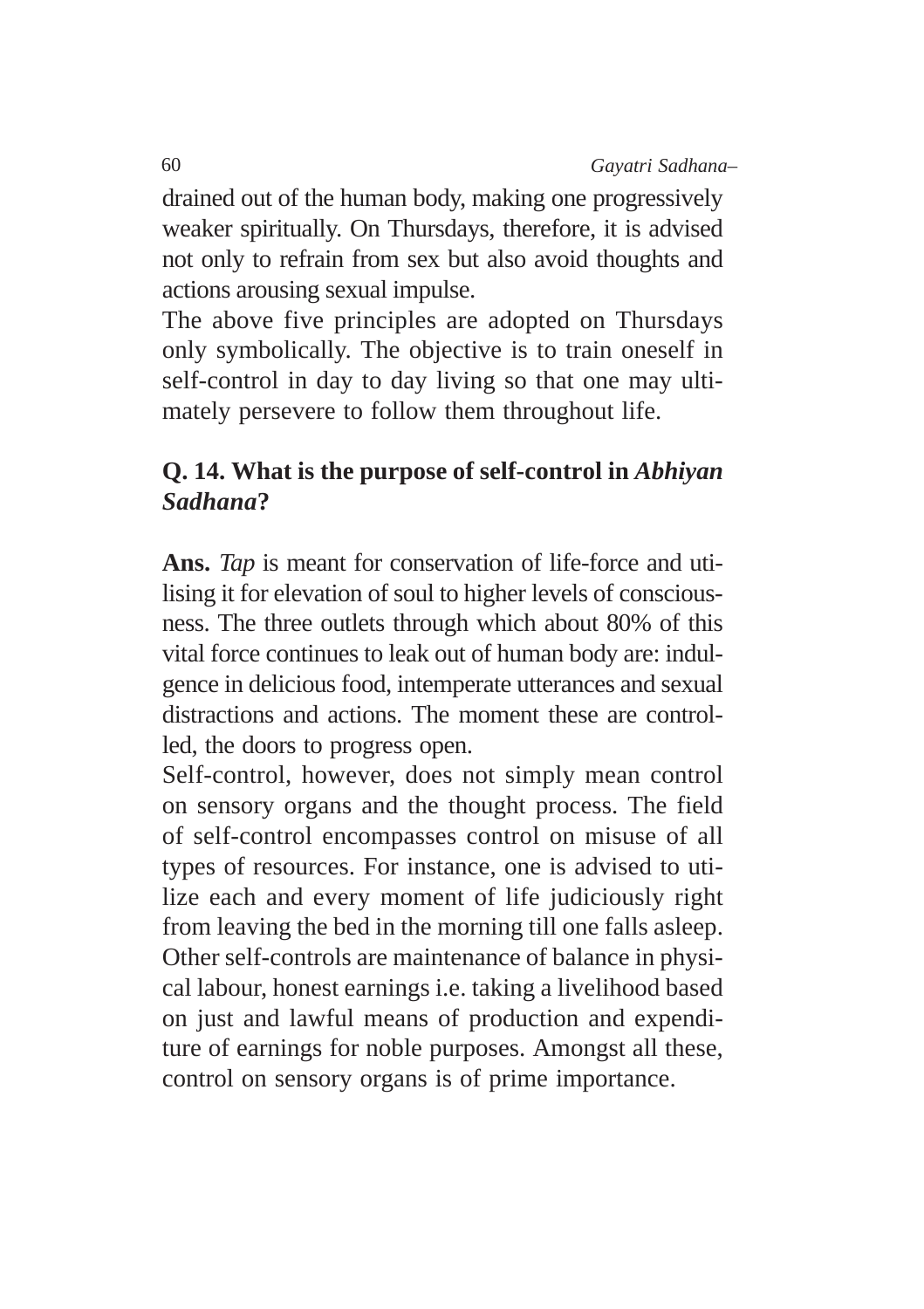drained out of the human body, making one progressively weaker spiritually. On Thursdays, therefore, it is advised not only to refrain from sex but also avoid thoughts and actions arousing sexual impulse.

The above five principles are adopted on Thursdays only symbolically. The objective is to train oneself in self-control in day to day living so that one may ultimately persevere to follow them throughout life.

**Q. 14. What is the purpose of self-control in *Abhiyan Sadhana*?**

**Ans.** *Tap* is meant for conservation of life-force and utilising it for elevation of soul to higher levels of consciousness. The three outlets through which about 80% of this vital force continues to leak out of human body are: indulgence in delicious food, intemperate utterances and sexual distractions and actions. The moment these are controlled, the doors to progress open.

Self-control, however, does not simply mean control on sensory organs and the thought process. The field of self-control encompasses control on misuse of all types of resources. For instance, one is advised to utilize each and every moment of life judiciously right from leaving the bed in the morning till one falls asleep. Other self-controls are maintenance of balance in physical labour, honest earnings i.e. taking a livelihood based on just and lawful means of production and expenditure of earnings for noble purposes. Amongst all these, control on sensory organs is of prime importance.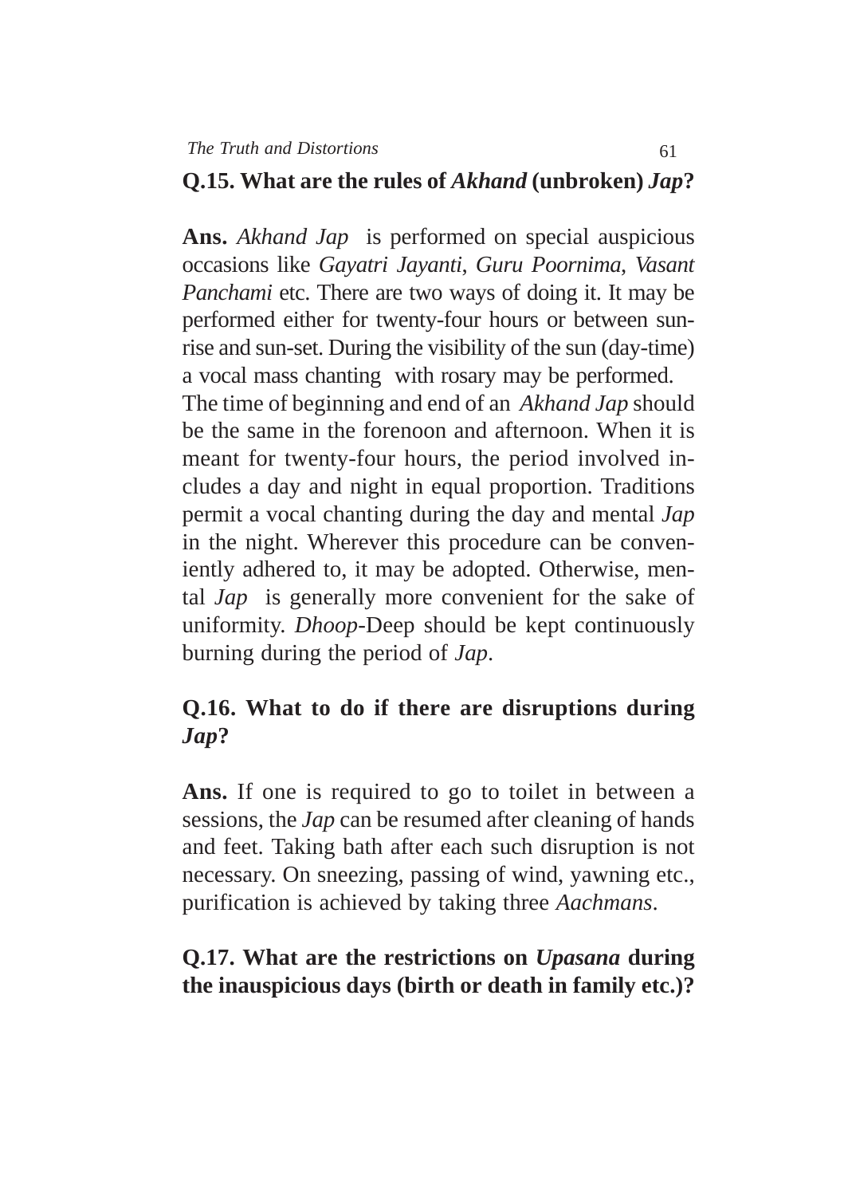**Q.15. What are the rules of *Akhand* (unbroken) *Jap*?**

**Ans.** *Akhand Jap* is performed on special auspicious occasions like *Gayatri Jayanti, Guru Poornima, Vasant Panchami* etc. There are two ways of doing it. It may be performed either for twenty-four hours or between sun-rise and sun-set. During the visibility of the sun (day-time) a vocal mass chanting with rosary may be performed. The time of beginning and end of an *Akhand Jap* should be the same in the forenoon and afternoon. When it is meant for twenty-four hours, the period involved includes a day and night in equal proportion. Traditions permit a vocal chanting during the day and mental *Jap* in the night. Wherever this procedure can be conveniently adhered to, it may be adopted. Otherwise, mental *Jap* is generally more convenient for the sake of uniformity. *Dhoop*-Deep should be kept continuously burning during the period of *Jap*.

**Q.16. What to do if there are disruptions during *Jap*?**

**Ans.** If one is required to go to toilet in between a sessions, the *Jap* can be resumed after cleaning of hands and feet. Taking bath after each such disruption is not necessary. On sneezing, passing of wind, yawning etc., purification is achieved by taking three *Aachmans*.

**Q.17. What are the restrictions on *Upasana* during the inauspicious days (birth or death in family etc.)?**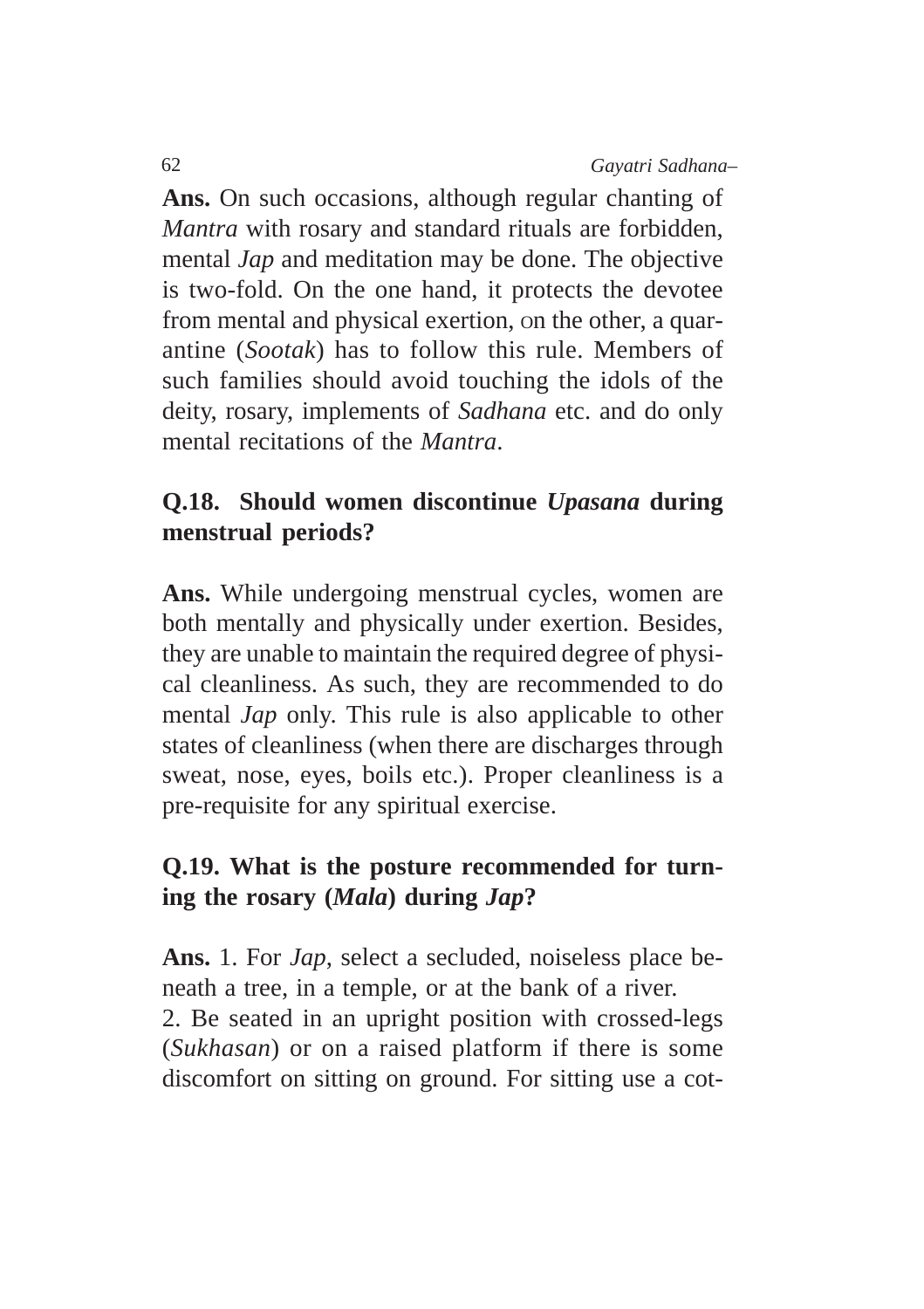**Ans.** On such occasions, although regular chanting of *Mantra* with rosary and standard rituals are forbidden, mental *Jap* and meditation may be done. The objective is two-fold. On the one hand, it protects the devotee from mental and physical exertion, on the other, a quarantine (*Sootak*) has to follow this rule. Members of such families should avoid touching the idols of the deity, rosary, implements of *Sadhana* etc. and do only mental recitations of the *Mantra*.

**Q.18. Should women discontinue *Upasana* during menstrual periods?**

**Ans.** While undergoing menstrual cycles, women are both mentally and physically under exertion. Besides, they are unable to maintain the required degree of physical cleanliness. As such, they are recommended to do mental *Jap* only. This rule is also applicable to other states of cleanliness (when there are discharges through sweat, nose, eyes, boils etc.). Proper cleanliness is a pre-requisite for any spiritual exercise.

**Q.19. What is the posture recommended for turning the rosary (*Mala*) during *Jap*?**

**Ans.** 1. For *Jap*, select a secluded, noiseless place beneath a tree, in a temple, or at the bank of a river.
2. Be seated in an upright position with crossed-legs (*Sukhasan*) or on a raised platform if there is some discomfort on sitting on ground. For sitting use a cot-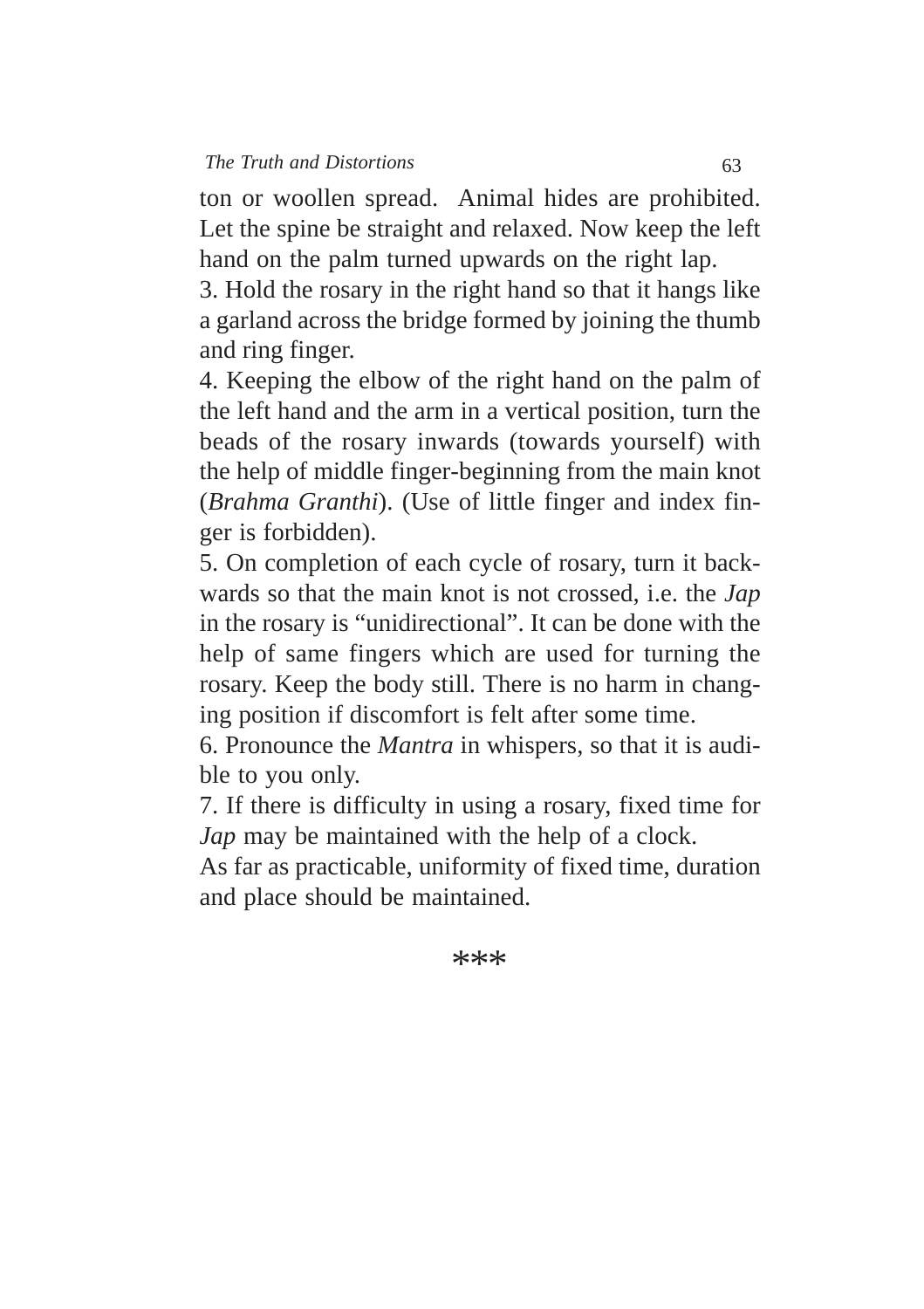ton or woollen spread. Animal hides are prohibited. Let the spine be straight and relaxed. Now keep the left hand on the palm turned upwards on the right lap.

3. Hold the rosary in the right hand so that it hangs like a garland across the bridge formed by joining the thumb and ring finger.

4. Keeping the elbow of the right hand on the palm of the left hand and the arm in a vertical position, turn the beads of the rosary inwards (towards yourself) with the help of middle finger-beginning from the main knot (*Brahma Granthi*). (Use of little finger and index finger is forbidden).

5. On completion of each cycle of rosary, turn it backwards so that the main knot is not crossed, i.e. the *Jap* in the rosary is "unidirectional". It can be done with the help of same fingers which are used for turning the rosary. Keep the body still. There is no harm in changing position if discomfort is felt after some time.

6. Pronounce the *Mantra* in whispers, so that it is audible to you only.

7. If there is difficulty in using a rosary, fixed time for *Jap* may be maintained with the help of a clock.

As far as practicable, uniformity of fixed time, duration and place should be maintained.

***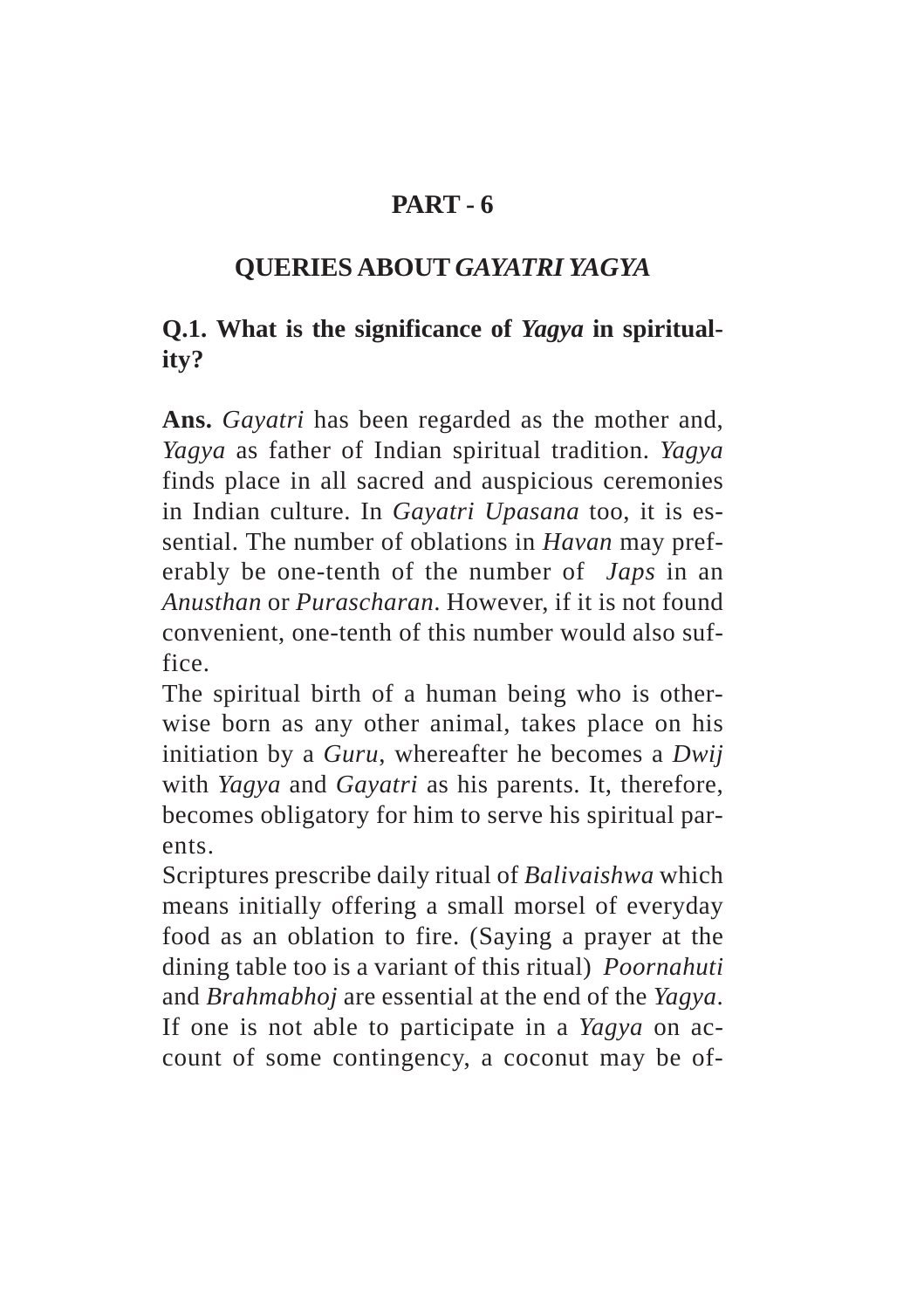# PART - 6

## QUERIES ABOUT *GAYATRI YAGYA*

### Q.1. What is the significance of *Yagya* in spirituality?

**Ans.** *Gayatri* has been regarded as the mother and, *Yagya* as father of Indian spiritual tradition. *Yagya* finds place in all sacred and auspicious ceremonies in Indian culture. In *Gayatri Upasana* too, it is essential. The number of oblations in *Havan* may preferably be one-tenth of the number of *Japs* in an *Anusthan* or *Purascharan*. However, if it is not found convenient, one-tenth of this number would also suffice.

The spiritual birth of a human being who is otherwise born as any other animal, takes place on his initiation by a *Guru*, whereafter he becomes a *Dwij* with *Yagya* and *Gayatri* as his parents. It, therefore, becomes obligatory for him to serve his spiritual parents.

Scriptures prescribe daily ritual of *Balivaishwa* which means initially offering a small morsel of everyday food as an oblation to fire. (Saying a prayer at the dining table too is a variant of this ritual) *Poornahuti* and *Brahmabhoj* are essential at the end of the *Yagya*. If one is not able to participate in a *Yagya* on account of some contingency, a coconut may be of-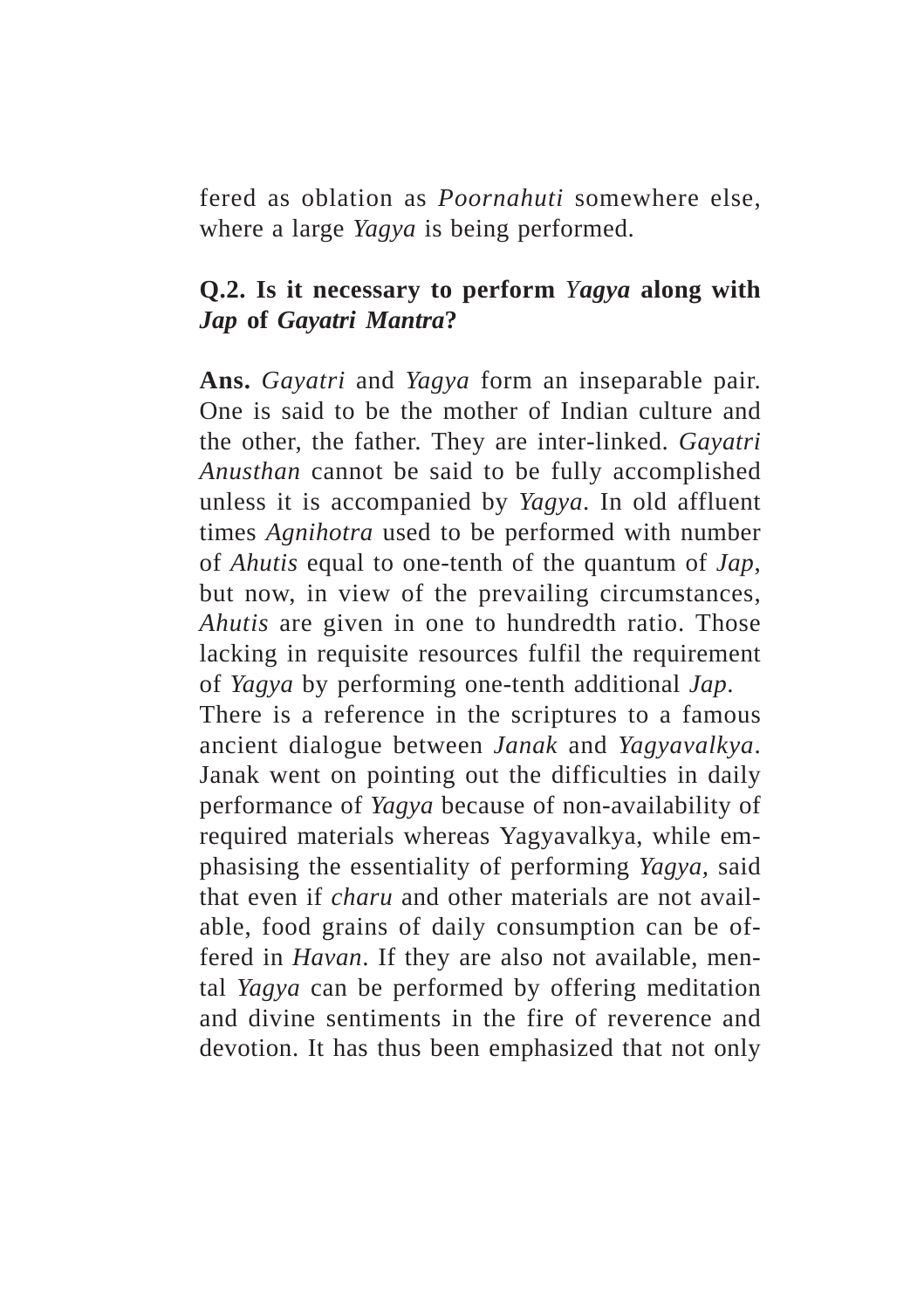fered as oblation as *Poornahuti* somewhere else, where a large *Yagya* is being performed.

**Q.2. Is it necessary to perform *Yagya* along with *Jap* of *Gayatri Mantra*?**

**Ans.** *Gayatri* and *Yagya* form an inseparable pair. One is said to be the mother of Indian culture and the other, the father. They are inter-linked. *Gayatri Anusthan* cannot be said to be fully accomplished unless it is accompanied by *Yagya*. In old affluent times *Agnihotra* used to be performed with number of *Ahutis* equal to one-tenth of the quantum of *Jap*, but now, in view of the prevailing circumstances, *Ahutis* are given in one to hundredth ratio. Those lacking in requisite resources fulfil the requirement of *Yagya* by performing one-tenth additional *Jap*.

There is a reference in the scriptures to a famous ancient dialogue between *Janak* and *Yagyavalkya*. Janak went on pointing out the difficulties in daily performance of *Yagya* because of non-availability of required materials whereas Yagyavalkya, while emphasising the essentiality of performing *Yagya*, said that even if *charu* and other materials are not available, food grains of daily consumption can be offered in *Havan*. If they are also not available, mental *Yagya* can be performed by offering meditation and divine sentiments in the fire of reverence and devotion. It has thus been emphasized that not only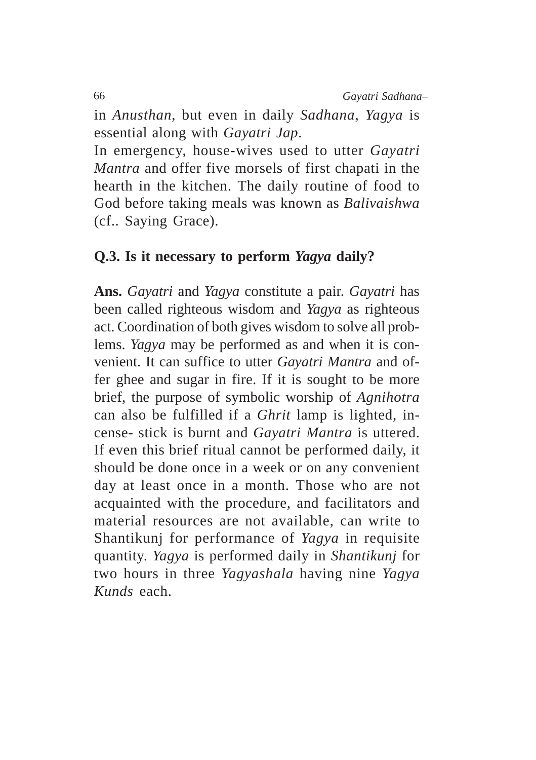in *Anusthan*, but even in daily *Sadhana*, *Yagya* is essential along with *Gayatri Jap*.

In emergency, house-wives used to utter *Gayatri Mantra* and offer five morsels of first chapati in the hearth in the kitchen. The daily routine of food to God before taking meals was known as *Balivaishwa* (cf.. Saying Grace).

**Q.3. Is it necessary to perform *Yagya* daily?**

**Ans.** *Gayatri* and *Yagya* constitute a pair. *Gayatri* has been called righteous wisdom and *Yagya* as righteous act. Coordination of both gives wisdom to solve all problems. *Yagya* may be performed as and when it is convenient. It can suffice to utter *Gayatri Mantra* and offer ghee and sugar in fire. If it is sought to be more brief, the purpose of symbolic worship of *Agnihotra* can also be fulfilled if a *Ghrit* lamp is lighted, incense- stick is burnt and *Gayatri Mantra* is uttered. If even this brief ritual cannot be performed daily, it should be done once in a week or on any convenient day at least once in a month. Those who are not acquainted with the procedure, and facilitators and material resources are not available, can write to Shantikunj for performance of *Yagya* in requisite quantity. *Yagya* is performed daily in *Shantikunj* for two hours in three *Yagyashala* having nine *Yagya Kunds* each.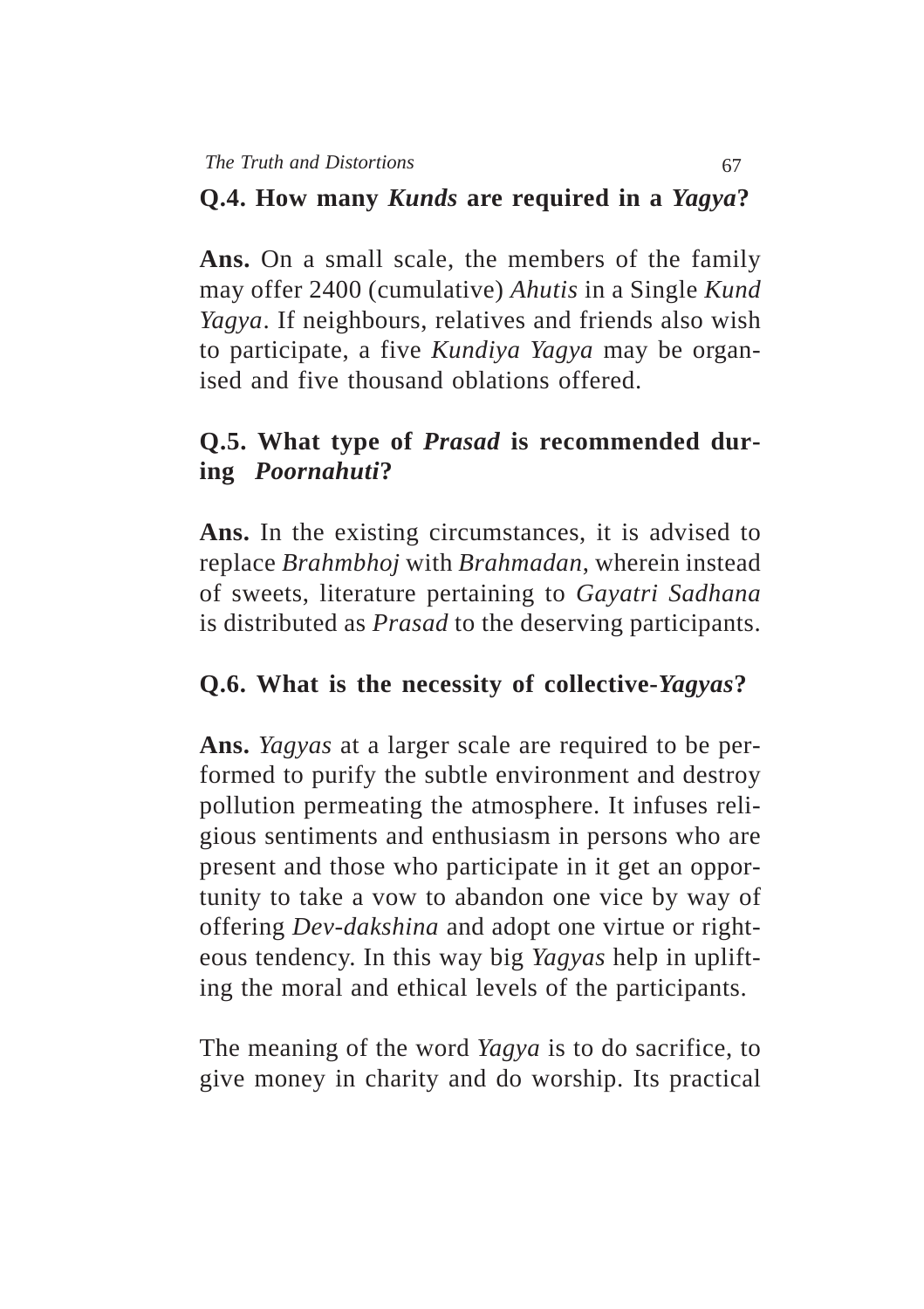**Q.4. How many *Kunds* are required in a *Yagya*?**

**Ans.** On a small scale, the members of the family may offer 2400 (cumulative) *Ahutis* in a Single *Kund Yagya*. If neighbours, relatives and friends also wish to participate, a five *Kundiya Yagya* may be organised and five thousand oblations offered.

**Q.5. What type of *Prasad* is recommended during *Poornahuti*?**

**Ans.** In the existing circumstances, it is advised to replace *Brahmbhoj* with *Brahmadan,* wherein instead of sweets, literature pertaining to *Gayatri Sadhana* is distributed as *Prasad* to the deserving participants.

**Q.6. What is the necessity of collective-*Yagyas*?**

**Ans.** *Yagyas* at a larger scale are required to be performed to purify the subtle environment and destroy pollution permeating the atmosphere. It infuses religious sentiments and enthusiasm in persons who are present and those who participate in it get an opportunity to take a vow to abandon one vice by way of offering *Dev-dakshina* and adopt one virtue or righteous tendency. In this way big *Yagyas* help in uplifting the moral and ethical levels of the participants.

The meaning of the word *Yagya* is to do sacrifice, to give money in charity and do worship. Its practical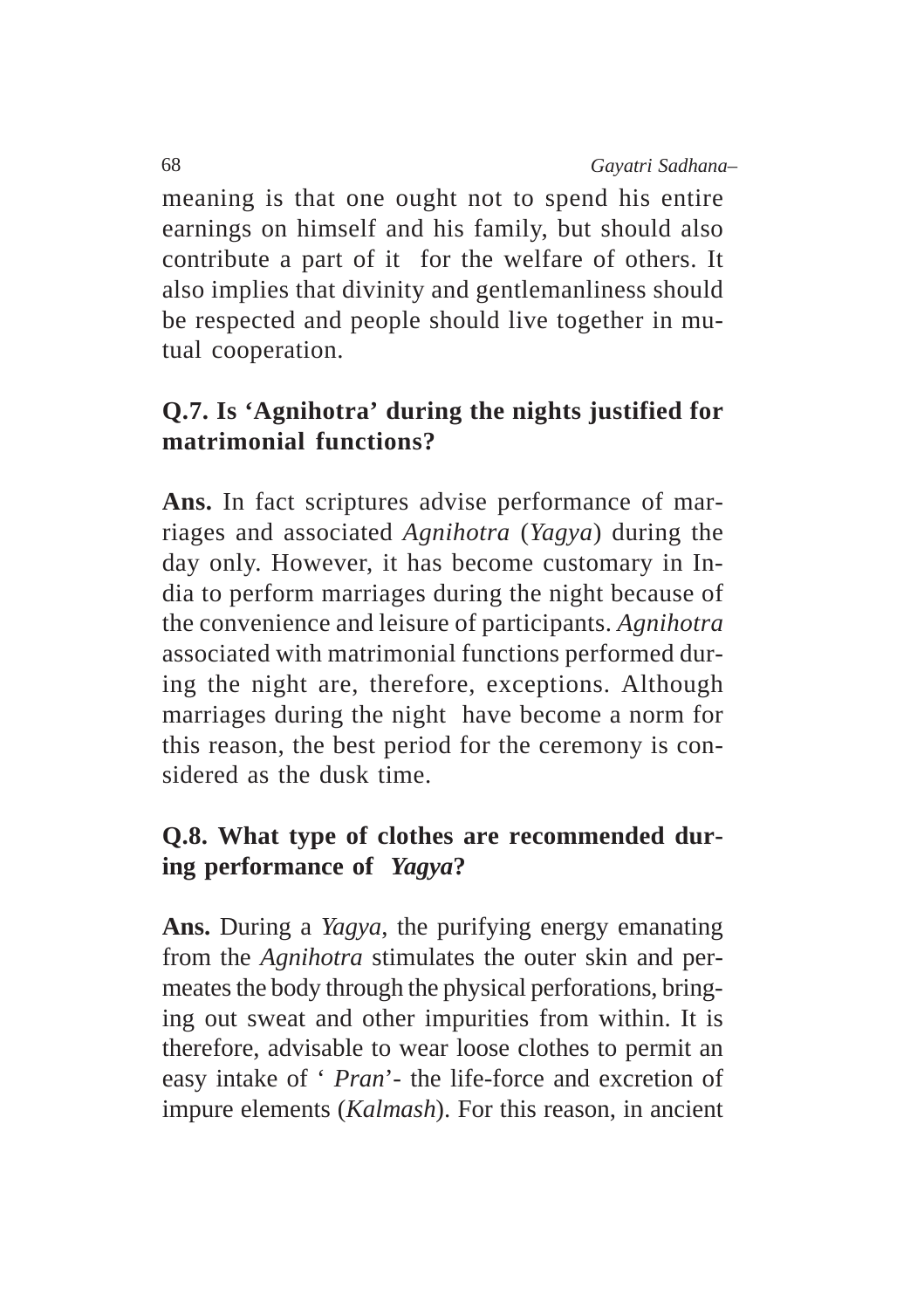meaning is that one ought not to spend his entire earnings on himself and his family, but should also contribute a part of it for the welfare of others. It also implies that divinity and gentlemanliness should be respected and people should live together in mutual cooperation.

**Q.7. Is 'Agnihotra' during the nights justified for matrimonial functions?**

**Ans.** In fact scriptures advise performance of marriages and associated *Agnihotra* (*Yagya*) during the day only. However, it has become customary in India to perform marriages during the night because of the convenience and leisure of participants. *Agnihotra* associated with matrimonial functions performed during the night are, therefore, exceptions. Although marriages during the night have become a norm for this reason, the best period for the ceremony is considered as the dusk time.

**Q.8. What type of clothes are recommended during performance of *Yagya*?**

**Ans.** During a *Yagya*, the purifying energy emanating from the *Agnihotra* stimulates the outer skin and permeates the body through the physical perforations, bringing out sweat and other impurities from within. It is therefore, advisable to wear loose clothes to permit an easy intake of ' *Pran*'- the life-force and excretion of impure elements (*Kalmash*). For this reason, in ancient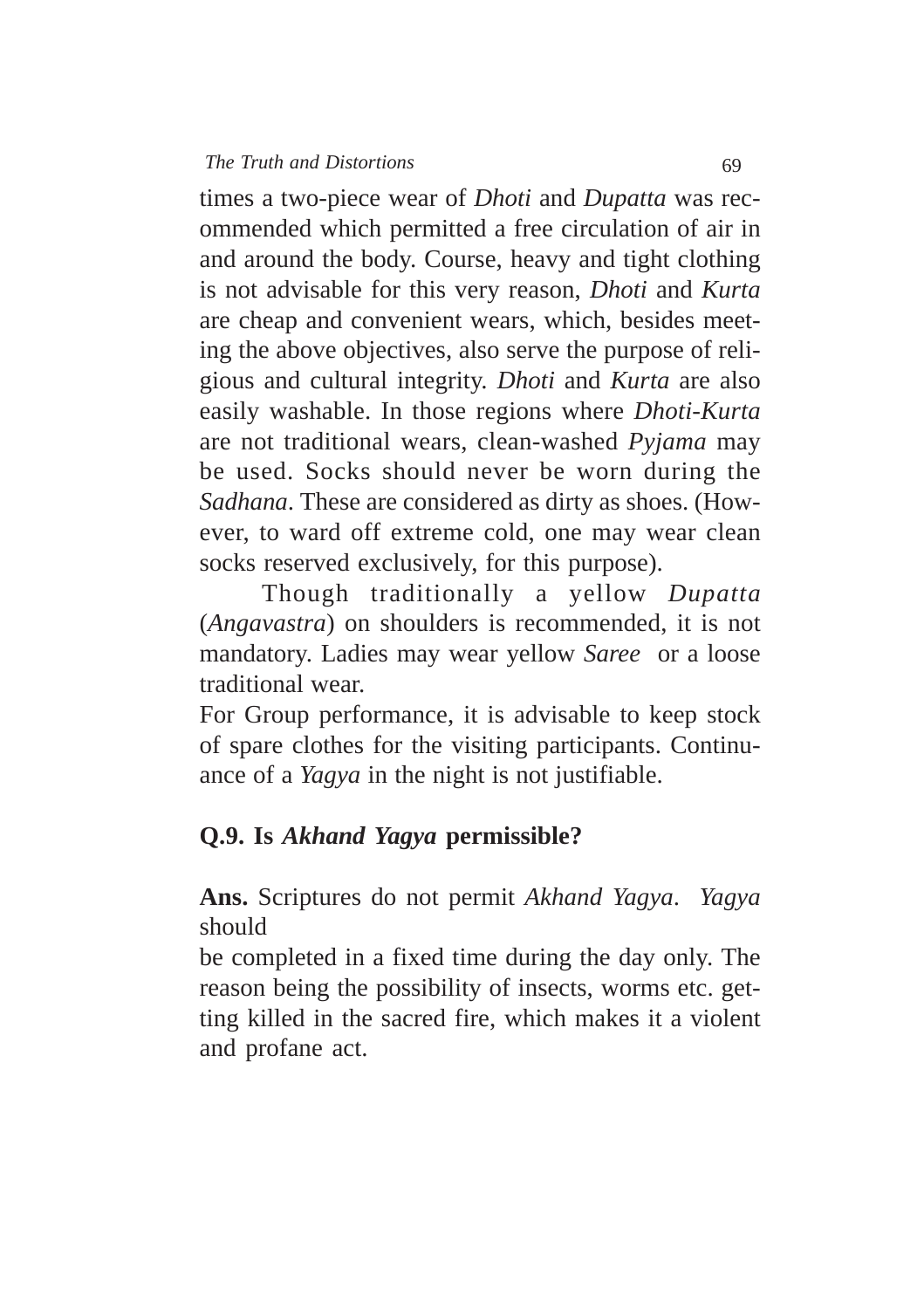times a two-piece wear of *Dhoti* and *Dupatta* was recommended which permitted a free circulation of air in and around the body. Course, heavy and tight clothing is not advisable for this very reason, *Dhoti* and *Kurta* are cheap and convenient wears, which, besides meeting the above objectives, also serve the purpose of religious and cultural integrity. *Dhoti* and *Kurta* are also easily washable. In those regions where *Dhoti-Kurta* are not traditional wears, clean-washed *Pyjama* may be used. Socks should never be worn during the *Sadhana*. These are considered as dirty as shoes. (However, to ward off extreme cold, one may wear clean socks reserved exclusively, for this purpose).

Though traditionally a yellow *Dupatta* (*Angavastra*) on shoulders is recommended, it is not mandatory. Ladies may wear yellow *Saree* or a loose traditional wear.

For Group performance, it is advisable to keep stock of spare clothes for the visiting participants. Continuance of a *Yagya* in the night is not justifiable.

**Q.9. Is *Akhand Yagya* permissible?**

**Ans.** Scriptures do not permit *Akhand Yagya*. *Yagya* should be completed in a fixed time during the day only. The reason being the possibility of insects, worms etc. getting killed in the sacred fire, which makes it a violent and profane act.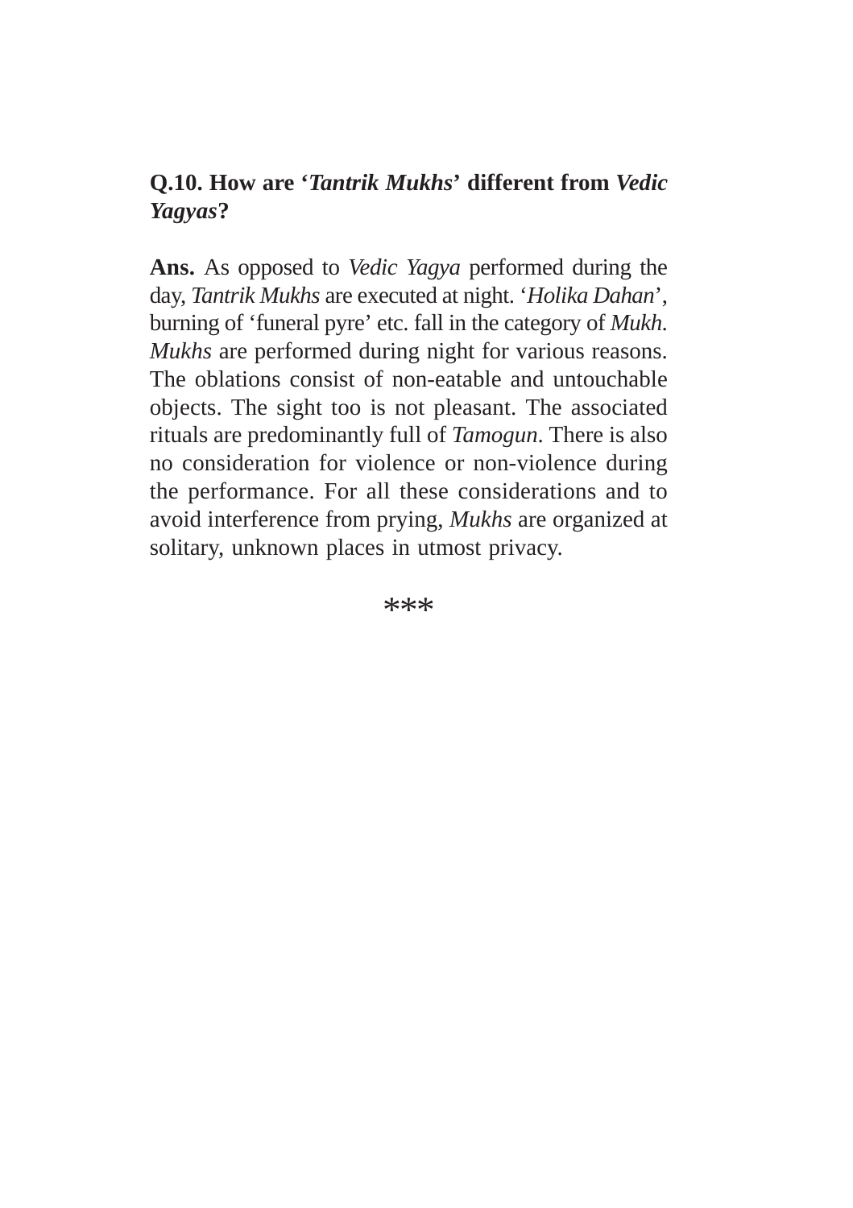**Q.10. How are '*Tantrik Mukhs*' different from *Vedic Yagyas*?**

**Ans.** As opposed to *Vedic Yagya* performed during the day, *Tantrik Mukhs* are executed at night. '*Holika Dahan*', burning of 'funeral pyre' etc. fall in the category of *Mukh*. *Mukhs* are performed during night for various reasons. The oblations consist of non-eatable and untouchable objects. The sight too is not pleasant. The associated rituals are predominantly full of *Tamogun*. There is also no consideration for violence or non-violence during the performance. For all these considerations and to avoid interference from prying, *Mukhs* are organized at solitary, unknown places in utmost privacy.

***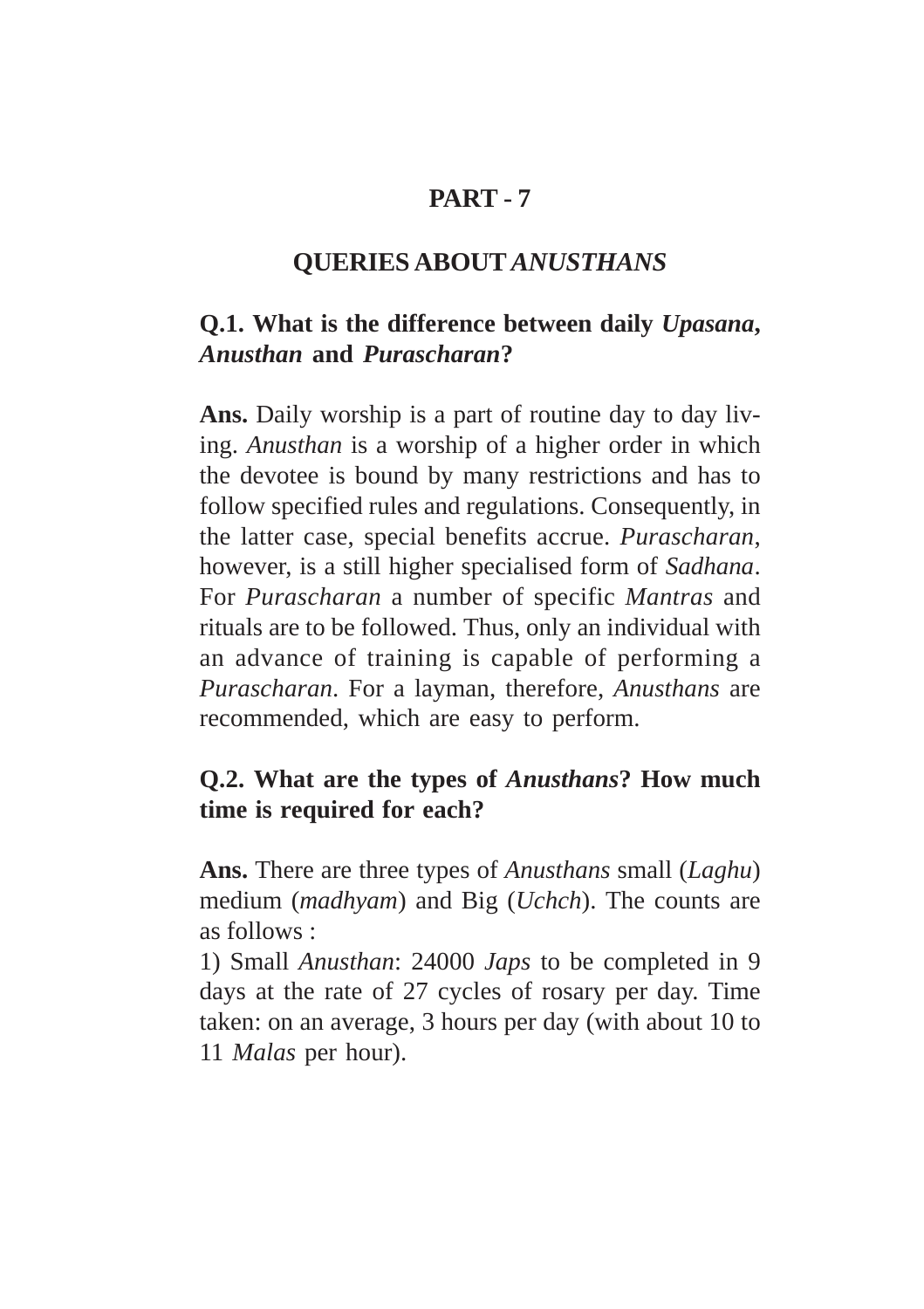# PART - 7

## QUERIES ABOUT *ANUSTHANS*

**Q.1. What is the difference between daily *Upasana*, *Anusthan* and *Purascharan*?**

**Ans.** Daily worship is a part of routine day to day living. *Anusthan* is a worship of a higher order in which the devotee is bound by many restrictions and has to follow specified rules and regulations. Consequently, in the latter case, special benefits accrue. *Purascharan*, however, is a still higher specialised form of *Sadhana*. For *Purascharan* a number of specific *Mantras* and rituals are to be followed. Thus, only an individual with an advance of training is capable of performing a *Purascharan*. For a layman, therefore, *Anusthans* are recommended, which are easy to perform.

**Q.2. What are the types of *Anusthans*? How much time is required for each?**

**Ans.** There are three types of *Anusthans* small (*Laghu*) medium (*madhyam*) and Big (*Uchch*). The counts are as follows :

1) Small *Anusthan*: 24000 *Japs* to be completed in 9 days at the rate of 27 cycles of rosary per day. Time taken: on an average, 3 hours per day (with about 10 to 11 *Malas* per hour).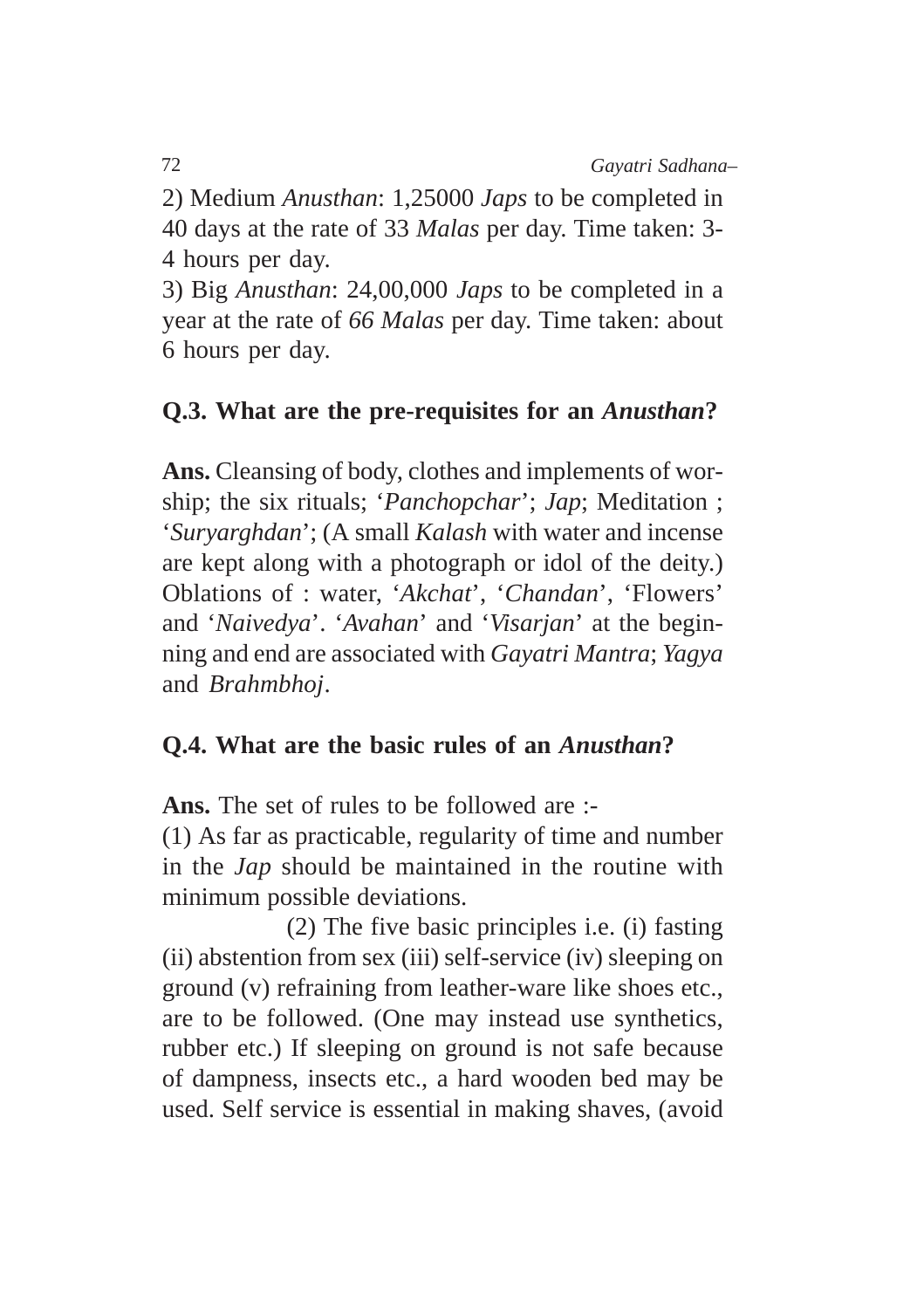2) Medium *Anusthan*: 1,25000 *Japs* to be completed in 40 days at the rate of 33 *Malas* per day. Time taken: 3-4 hours per day.

3) Big *Anusthan*: 24,00,000 *Japs* to be completed in a year at the rate of *66 Malas* per day. Time taken: about 6 hours per day.

**Q.3. What are the pre-requisites for an *Anusthan*?**

**Ans.** Cleansing of body, clothes and implements of worship; the six rituals; '*Panchopchar*'; *Jap*; Meditation ; '*Suryarghdan*'; (A small *Kalash* with water and incense are kept along with a photograph or idol of the deity.) Oblations of : water, '*Akchat*', '*Chandan*', 'Flowers' and '*Naivedya*'. '*Avahan*' and '*Visarjan*' at the beginning and end are associated with *Gayatri Mantra*; *Yagya* and *Brahmbhoj*.

**Q.4. What are the basic rules of an *Anusthan*?**

**Ans.** The set of rules to be followed are :-

(1) As far as practicable, regularity of time and number in the *Jap* should be maintained in the routine with minimum possible deviations.

(2) The five basic principles i.e. (i) fasting (ii) abstention from sex (iii) self-service (iv) sleeping on ground (v) refraining from leather-ware like shoes etc., are to be followed. (One may instead use synthetics, rubber etc.) If sleeping on ground is not safe because of dampness, insects etc., a hard wooden bed may be used. Self service is essential in making shaves, (avoid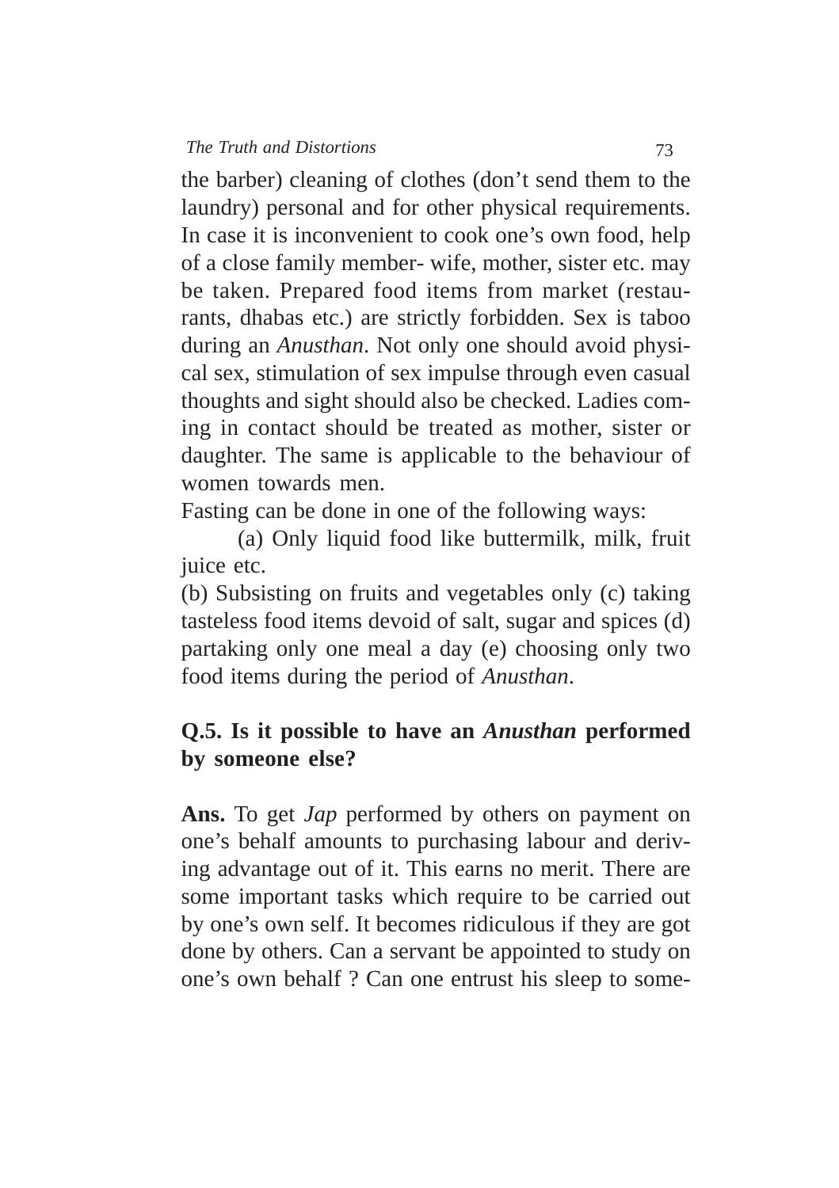the barber) cleaning of clothes (don't send them to the laundry) personal and for other physical requirements. In case it is inconvenient to cook one's own food, help of a close family member- wife, mother, sister etc. may be taken. Prepared food items from market (restaurants, dhabas etc.) are strictly forbidden. Sex is taboo during an *Anusthan*. Not only one should avoid physical sex, stimulation of sex impulse through even casual thoughts and sight should also be checked. Ladies coming in contact should be treated as mother, sister or daughter. The same is applicable to the behaviour of women towards men.

Fasting can be done in one of the following ways:

(a) Only liquid food like buttermilk, milk, fruit juice etc.

(b) Subsisting on fruits and vegetables only (c) taking tasteless food items devoid of salt, sugar and spices (d) partaking only one meal a day (e) choosing only two food items during the period of *Anusthan*.

**Q.5. Is it possible to have an *Anusthan* performed by someone else?**

**Ans.** To get *Jap* performed by others on payment on one's behalf amounts to purchasing labour and deriving advantage out of it. This earns no merit. There are some important tasks which require to be carried out by one's own self. It becomes ridiculous if they are got done by others. Can a servant be appointed to study on one's own behalf ? Can one entrust his sleep to some-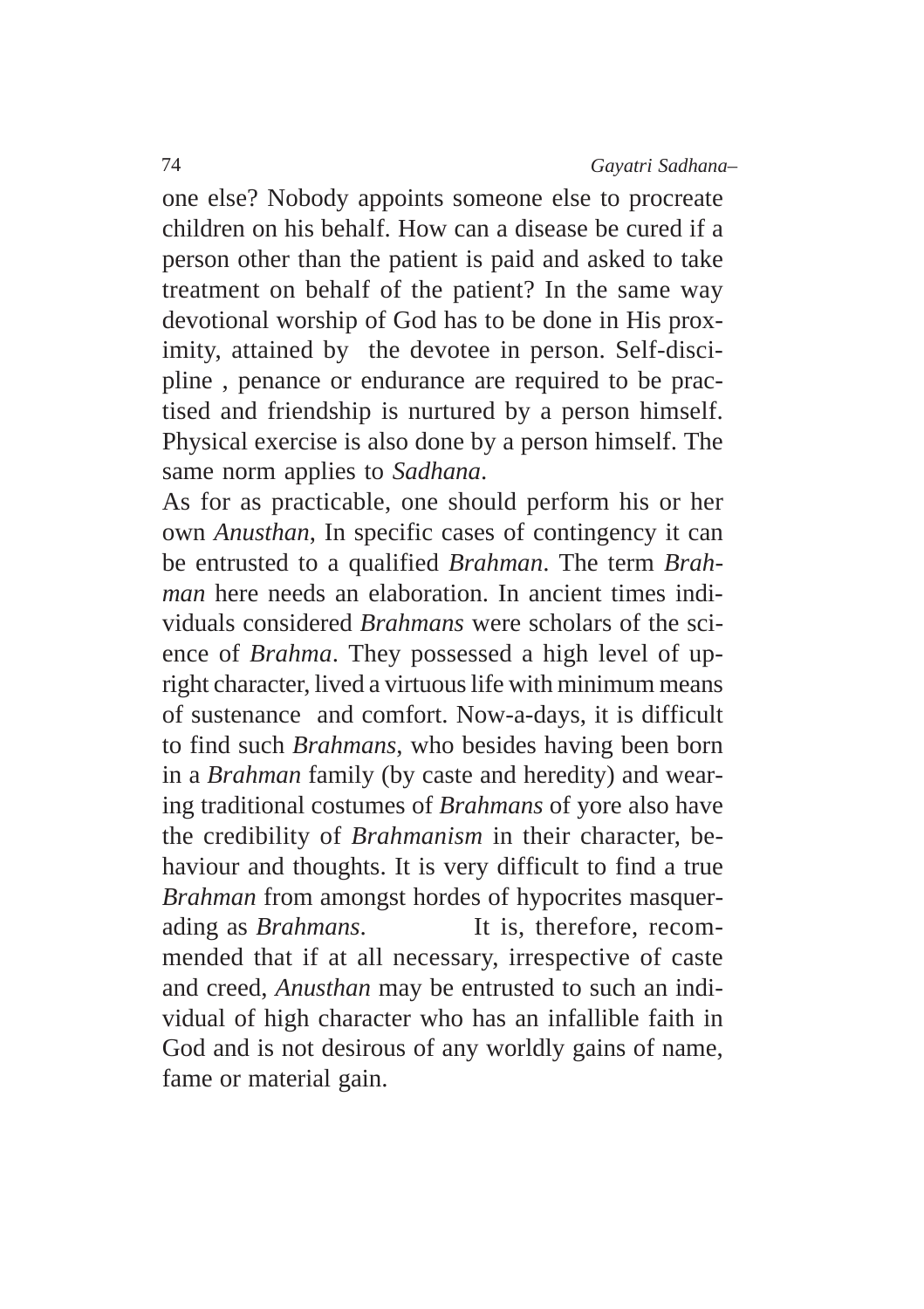one else? Nobody appoints someone else to procreate children on his behalf. How can a disease be cured if a person other than the patient is paid and asked to take treatment on behalf of the patient? In the same way devotional worship of God has to be done in His proximity, attained by the devotee in person. Self-discipline , penance or endurance are required to be practised and friendship is nurtured by a person himself. Physical exercise is also done by a person himself. The same norm applies to *Sadhana*.

As for as practicable, one should perform his or her own *Anusthan*, In specific cases of contingency it can be entrusted to a qualified *Brahman*. The term *Brahman* here needs an elaboration. In ancient times individuals considered *Brahmans* were scholars of the science of *Brahma*. They possessed a high level of upright character, lived a virtuous life with minimum means of sustenance and comfort. Now-a-days, it is difficult to find such *Brahmans*, who besides having been born in a *Brahman* family (by caste and heredity) and wearing traditional costumes of *Brahmans* of yore also have the credibility of *Brahmanism* in their character, behaviour and thoughts. It is very difficult to find a true *Brahman* from amongst hordes of hypocrites masquerading as *Brahmans*. It is, therefore, recommended that if at all necessary, irrespective of caste and creed, *Anusthan* may be entrusted to such an individual of high character who has an infallible faith in God and is not desirous of any worldly gains of name, fame or material gain.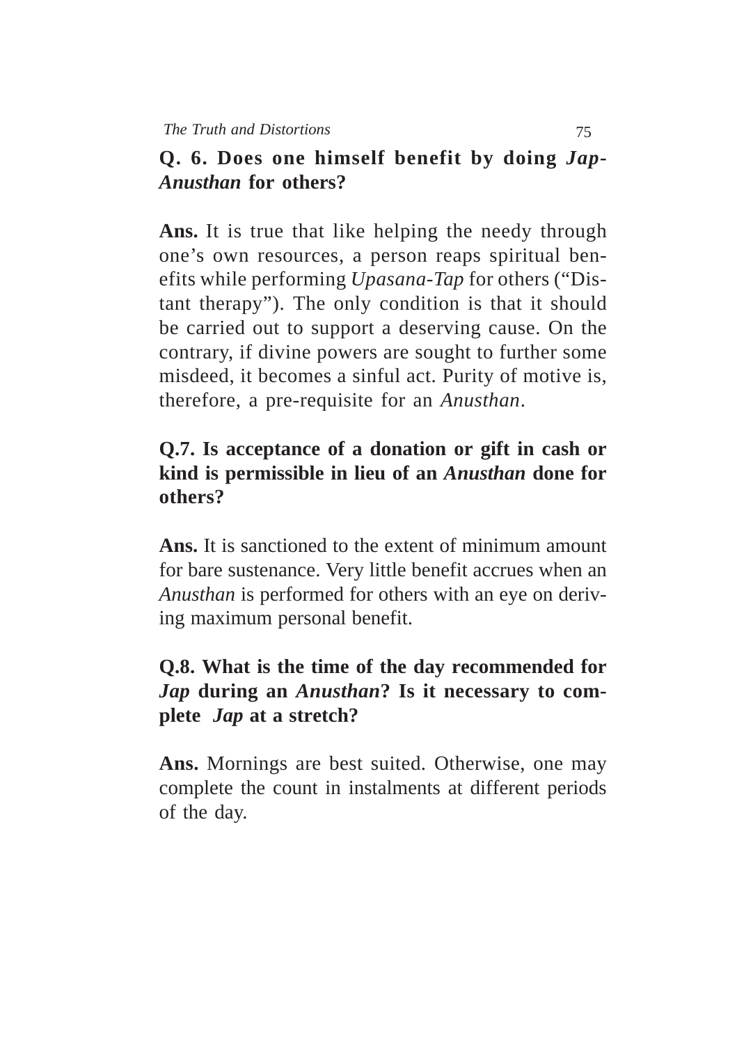**Q. 6. Does one himself benefit by doing *Jap-Anusthan* for others?**

**Ans.** It is true that like helping the needy through one's own resources, a person reaps spiritual benefits while performing *Upasana-Tap* for others ("Distant therapy"). The only condition is that it should be carried out to support a deserving cause. On the contrary, if divine powers are sought to further some misdeed, it becomes a sinful act. Purity of motive is, therefore, a pre-requisite for an *Anusthan*.

**Q.7. Is acceptance of a donation or gift in cash or kind is permissible in lieu of an *Anusthan* done for others?**

**Ans.** It is sanctioned to the extent of minimum amount for bare sustenance. Very little benefit accrues when an *Anusthan* is performed for others with an eye on deriving maximum personal benefit.

**Q.8. What is the time of the day recommended for *Jap* during an *Anusthan*? Is it necessary to complete *Jap* at a stretch?**

**Ans.** Mornings are best suited. Otherwise, one may complete the count in instalments at different periods of the day.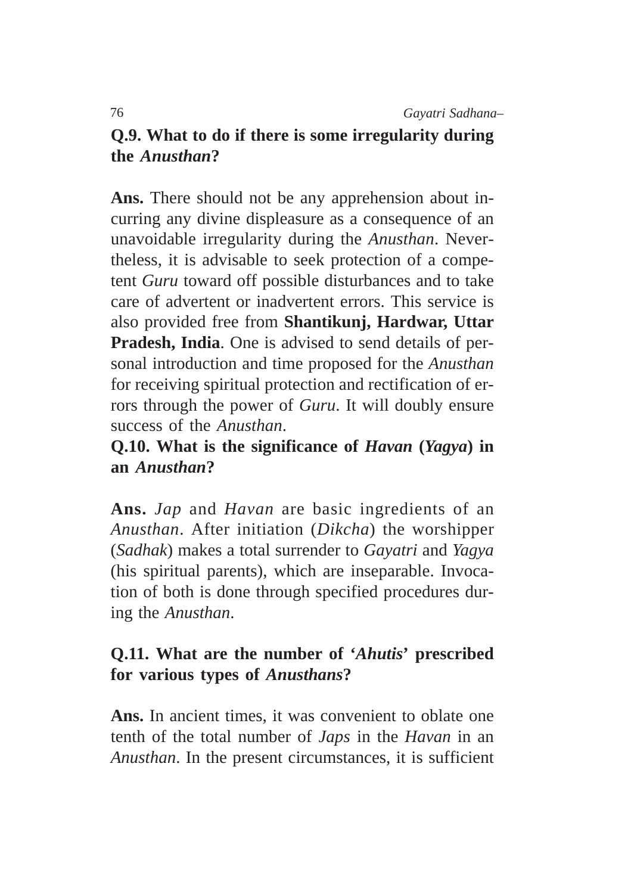**Q.9. What to do if there is some irregularity during the *Anusthan*?**

**Ans.** There should not be any apprehension about incurring any divine displeasure as a consequence of an unavoidable irregularity during the *Anusthan*. Nevertheless, it is advisable to seek protection of a competent *Guru* toward off possible disturbances and to take care of advertent or inadvertent errors. This service is also provided free from **Shantikunj, Hardwar, Uttar Pradesh, India**. One is advised to send details of personal introduction and time proposed for the *Anusthan* for receiving spiritual protection and rectification of errors through the power of *Guru*. It will doubly ensure success of the *Anusthan*.

**Q.10. What is the significance of *Havan* (*Yagya*) in an *Anusthan*?**

**Ans.** *Jap* and *Havan* are basic ingredients of an *Anusthan*. After initiation (*Dikcha*) the worshipper (*Sadhak*) makes a total surrender to *Gayatri* and *Yagya* (his spiritual parents), which are inseparable. Invocation of both is done through specified procedures during the *Anusthan*.

**Q.11. What are the number of '*Ahutis*' prescribed for various types of *Anusthans*?**

**Ans.** In ancient times, it was convenient to oblate one tenth of the total number of *Japs* in the *Havan* in an *Anusthan*. In the present circumstances, it is sufficient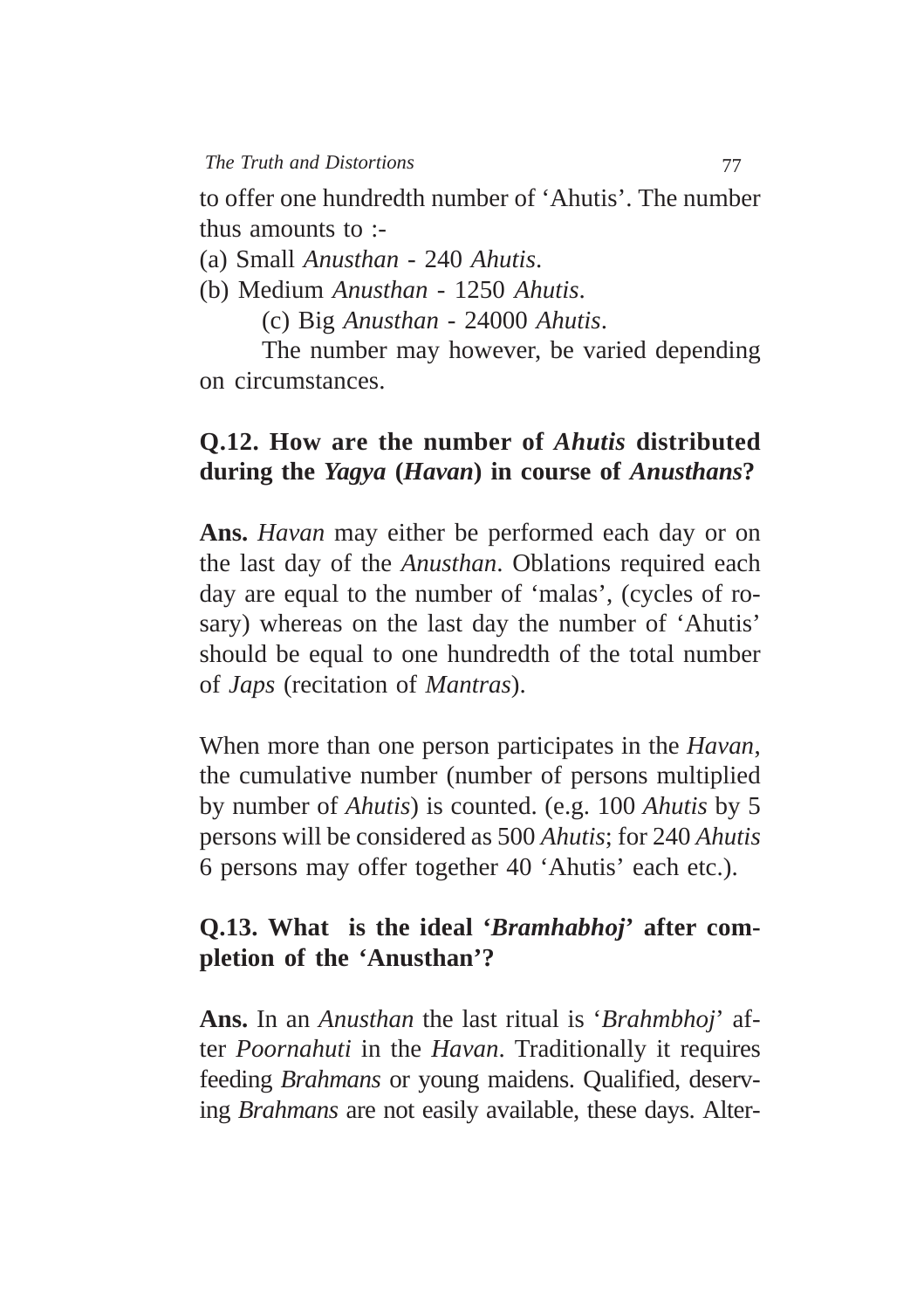to offer one hundredth number of 'Ahutis'. The number thus amounts to :-

(a) Small *Anusthan* - 240 *Ahutis*.

(b) Medium *Anusthan* - 1250 *Ahutis*.

(c) Big *Anusthan* - 24000 *Ahutis*.

The number may however, be varied depending on circumstances.

**Q.12. How are the number of *Ahutis* distributed during the *Yagya* (*Havan*) in course of *Anusthans*?**

**Ans.** *Havan* may either be performed each day or on the last day of the *Anusthan*. Oblations required each day are equal to the number of 'malas', (cycles of rosary) whereas on the last day the number of 'Ahutis' should be equal to one hundredth of the total number of *Japs* (recitation of *Mantras*).

When more than one person participates in the *Havan*, the cumulative number (number of persons multiplied by number of *Ahutis*) is counted. (e.g. 100 *Ahutis* by 5 persons will be considered as 500 *Ahutis*; for 240 *Ahutis* 6 persons may offer together 40 'Ahutis' each etc.).

**Q.13. What is the ideal '*Bramhabhoj*' after completion of the 'Anusthan'?**

**Ans.** In an *Anusthan* the last ritual is '*Brahmbhoj*' after *Poornahuti* in the *Havan*. Traditionally it requires feeding *Brahmans* or young maidens. Qualified, deserving *Brahmans* are not easily available, these days. Alter-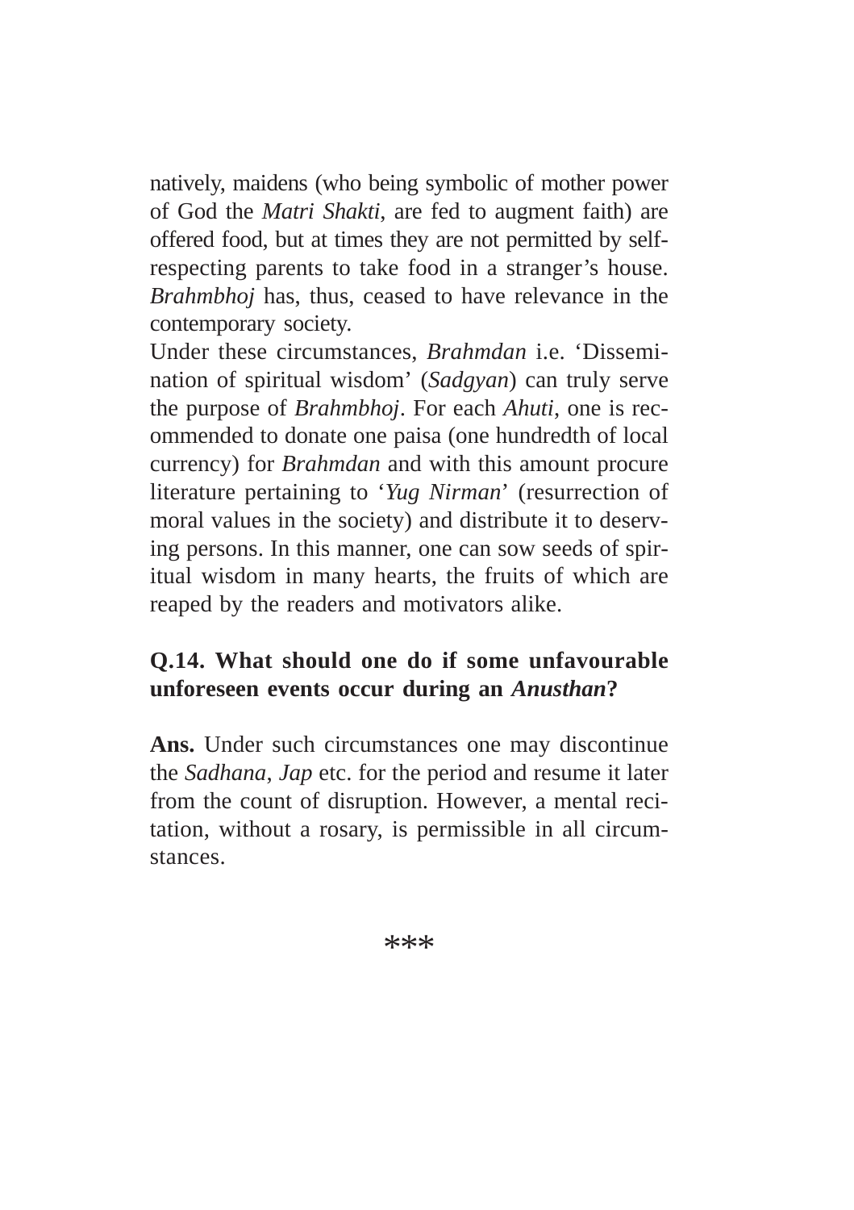natively, maidens (who being symbolic of mother power of God the *Matri Shakti*, are fed to augment faith) are offered food, but at times they are not permitted by self-respecting parents to take food in a stranger's house. *Brahmbhoj* has, thus, ceased to have relevance in the contemporary society.

Under these circumstances, *Brahmdan* i.e. 'Dissemination of spiritual wisdom' (*Sadgyan*) can truly serve the purpose of *Brahmbhoj*. For each *Ahuti*, one is recommended to donate one paisa (one hundredth of local currency) for *Brahmdan* and with this amount procure literature pertaining to '*Yug Nirman*' (resurrection of moral values in the society) and distribute it to deserving persons. In this manner, one can sow seeds of spiritual wisdom in many hearts, the fruits of which are reaped by the readers and motivators alike.

**Q.14. What should one do if some unfavourable unforeseen events occur during an *Anusthan*?**

**Ans.** Under such circumstances one may discontinue the *Sadhana*, *Jap* etc. for the period and resume it later from the count of disruption. However, a mental recitation, without a rosary, is permissible in all circumstances.

***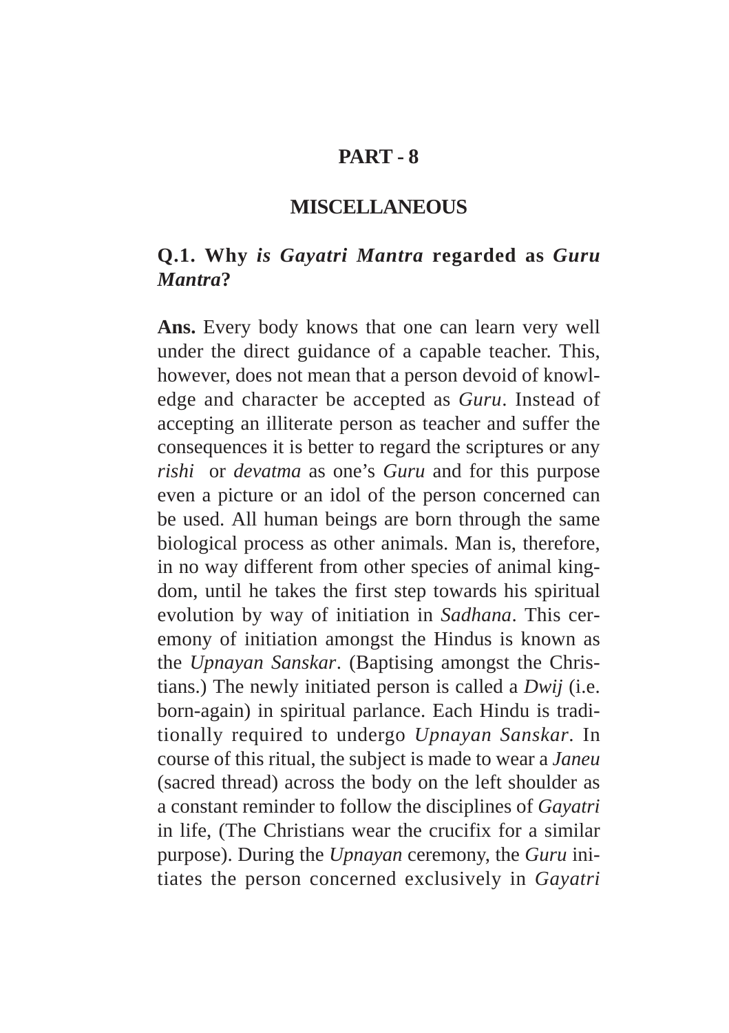# PART - 8

## MISCELLANEOUS

### Q.1. Why *is Gayatri Mantra* regarded as *Guru Mantra*?

**Ans.** Every body knows that one can learn very well under the direct guidance of a capable teacher. This, however, does not mean that a person devoid of knowledge and character be accepted as *Guru*. Instead of accepting an illiterate person as teacher and suffer the consequences it is better to regard the scriptures or any *rishi* or *devatma* as one's *Guru* and for this purpose even a picture or an idol of the person concerned can be used. All human beings are born through the same biological process as other animals. Man is, therefore, in no way different from other species of animal kingdom, until he takes the first step towards his spiritual evolution by way of initiation in *Sadhana*. This ceremony of initiation amongst the Hindus is known as the *Upnayan Sanskar*. (Baptising amongst the Christians.) The newly initiated person is called a *Dwij* (i.e. born-again) in spiritual parlance. Each Hindu is traditionally required to undergo *Upnayan Sanskar*. In course of this ritual, the subject is made to wear a *Janeu* (sacred thread) across the body on the left shoulder as a constant reminder to follow the disciplines of *Gayatri* in life, (The Christians wear the crucifix for a similar purpose). During the *Upnayan* ceremony, the *Guru* initiates the person concerned exclusively in *Gayatri*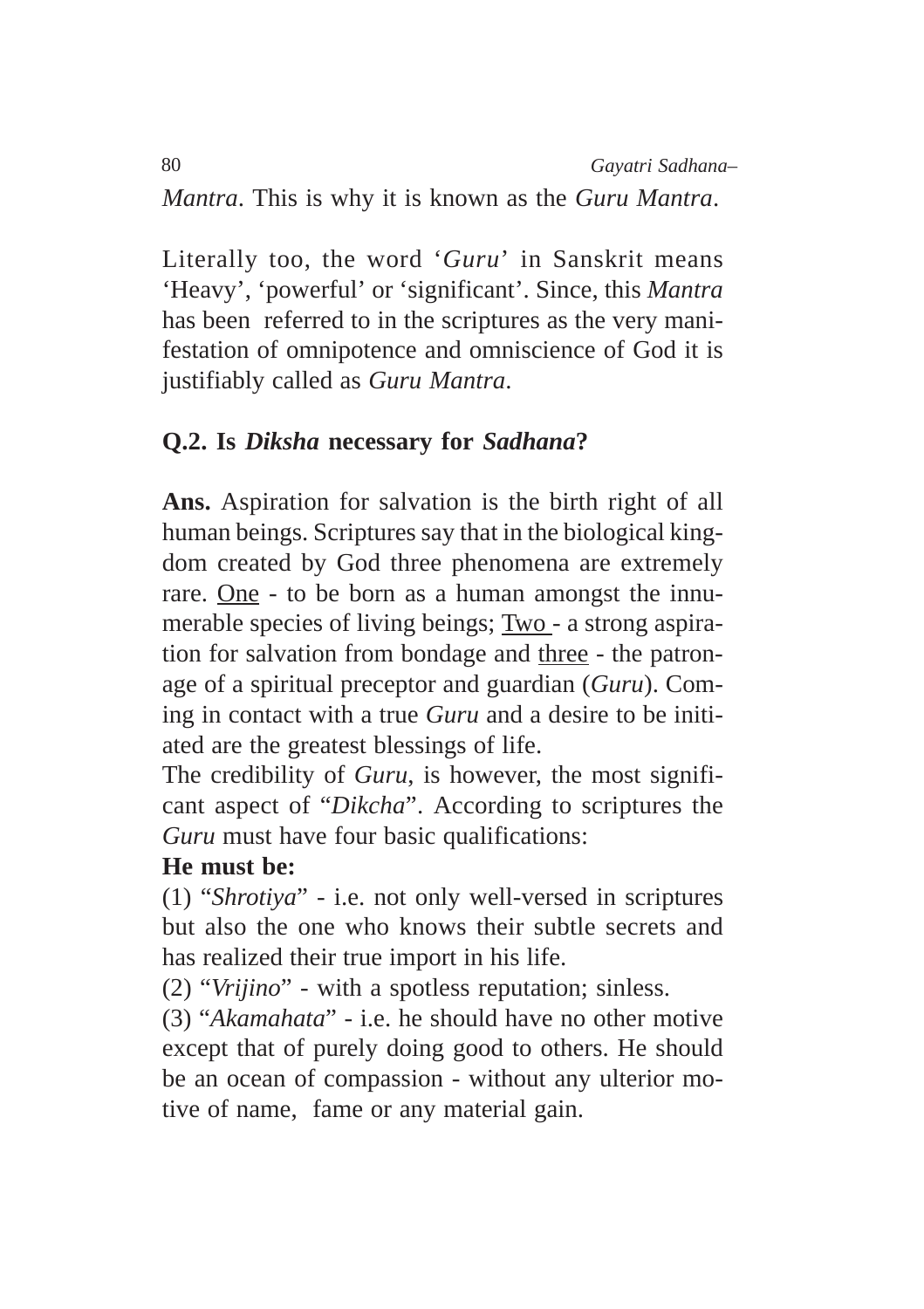*Mantra*. This is why it is known as the *Guru Mantra*.

Literally too, the word '*Guru*' in Sanskrit means 'Heavy', 'powerful' or 'significant'. Since, this *Mantra* has been referred to in the scriptures as the very manifestation of omnipotence and omniscience of God it is justifiably called as *Guru Mantra*.

**Q.2. Is *Diksha* necessary for *Sadhana*?**

**Ans.** Aspiration for salvation is the birth right of all human beings. Scriptures say that in the biological kingdom created by God three phenomena are extremely rare. <u>One</u> - to be born as a human amongst the innumerable species of living beings; <u>Two</u> - a strong aspiration for salvation from bondage and <u>three</u> - the patronage of a spiritual preceptor and guardian (*Guru*). Coming in contact with a true *Guru* and a desire to be initiated are the greatest blessings of life.

The credibility of *Guru*, is however, the most significant aspect of "*Dikcha*". According to scriptures the *Guru* must have four basic qualifications:

**He must be:**

(1) "*Shrotiya*" - i.e. not only well-versed in scriptures but also the one who knows their subtle secrets and has realized their true import in his life.

(2) "*Vrijino*" - with a spotless reputation; sinless.

(3) "*Akamahata*" - i.e. he should have no other motive except that of purely doing good to others. He should be an ocean of compassion - without any ulterior motive of name, fame or any material gain.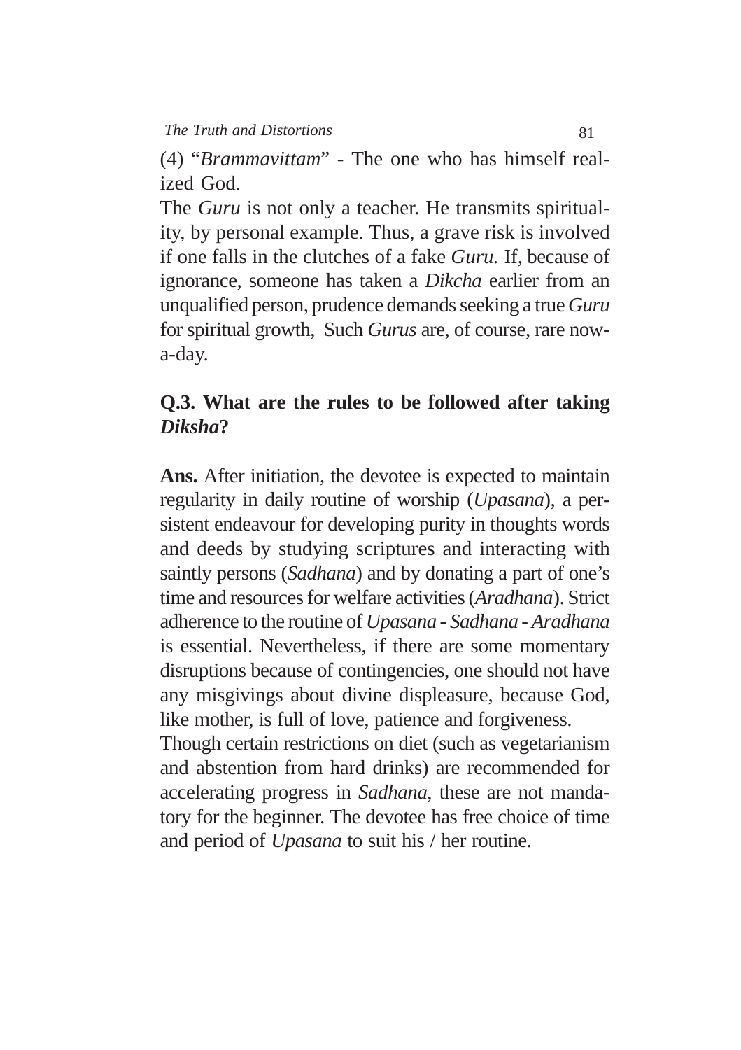(4) "*Brammavittam*" - The one who has himself realized God.

The *Guru* is not only a teacher. He transmits spirituality, by personal example. Thus, a grave risk is involved if one falls in the clutches of a fake *Guru.* If, because of ignorance, someone has taken a *Dikcha* earlier from an unqualified person, prudence demands seeking a true *Guru* for spiritual growth, Such *Gurus* are, of course, rare now-a-day.

**Q.3. What are the rules to be followed after taking *Diksha*?**

**Ans.** After initiation, the devotee is expected to maintain regularity in daily routine of worship (*Upasana*), a persistent endeavour for developing purity in thoughts words and deeds by studying scriptures and interacting with saintly persons (*Sadhana*) and by donating a part of one's time and resources for welfare activities (*Aradhana*). Strict adherence to the routine of *Upasana* - *Sadhana* - *Aradhana* is essential. Nevertheless, if there are some momentary disruptions because of contingencies, one should not have any misgivings about divine displeasure, because God, like mother, is full of love, patience and forgiveness.

Though certain restrictions on diet (such as vegetarianism and abstention from hard drinks) are recommended for accelerating progress in *Sadhana,* these are not mandatory for the beginner. The devotee has free choice of time and period of *Upasana* to suit his / her routine.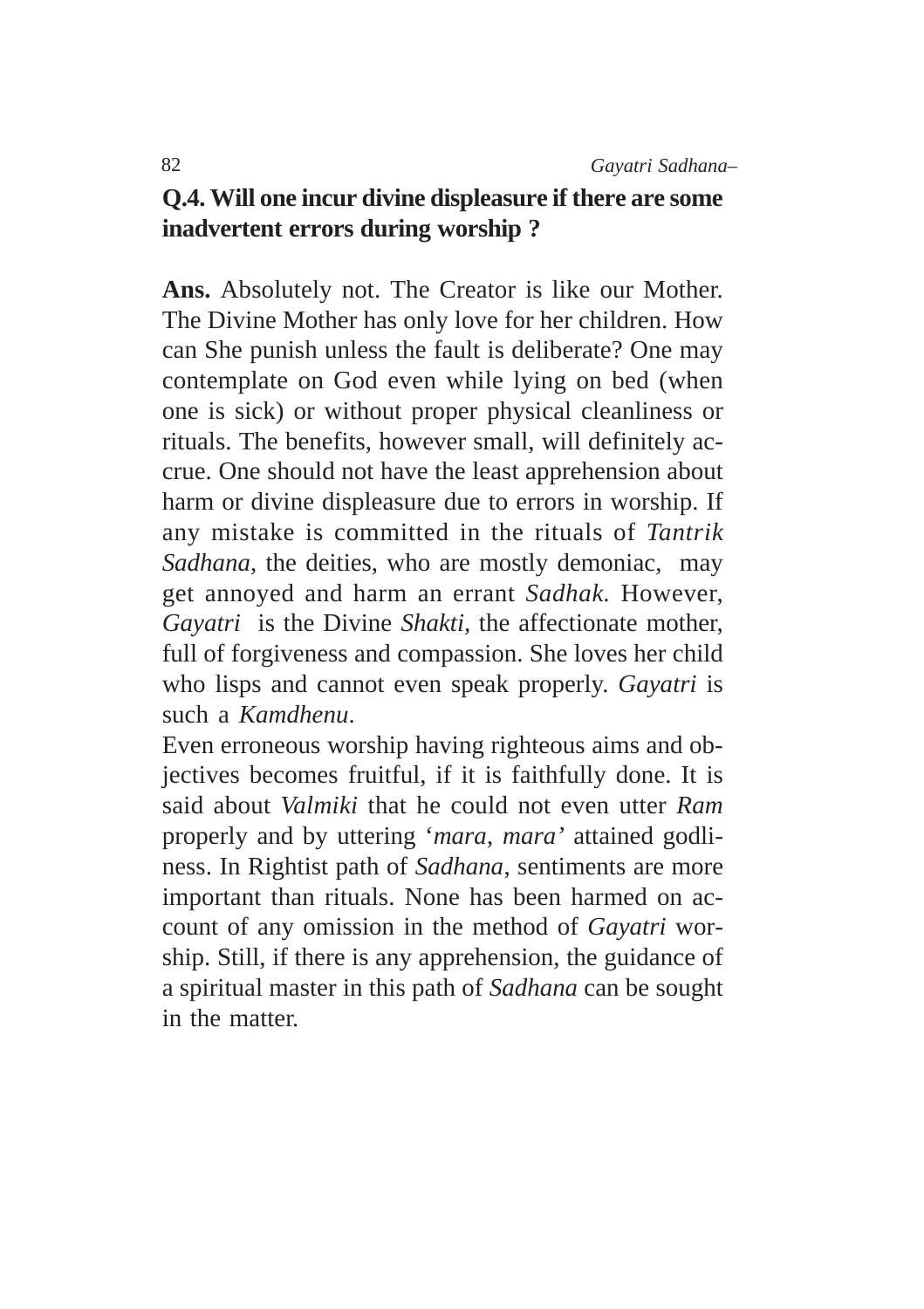**Q.4. Will one incur divine displeasure if there are some inadvertent errors during worship ?**

**Ans.** Absolutely not. The Creator is like our Mother. The Divine Mother has only love for her children. How can She punish unless the fault is deliberate? One may contemplate on God even while lying on bed (when one is sick) or without proper physical cleanliness or rituals. The benefits, however small, will definitely accrue. One should not have the least apprehension about harm or divine displeasure due to errors in worship. If any mistake is committed in the rituals of *Tantrik Sadhana*, the deities, who are mostly demoniac, may get annoyed and harm an errant *Sadhak*. However, *Gayatri* is the Divine *Shakti*, the affectionate mother, full of forgiveness and compassion. She loves her child who lisps and cannot even speak properly. *Gayatri* is such a *Kamdhenu*.

Even erroneous worship having righteous aims and objectives becomes fruitful, if it is faithfully done. It is said about *Valmiki* that he could not even utter *Ram* properly and by uttering '*mara*, *mara*' attained godliness. In Rightist path of *Sadhana*, sentiments are more important than rituals. None has been harmed on account of any omission in the method of *Gayatri* worship. Still, if there is any apprehension, the guidance of a spiritual master in this path of *Sadhana* can be sought in the matter.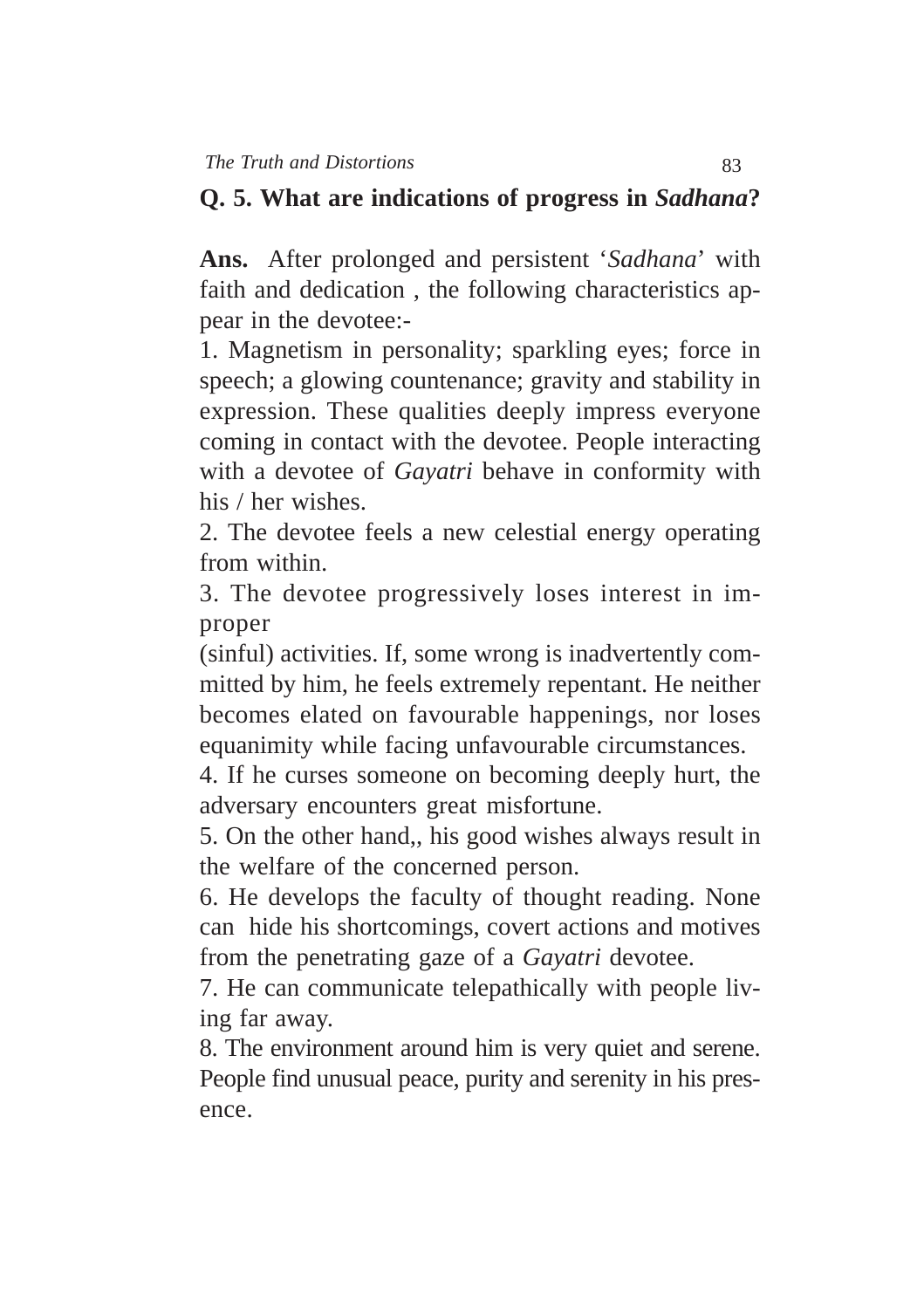**Q. 5. What are indications of progress in *Sadhana*?**

**Ans.** After prolonged and persistent '*Sadhana*' with faith and dedication , the following characteristics appear in the devotee:-

1. Magnetism in personality; sparkling eyes; force in speech; a glowing countenance; gravity and stability in expression. These qualities deeply impress everyone coming in contact with the devotee. People interacting with a devotee of *Gayatri* behave in conformity with his / her wishes.
2. The devotee feels a new celestial energy operating from within.
3. The devotee progressively loses interest in improper (sinful) activities. If, some wrong is inadvertently committed by him, he feels extremely repentant. He neither becomes elated on favourable happenings, nor loses equanimity while facing unfavourable circumstances.
4. If he curses someone on becoming deeply hurt, the adversary encounters great misfortune.
5. On the other hand,, his good wishes always result in the welfare of the concerned person.
6. He develops the faculty of thought reading. None can hide his shortcomings, covert actions and motives from the penetrating gaze of a *Gayatri* devotee.
7. He can communicate telepathically with people living far away.
8. The environment around him is very quiet and serene. People find unusual peace, purity and serenity in his presence.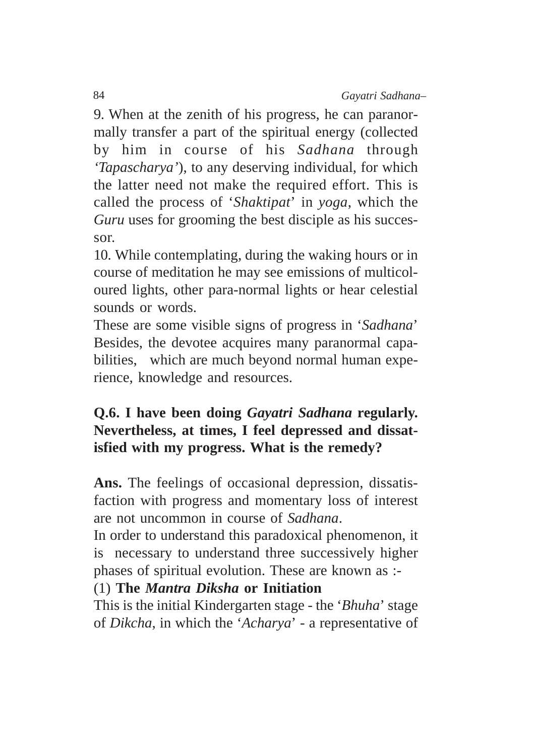9. When at the zenith of his progress, he can paranormally transfer a part of the spiritual energy (collected by him in course of his *Sadhana* through *'Tapascharya'*), to any deserving individual, for which the latter need not make the required effort. This is called the process of '*Shaktipat*' in *yoga*, which the *Guru* uses for grooming the best disciple as his successor.

10. While contemplating, during the waking hours or in course of meditation he may see emissions of multicoloured lights, other para-normal lights or hear celestial sounds or words.

These are some visible signs of progress in '*Sadhana*' Besides, the devotee acquires many paranormal capabilities, which are much beyond normal human experience, knowledge and resources.

**Q.6. I have been doing *Gayatri Sadhana* regularly. Nevertheless, at times, I feel depressed and dissatisfied with my progress. What is the remedy?**

**Ans.** The feelings of occasional depression, dissatisfaction with progress and momentary loss of interest are not uncommon in course of *Sadhana*.

In order to understand this paradoxical phenomenon, it is necessary to understand three successively higher phases of spiritual evolution. These are known as :-

(1) **The *Mantra Diksha* or Initiation**

This is the initial Kindergarten stage - the '*Bhuha*' stage of *Dikcha*, in which the '*Acharya*' - a representative of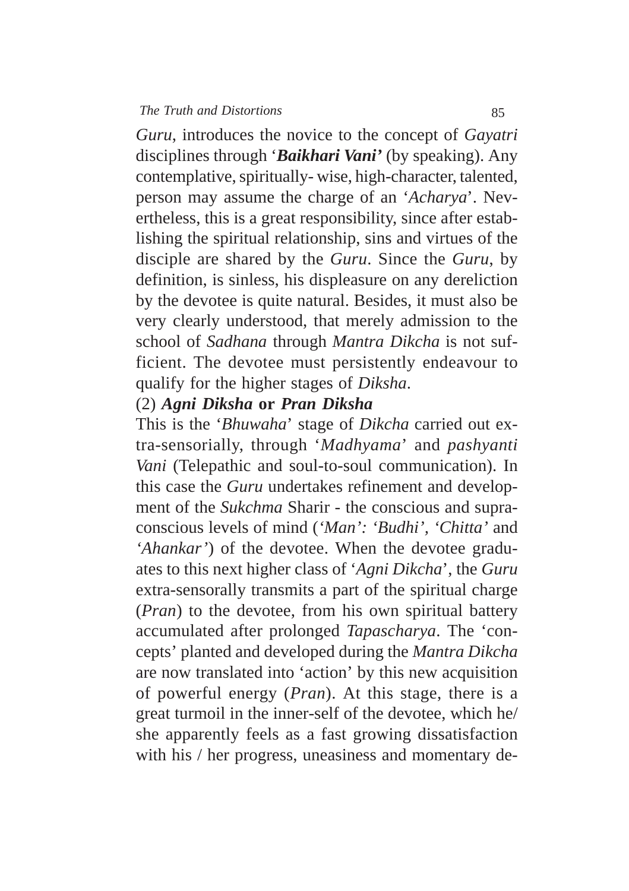*Guru*, introduces the novice to the concept of *Gayatri* disciplines through '***Baikhari Vani'*** (by speaking). Any contemplative, spiritually- wise, high-character, talented, person may assume the charge of an '*Acharya*'. Nevertheless, this is a great responsibility, since after establishing the spiritual relationship, sins and virtues of the disciple are shared by the *Guru*. Since the *Guru*, by definition, is sinless, his displeasure on any dereliction by the devotee is quite natural. Besides, it must also be very clearly understood, that merely admission to the school of *Sadhana* through *Mantra Dikcha* is not sufficient. The devotee must persistently endeavour to qualify for the higher stages of *Diksha*.

(2) ***Agni Diksha* or *Pran Diksha***

This is the '*Bhuwaha*' stage of *Dikcha* carried out extra-sensorially, through '*Madhyama*' and *pashyanti Vani* (Telepathic and soul-to-soul communication). In this case the *Guru* undertakes refinement and development of the *Sukchma* Sharir - the conscious and supra-conscious levels of mind (*'Man': 'Budhi', 'Chitta'* and *'Ahankar'*) of the devotee. When the devotee graduates to this next higher class of '*Agni Dikcha*', the *Guru* extra-sensorally transmits a part of the spiritual charge (*Pran*) to the devotee, from his own spiritual battery accumulated after prolonged *Tapascharya*. The 'concepts' planted and developed during the *Mantra Dikcha* are now translated into 'action' by this new acquisition of powerful energy (*Pran*). At this stage, there is a great turmoil in the inner-self of the devotee, which he/she apparently feels as a fast growing dissatisfaction with his / her progress, uneasiness and momentary de-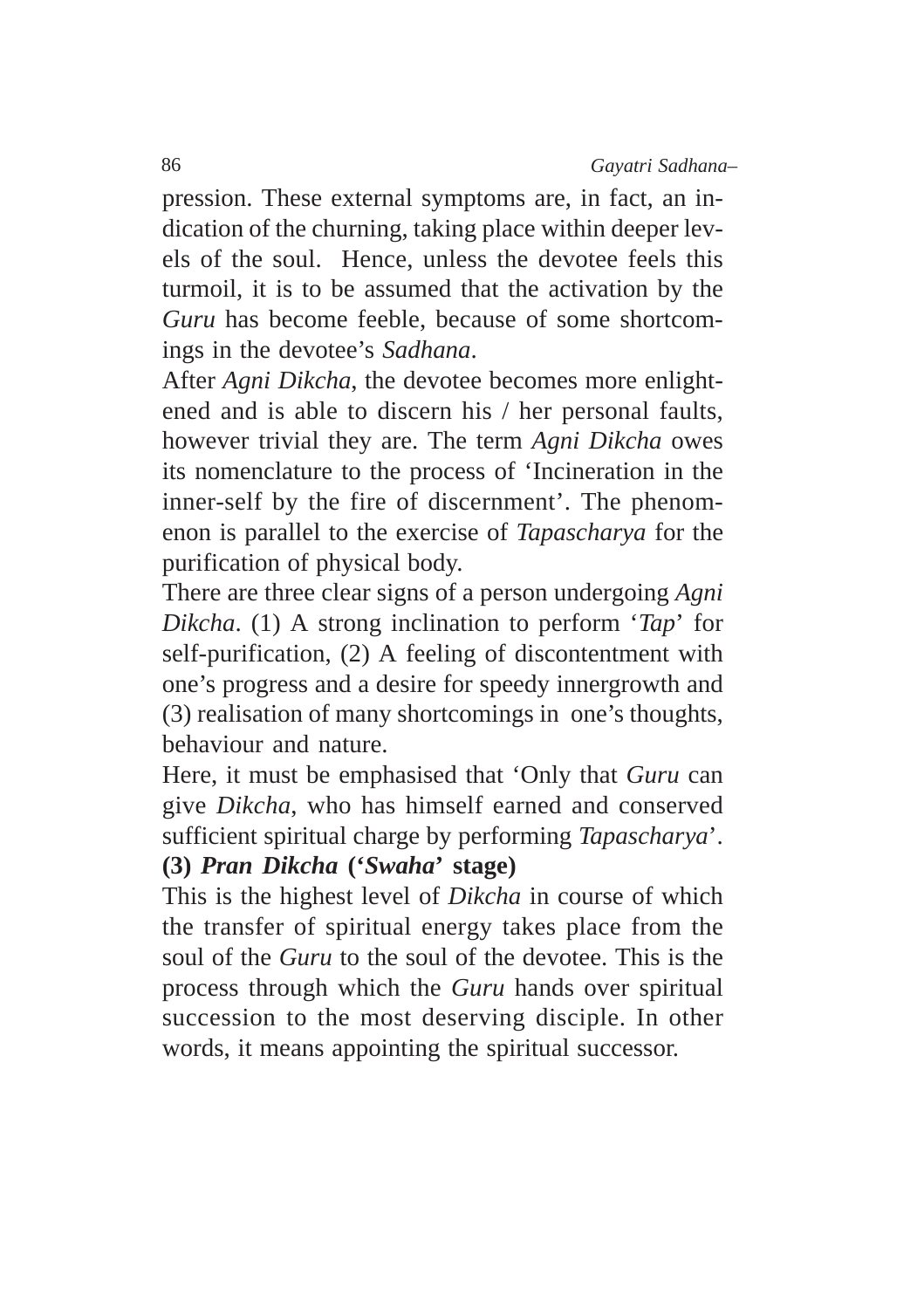pression. These external symptoms are, in fact, an indication of the churning, taking place within deeper levels of the soul. Hence, unless the devotee feels this turmoil, it is to be assumed that the activation by the *Guru* has become feeble, because of some shortcomings in the devotee's *Sadhana*.

After *Agni Dikcha*, the devotee becomes more enlightened and is able to discern his / her personal faults, however trivial they are. The term *Agni Dikcha* owes its nomenclature to the process of 'Incineration in the inner-self by the fire of discernment'. The phenomenon is parallel to the exercise of *Tapascharya* for the purification of physical body.

There are three clear signs of a person undergoing *Agni Dikcha*. (1) A strong inclination to perform '*Tap*' for self-purification, (2) A feeling of discontentment with one's progress and a desire for speedy innergrowth and (3) realisation of many shortcomings in one's thoughts, behaviour and nature.

Here, it must be emphasised that 'Only that *Guru* can give *Dikcha*, who has himself earned and conserved sufficient spiritual charge by performing *Tapascharya*'.

**(3) *Pran Dikcha* ('*Swaha*' stage)**

This is the highest level of *Dikcha* in course of which the transfer of spiritual energy takes place from the soul of the *Guru* to the soul of the devotee. This is the process through which the *Guru* hands over spiritual succession to the most deserving disciple. In other words, it means appointing the spiritual successor.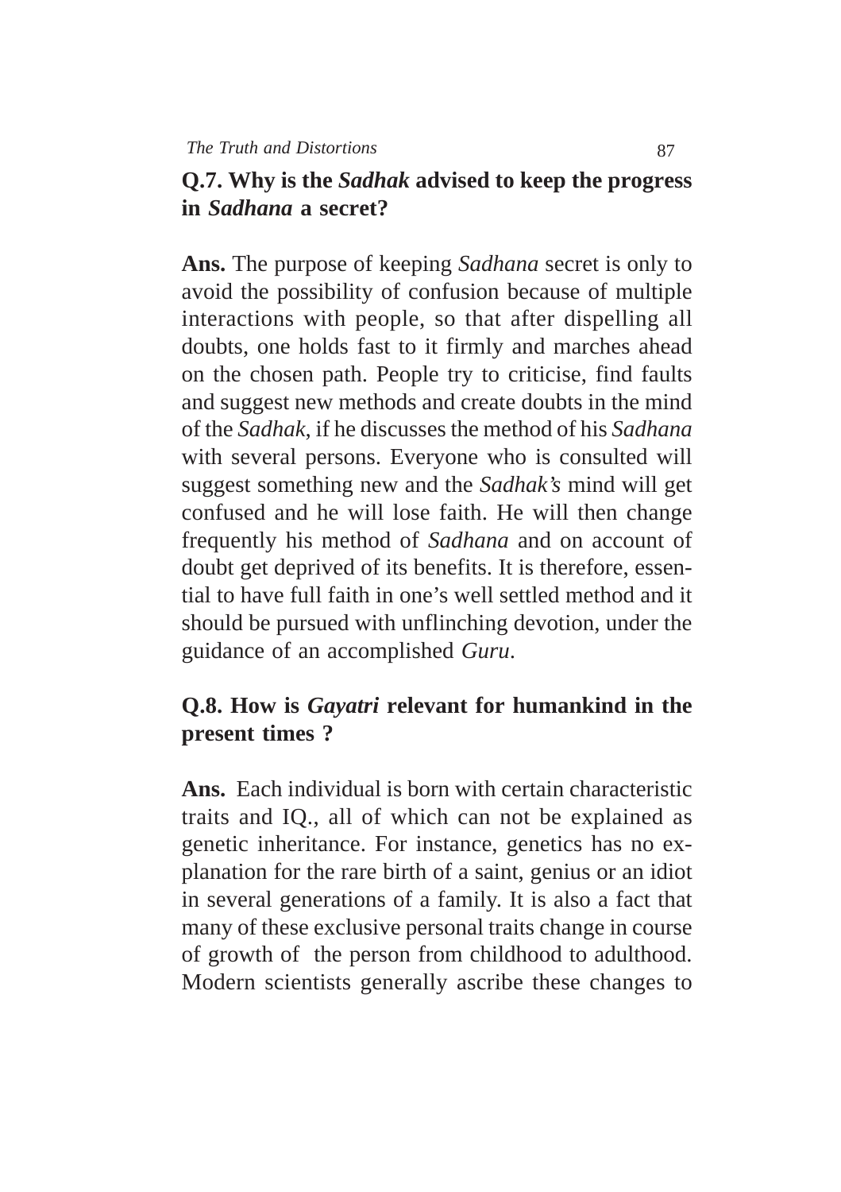**Q.7. Why is the *Sadhak* advised to keep the progress in *Sadhana* a secret?**

**Ans.** The purpose of keeping *Sadhana* secret is only to avoid the possibility of confusion because of multiple interactions with people, so that after dispelling all doubts, one holds fast to it firmly and marches ahead on the chosen path. People try to criticise, find faults and suggest new methods and create doubts in the mind of the *Sadhak*, if he discusses the method of his *Sadhana* with several persons. Everyone who is consulted will suggest something new and the *Sadhak's* mind will get confused and he will lose faith. He will then change frequently his method of *Sadhana* and on account of doubt get deprived of its benefits. It is therefore, essential to have full faith in one's well settled method and it should be pursued with unflinching devotion, under the guidance of an accomplished *Guru*.

**Q.8. How is *Gayatri* relevant for humankind in the present times ?**

**Ans.** Each individual is born with certain characteristic traits and IQ., all of which can not be explained as genetic inheritance. For instance, genetics has no explanation for the rare birth of a saint, genius or an idiot in several generations of a family. It is also a fact that many of these exclusive personal traits change in course of growth of the person from childhood to adulthood. Modern scientists generally ascribe these changes to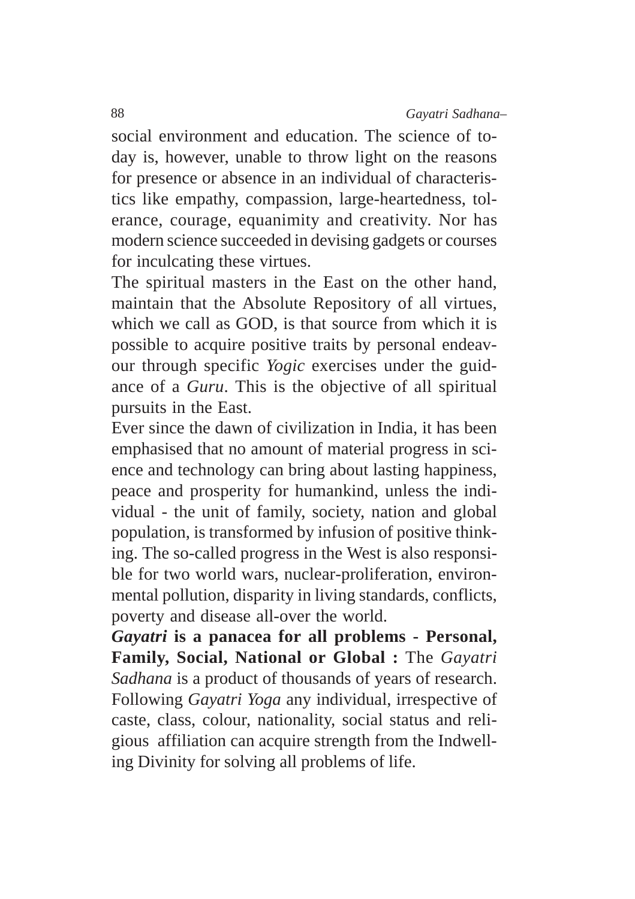social environment and education. The science of today is, however, unable to throw light on the reasons for presence or absence in an individual of characteristics like empathy, compassion, large-heartedness, tolerance, courage, equanimity and creativity. Nor has modern science succeeded in devising gadgets or courses for inculcating these virtues.

The spiritual masters in the East on the other hand, maintain that the Absolute Repository of all virtues, which we call as GOD, is that source from which it is possible to acquire positive traits by personal endeavour through specific *Yogic* exercises under the guidance of a *Guru*. This is the objective of all spiritual pursuits in the East.

Ever since the dawn of civilization in India, it has been emphasised that no amount of material progress in science and technology can bring about lasting happiness, peace and prosperity for humankind, unless the individual - the unit of family, society, nation and global population, is transformed by infusion of positive thinking. The so-called progress in the West is also responsible for two world wars, nuclear-proliferation, environmental pollution, disparity in living standards, conflicts, poverty and disease all-over the world.

***Gayatri* is a panacea for all problems - Personal, Family, Social, National or Global :** The *Gayatri Sadhana* is a product of thousands of years of research. Following *Gayatri Yoga* any individual, irrespective of caste, class, colour, nationality, social status and religious affiliation can acquire strength from the Indwelling Divinity for solving all problems of life.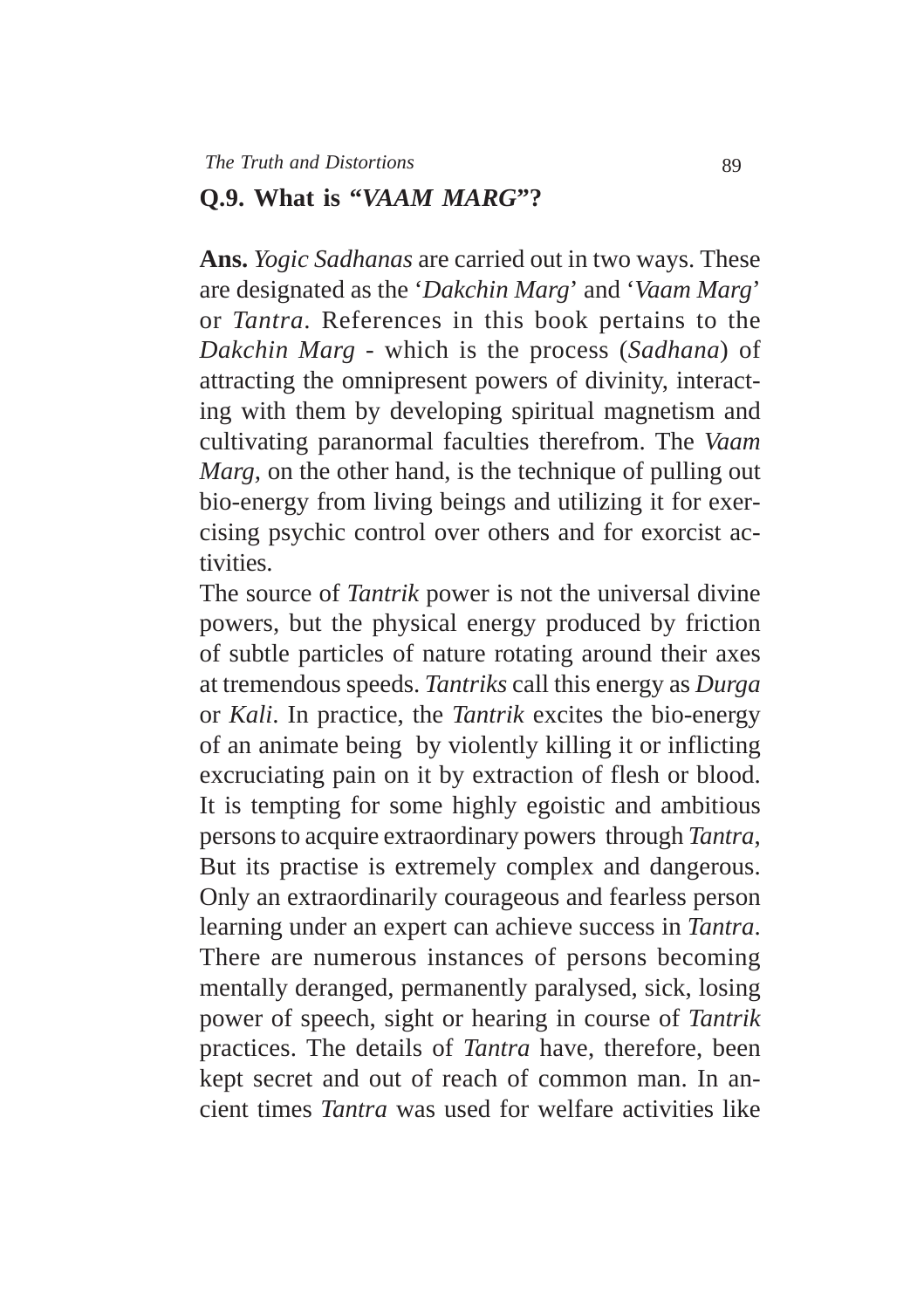## Q.9. What is *"VAAM MARG"*?

**Ans.** *Yogic Sadhanas* are carried out in two ways. These are designated as the '*Dakchin Marg*' and '*Vaam Marg*' or *Tantra*. References in this book pertains to the *Dakchin Marg* - which is the process (*Sadhana*) of attracting the omnipresent powers of divinity, interacting with them by developing spiritual magnetism and cultivating paranormal faculties therefrom. The *Vaam Marg*, on the other hand, is the technique of pulling out bio-energy from living beings and utilizing it for exercising psychic control over others and for exorcist activities.

The source of *Tantrik* power is not the universal divine powers, but the physical energy produced by friction of subtle particles of nature rotating around their axes at tremendous speeds. *Tantriks* call this energy as *Durga* or *Kali*. In practice, the *Tantrik* excites the bio-energy of an animate being by violently killing it or inflicting excruciating pain on it by extraction of flesh or blood. It is tempting for some highly egoistic and ambitious persons to acquire extraordinary powers through *Tantra*, But its practise is extremely complex and dangerous. Only an extraordinarily courageous and fearless person learning under an expert can achieve success in *Tantra*. There are numerous instances of persons becoming mentally deranged, permanently paralysed, sick, losing power of speech, sight or hearing in course of *Tantrik* practices. The details of *Tantra* have, therefore, been kept secret and out of reach of common man. In ancient times *Tantra* was used for welfare activities like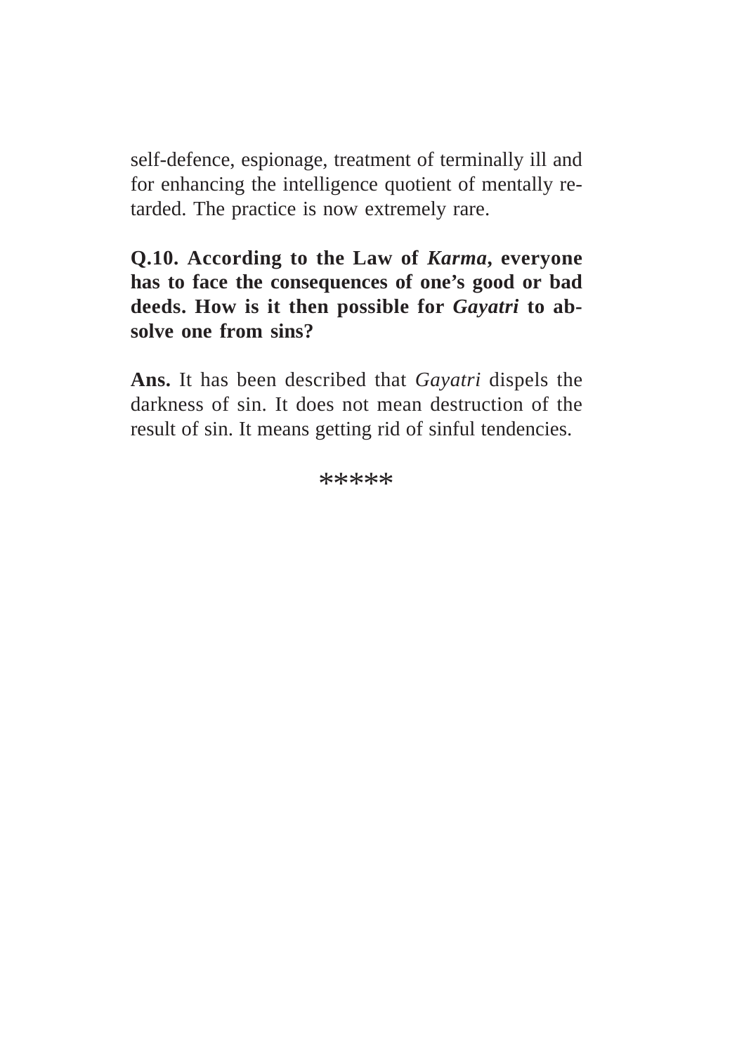self-defence, espionage, treatment of terminally ill and for enhancing the intelligence quotient of mentally retarded. The practice is now extremely rare.

**Q.10. According to the Law of *Karma*, everyone has to face the consequences of one's good or bad deeds. How is it then possible for *Gayatri* to absolve one from sins?**

**Ans.** It has been described that *Gayatri* dispels the darkness of sin. It does not mean destruction of the result of sin. It means getting rid of sinful tendencies.

*****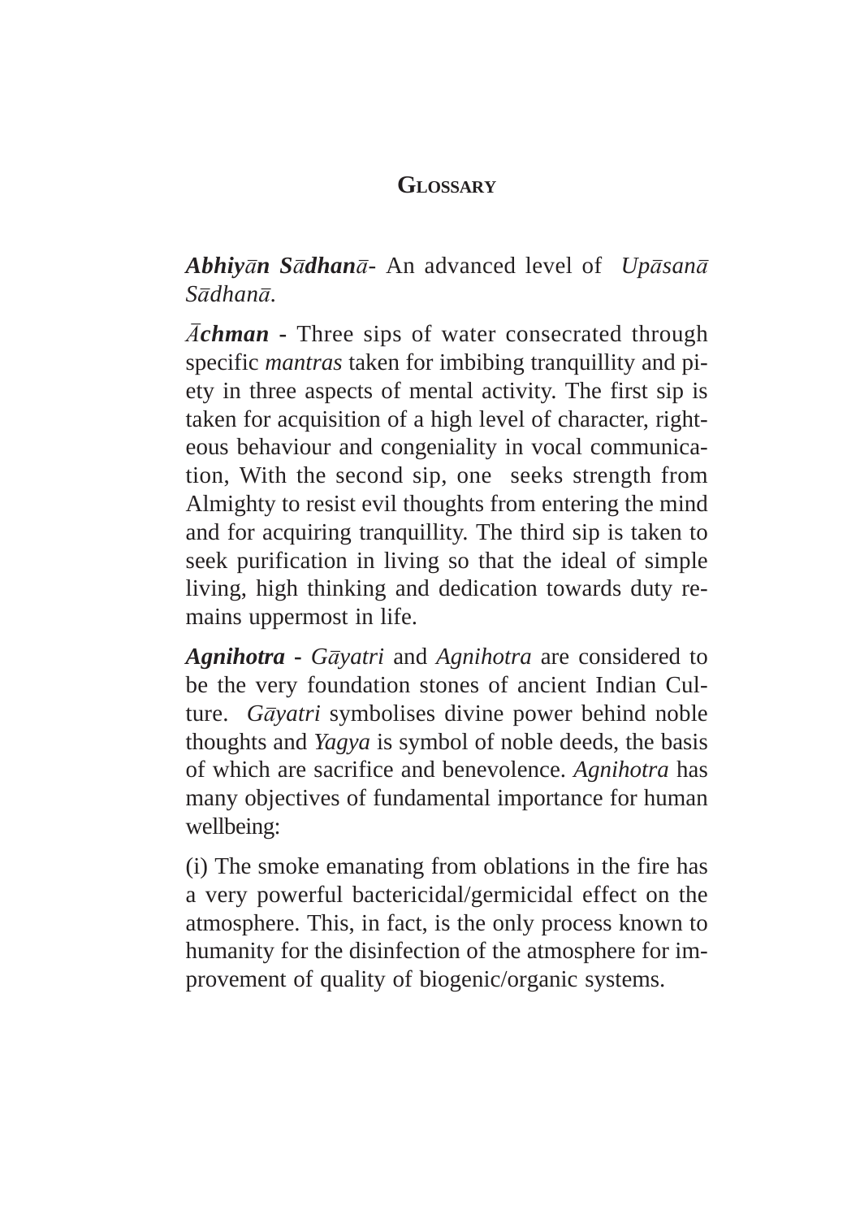## Glossary

***Abhiyān Sādhanā***- An advanced level of *Upāsanā Sādhanā.*

***Āchman*** - Three sips of water consecrated through specific *mantras* taken for imbibing tranquillity and piety in three aspects of mental activity. The first sip is taken for acquisition of a high level of character, righteous behaviour and congeniality in vocal communication, With the second sip, one seeks strength from Almighty to resist evil thoughts from entering the mind and for acquiring tranquillity. The third sip is taken to seek purification in living so that the ideal of simple living, high thinking and dedication towards duty remains uppermost in life.

***Agnihotra*** - *Gāyatri* and *Agnihotra* are considered to be the very foundation stones of ancient Indian Culture. *Gāyatri* symbolises divine power behind noble thoughts and *Yagya* is symbol of noble deeds, the basis of which are sacrifice and benevolence. *Agnihotra* has many objectives of fundamental importance for human wellbeing:

(i) The smoke emanating from oblations in the fire has a very powerful bactericidal/germicidal effect on the atmosphere. This, in fact, is the only process known to humanity for the disinfection of the atmosphere for improvement of quality of biogenic/organic systems.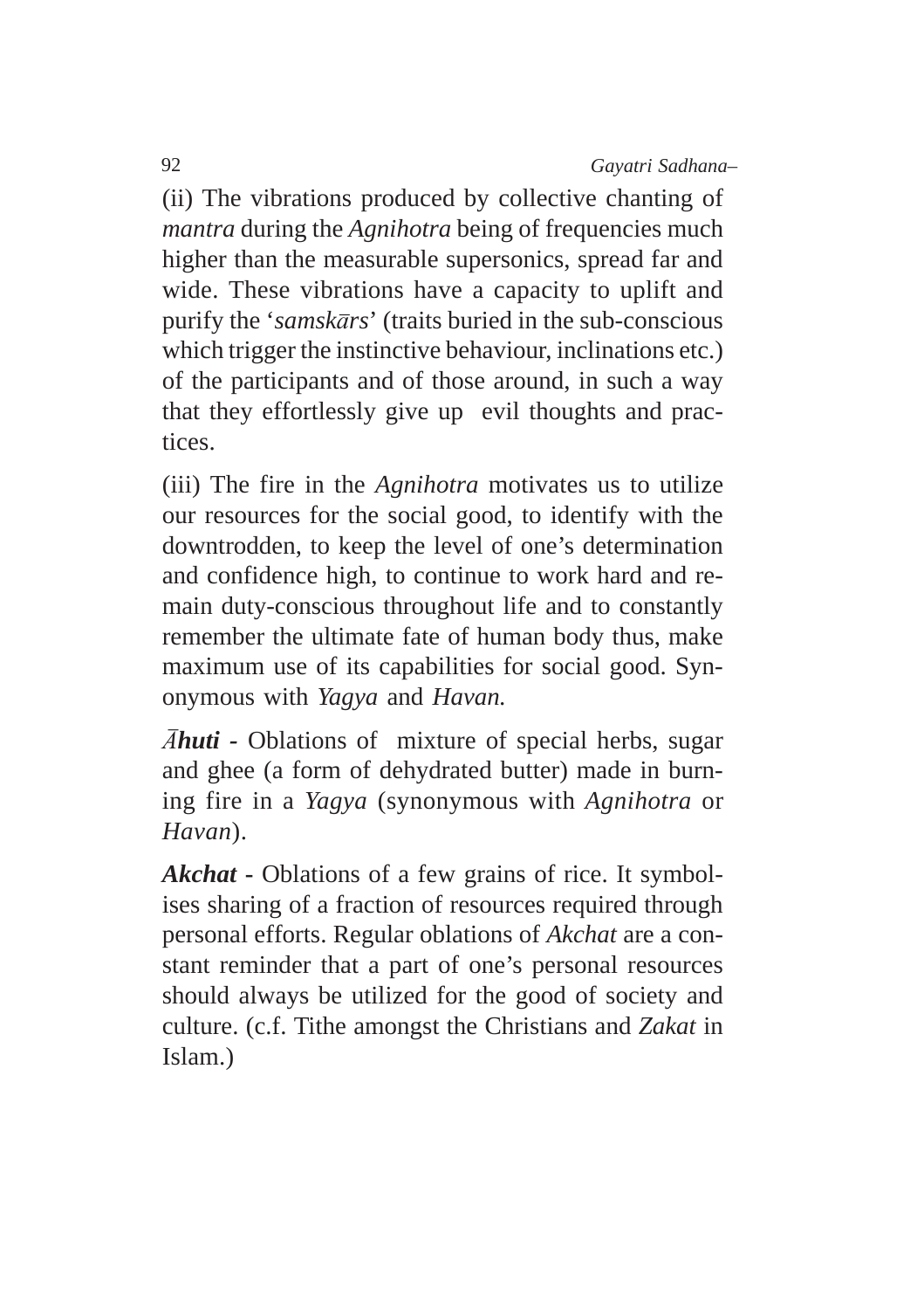(ii) The vibrations produced by collective chanting of *mantra* during the *Agnihotra* being of frequencies much higher than the measurable supersonics, spread far and wide. These vibrations have a capacity to uplift and purify the '*samskārs*' (traits buried in the sub-conscious which trigger the instinctive behaviour, inclinations etc.) of the participants and of those around, in such a way that they effortlessly give up evil thoughts and practices.

(iii) The fire in the *Agnihotra* motivates us to utilize our resources for the social good, to identify with the downtrodden, to keep the level of one's determination and confidence high, to continue to work hard and remain duty-conscious throughout life and to constantly remember the ultimate fate of human body thus, make maximum use of its capabilities for social good. Synonymous with *Yagya* and *Havan.*

***Āhuti*** - Oblations of mixture of special herbs, sugar and ghee (a form of dehydrated butter) made in burning fire in a *Yagya* (synonymous with *Agnihotra* or *Havan*).

***Akchat*** - Oblations of a few grains of rice. It symbolises sharing of a fraction of resources required through personal efforts. Regular oblations of *Akchat* are a constant reminder that a part of one's personal resources should always be utilized for the good of society and culture. (c.f. Tithe amongst the Christians and *Zakat* in Islam.)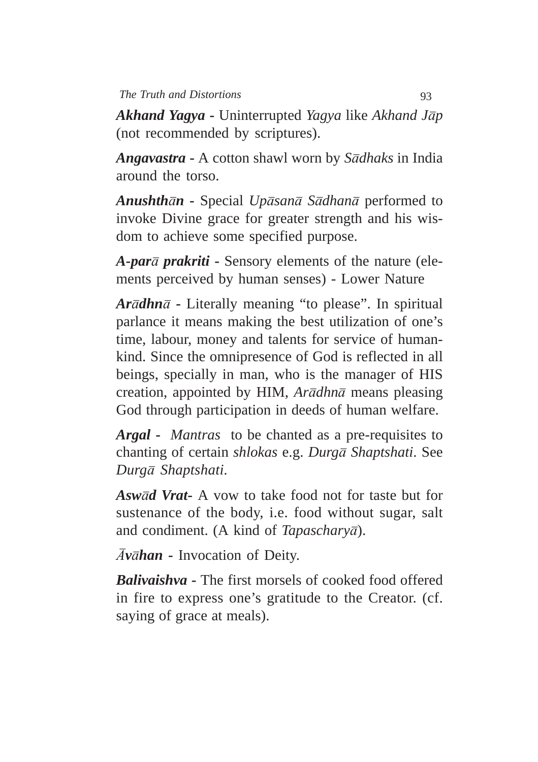***Akhand Yagya*** - Uninterrupted *Yagya* like *Akhand Jāp* (not recommended by scriptures).

***Angavastra*** - A cotton shawl worn by *Sādhaks* in India around the torso.

***Anushthān*** - Special *Upāsanā Sādhanā* performed to invoke Divine grace for greater strength and his wisdom to achieve some specified purpose.

***A-parā prakriti*** - Sensory elements of the nature (elements perceived by human senses) - Lower Nature

***Arādhnā*** - Literally meaning "to please". In spiritual parlance it means making the best utilization of one's time, labour, money and talents for service of humankind. Since the omnipresence of God is reflected in all beings, specially in man, who is the manager of HIS creation, appointed by HIM, *Arādhnā* means pleasing God through participation in deeds of human welfare.

***Argal*** - *Mantras* to be chanted as a pre-requisites to chanting of certain *shlokas* e.g. *Durgā Shaptshati*. See *Durgā Shaptshati*.

***Aswād Vrat***- A vow to take food not for taste but for sustenance of the body, i.e. food without sugar, salt and condiment. (A kind of *Tapascharyā*).

***Āvāhan*** - Invocation of Deity.

***Balivaishva*** - The first morsels of cooked food offered in fire to express one's gratitude to the Creator. (cf. saying of grace at meals).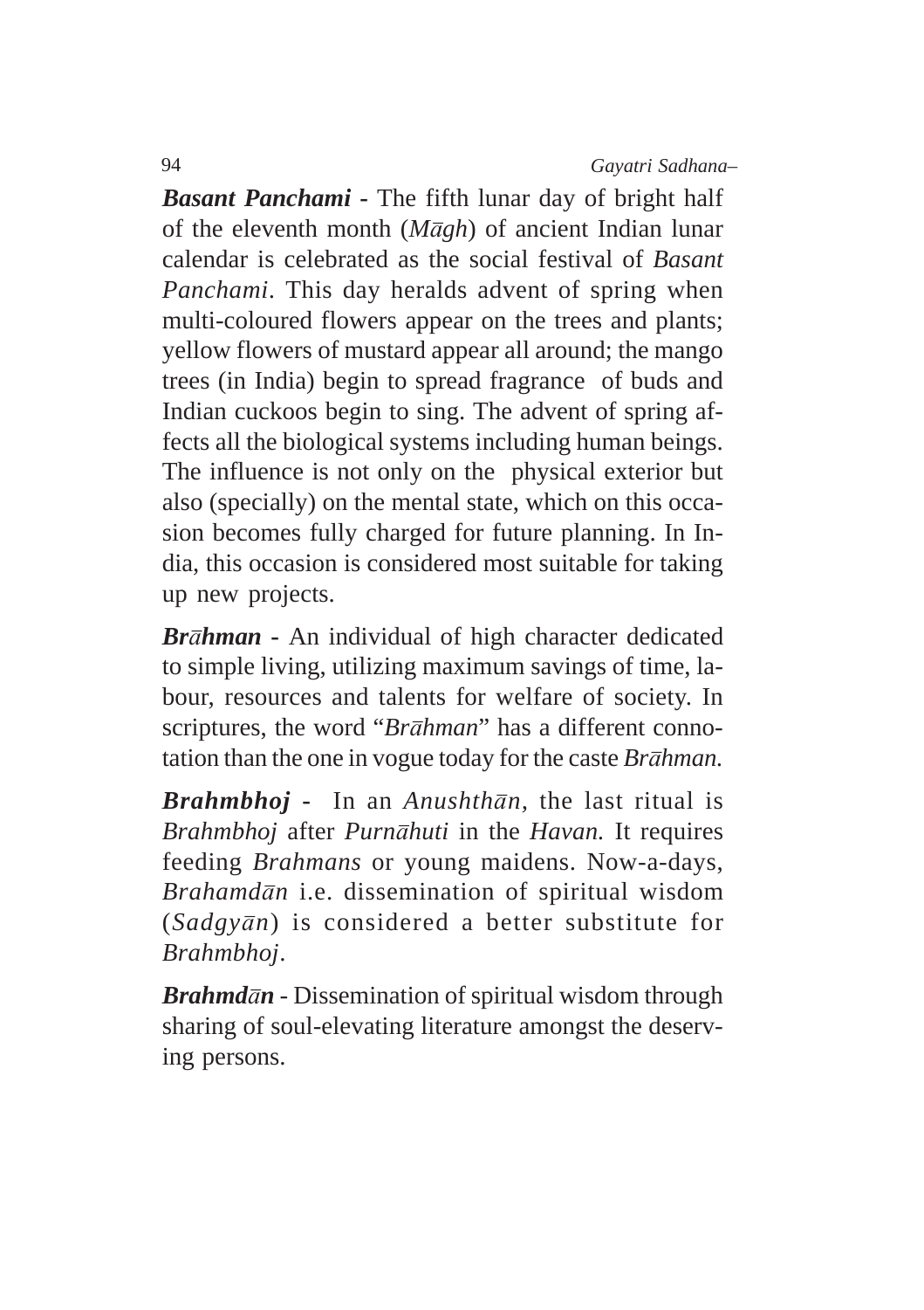***Basant Panchami*** - The fifth lunar day of bright half of the eleventh month (*Māgh*) of ancient Indian lunar calendar is celebrated as the social festival of *Basant Panchami*. This day heralds advent of spring when multi-coloured flowers appear on the trees and plants; yellow flowers of mustard appear all around; the mango trees (in India) begin to spread fragrance of buds and Indian cuckoos begin to sing. The advent of spring affects all the biological systems including human beings. The influence is not only on the physical exterior but also (specially) on the mental state, which on this occasion becomes fully charged for future planning. In India, this occasion is considered most suitable for taking up new projects.

***Brāhman*** - An individual of high character dedicated to simple living, utilizing maximum savings of time, labour, resources and talents for welfare of society. In scriptures, the word "*Brāhman*" has a different connotation than the one in vogue today for the caste *Brāhman.*

***Brahmbhoj*** - In an *Anushthān*, the last ritual is *Brahmbhoj* after *Purnāhuti* in the *Havan.* It requires feeding *Brahmans* or young maidens. Now-a-days, *Brahamdān* i.e. dissemination of spiritual wisdom (*Sadgyān*) is considered a better substitute for *Brahmbhoj*.

***Brahmdān*** - Dissemination of spiritual wisdom through sharing of soul-elevating literature amongst the deserving persons.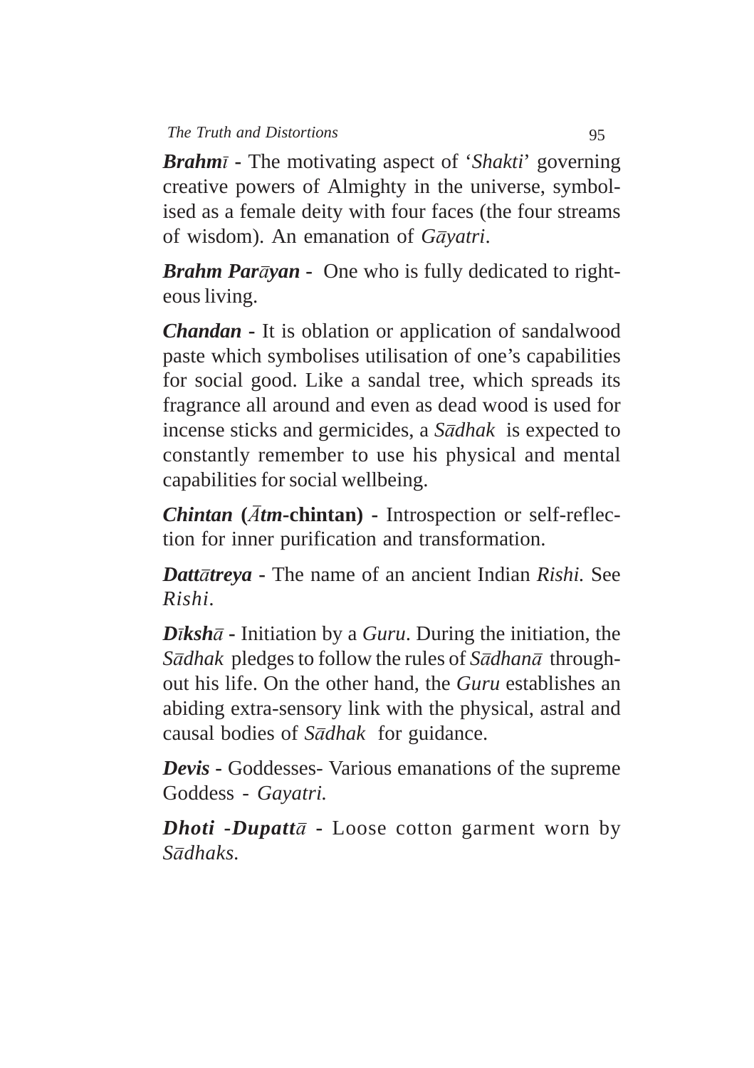***Brahmī*** - The motivating aspect of '*Shakti*' governing creative powers of Almighty in the universe, symbolised as a female deity with four faces (the four streams of wisdom). An emanation of *Gāyatri*.

***Brahm Parāyan*** - One who is fully dedicated to righteous living.

***Chandan*** - It is oblation or application of sandalwood paste which symbolises utilisation of one's capabilities for social good. Like a sandal tree, which spreads its fragrance all around and even as dead wood is used for incense sticks and germicides, a *Sādhak* is expected to constantly remember to use his physical and mental capabilities for social wellbeing.

***Chintan* (*Ātm*-chintan)** - Introspection or self-reflection for inner purification and transformation.

***Dattātreya*** - The name of an ancient Indian *Rishi.* See *Rishi*.

***Dīkshā*** - Initiation by a *Guru*. During the initiation, the *Sādhak* pledges to follow the rules of *Sādhanā* throughout his life. On the other hand, the *Guru* establishes an abiding extra-sensory link with the physical, astral and causal bodies of *Sādhak* for guidance.

***Devis*** - Goddesses- Various emanations of the supreme Goddess - *Gayatri.*

***Dhoti -Dupattā*** - Loose cotton garment worn by *Sādhaks.*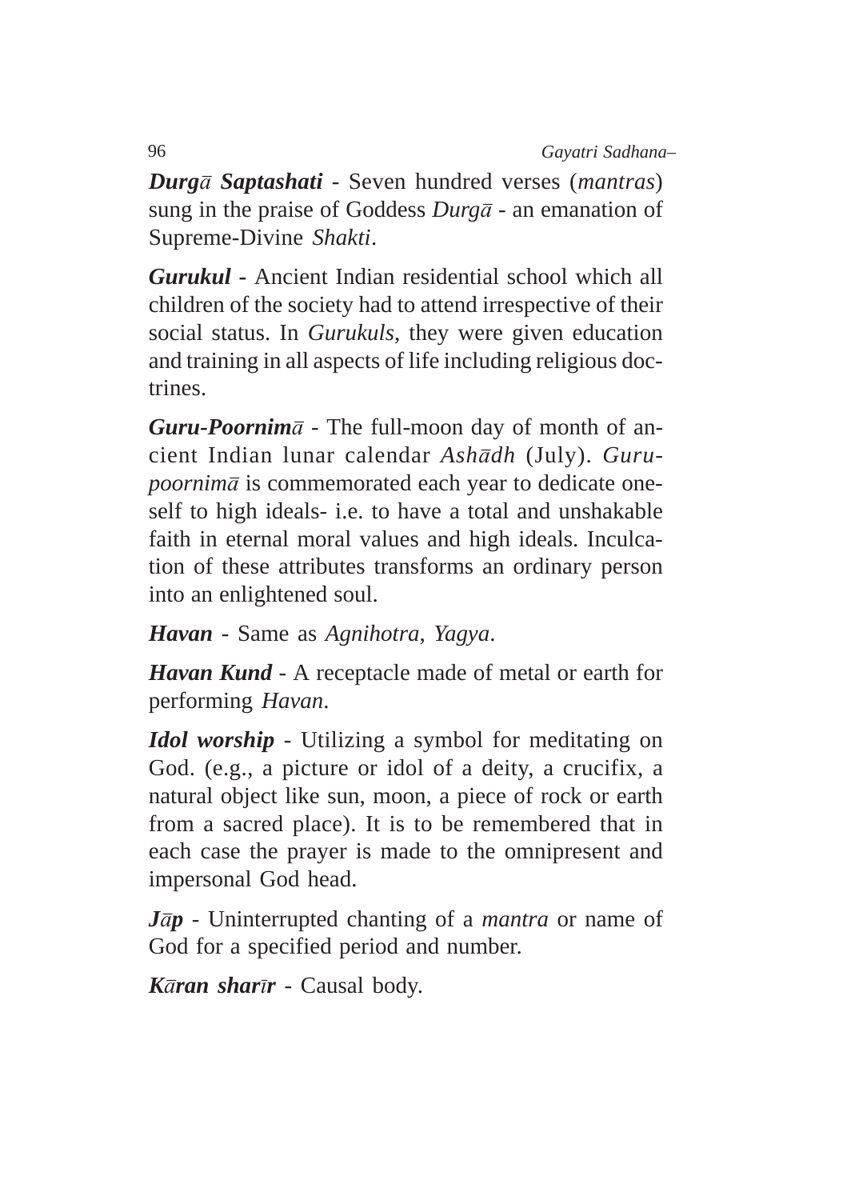***Durgā Saptashati*** - Seven hundred verses (*mantras*) sung in the praise of Goddess *Durgā* - an emanation of Supreme-Divine *Shakti*.

***Gurukul*** - Ancient Indian residential school which all children of the society had to attend irrespective of their social status. In *Gurukuls*, they were given education and training in all aspects of life including religious doctrines.

***Guru-Poornimā*** - The full-moon day of month of ancient Indian lunar calendar *Ashādh* (July). *Guru-poornimā* is commemorated each year to dedicate oneself to high ideals- i.e. to have a total and unshakable faith in eternal moral values and high ideals. Inculcation of these attributes transforms an ordinary person into an enlightened soul.

***Havan*** - Same as *Agnihotra*, *Yagya*.

***Havan Kund*** - A receptacle made of metal or earth for performing *Havan*.

***Idol worship*** - Utilizing a symbol for meditating on God. (e.g., a picture or idol of a deity, a crucifix, a natural object like sun, moon, a piece of rock or earth from a sacred place). It is to be remembered that in each case the prayer is made to the omnipresent and impersonal God head.

***Jāp*** - Uninterrupted chanting of a *mantra* or name of God for a specified period and number.

***Kāran sharīr*** - Causal body.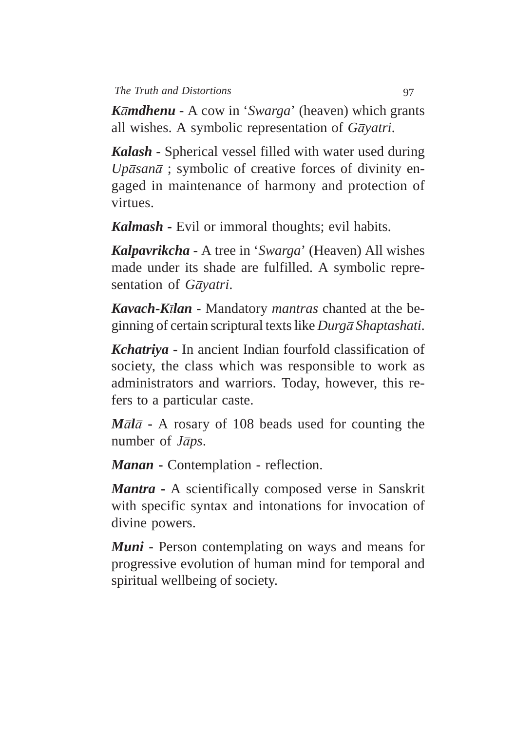***Kāmdhenu*** - A cow in '*Swarga*' (heaven) which grants all wishes. A symbolic representation of *Gāyatri*.

***Kalash*** - Spherical vessel filled with water used during *Upāsanā* ; symbolic of creative forces of divinity engaged in maintenance of harmony and protection of virtues.

***Kalmash*** - Evil or immoral thoughts; evil habits.

***Kalpavrikcha*** - A tree in '*Swarga*' (Heaven) All wishes made under its shade are fulfilled. A symbolic representation of *Gāyatri*.

***Kavach-Kīlan*** - Mandatory *mantras* chanted at the beginning of certain scriptural texts like *Durgā Shaptashati*.

***Kchatriya*** - In ancient Indian fourfold classification of society, the class which was responsible to work as administrators and warriors. Today, however, this refers to a particular caste.

***Mālā*** - A rosary of 108 beads used for counting the number of *Jāps*.

***Manan*** - Contemplation - reflection.

***Mantra*** - A scientifically composed verse in Sanskrit with specific syntax and intonations for invocation of divine powers.

***Muni*** - Person contemplating on ways and means for progressive evolution of human mind for temporal and spiritual wellbeing of society.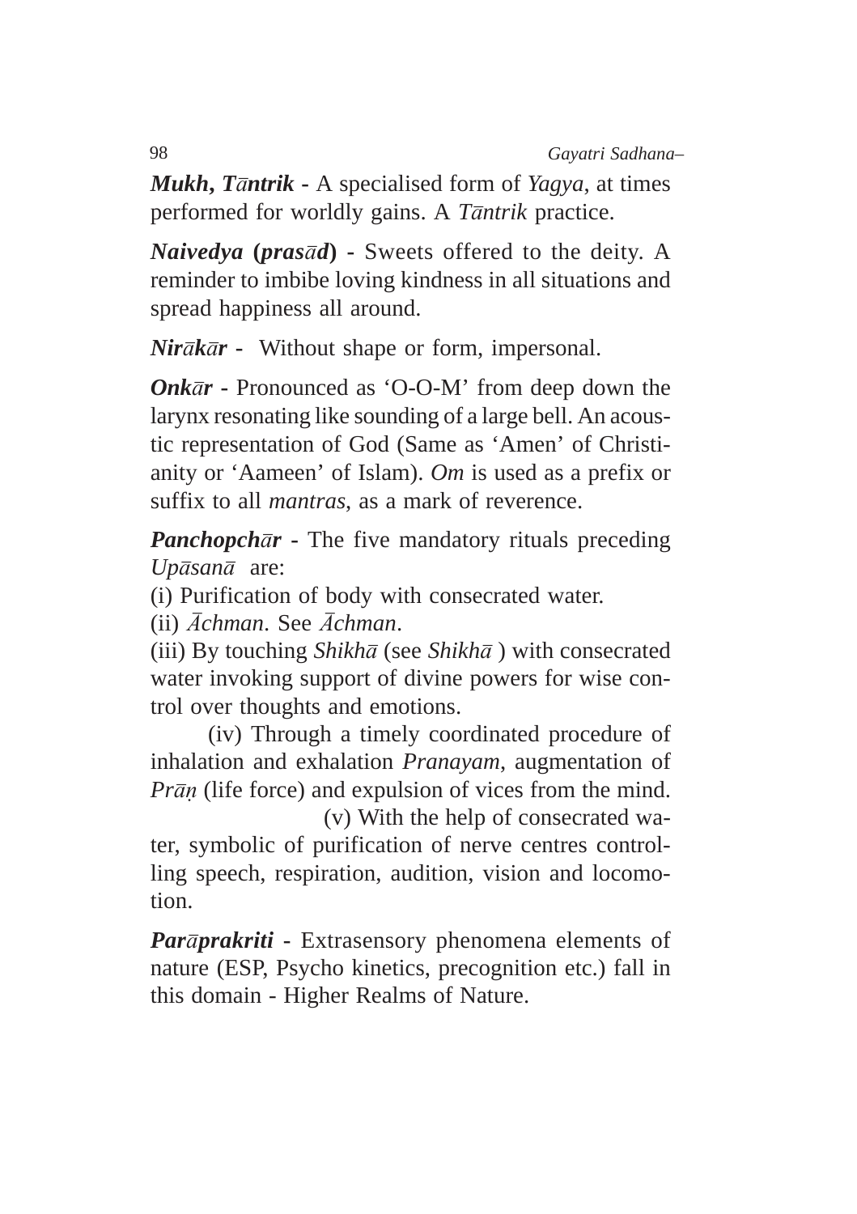***Mukh, Tāntrik*** - A specialised form of *Yagya*, at times performed for worldly gains. A *Tāntrik* practice.

***Naivedya* (*prasād*)** - Sweets offered to the deity. A reminder to imbibe loving kindness in all situations and spread happiness all around.

***Nirākār*** - Without shape or form, impersonal.

***Onkār*** - Pronounced as 'O-O-M' from deep down the larynx resonating like sounding of a large bell. An acoustic representation of God (Same as 'Amen' of Christianity or 'Aameen' of Islam). *Om* is used as a prefix or suffix to all *mantras*, as a mark of reverence.

***Panchopchār*** - The five mandatory rituals preceding *Upāsanā* are:

(i) Purification of body with consecrated water.

(ii) *Āchman*. See *Āchman*.

(iii) By touching *Shikhā* (see *Shikhā* ) with consecrated water invoking support of divine powers for wise control over thoughts and emotions.

(iv) Through a timely coordinated procedure of inhalation and exhalation *Pranayam*, augmentation of *Prāṇ* (life force) and expulsion of vices from the mind.

(v) With the help of consecrated water, symbolic of purification of nerve centres controlling speech, respiration, audition, vision and locomotion.

***Parāprakriti*** - Extrasensory phenomena elements of nature (ESP, Psycho kinetics, precognition etc.) fall in this domain - Higher Realms of Nature.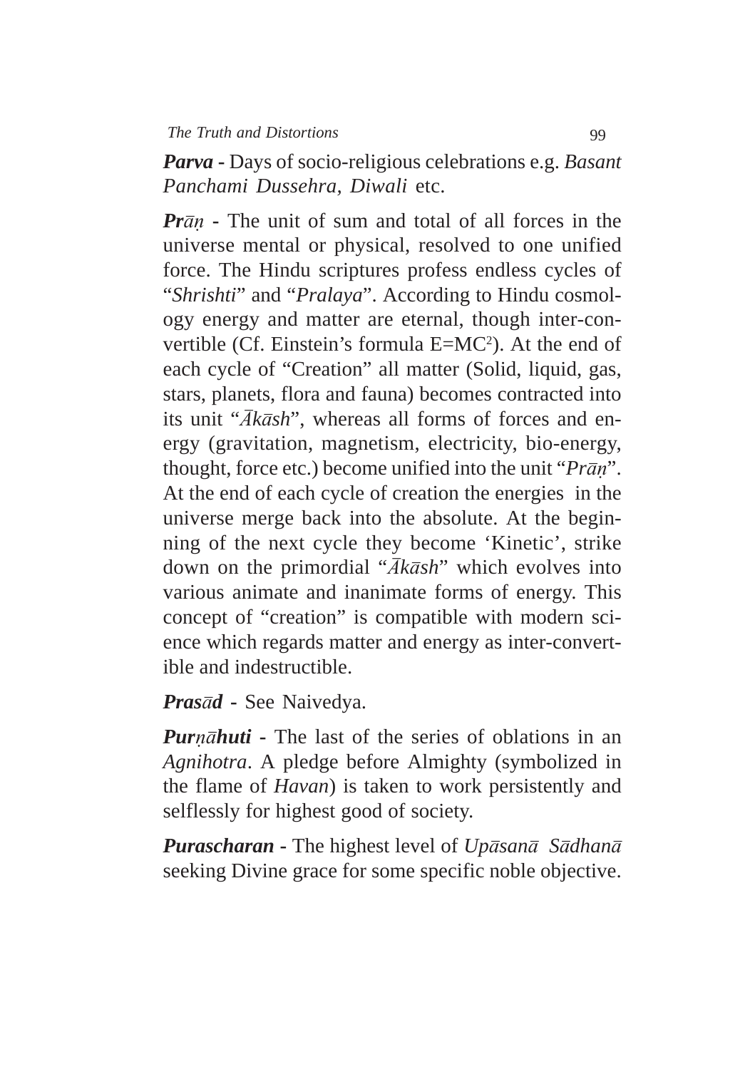***Parva*** - Days of socio-religious celebrations e.g. *Basant Panchami Dussehra, Diwali* etc.

***Prāṇ*** - The unit of sum and total of all forces in the universe mental or physical, resolved to one unified force. The Hindu scriptures profess endless cycles of "*Shrishti*" and "*Pralaya*". According to Hindu cosmology energy and matter are eternal, though inter-convertible (Cf. Einstein's formula $E=MC^2$). At the end of each cycle of "Creation" all matter (Solid, liquid, gas, stars, planets, flora and fauna) becomes contracted into its unit "*Ākāsh*", whereas all forms of forces and energy (gravitation, magnetism, electricity, bio-energy, thought, force etc.) become unified into the unit "*Prāṇ*". At the end of each cycle of creation the energies in the universe merge back into the absolute. At the beginning of the next cycle they become 'Kinetic', strike down on the primordial "*Ākāsh*" which evolves into various animate and inanimate forms of energy. This concept of "creation" is compatible with modern science which regards matter and energy as inter-convertible and indestructible.

***Prasād*** - See Naivedya.

***Purṇāhuti*** - The last of the series of oblations in an *Agnihotra*. A pledge before Almighty (symbolized in the flame of *Havan*) is taken to work persistently and selflessly for highest good of society.

***Purascharan*** - The highest level of *Upāsanā Sādhanā* seeking Divine grace for some specific noble objective.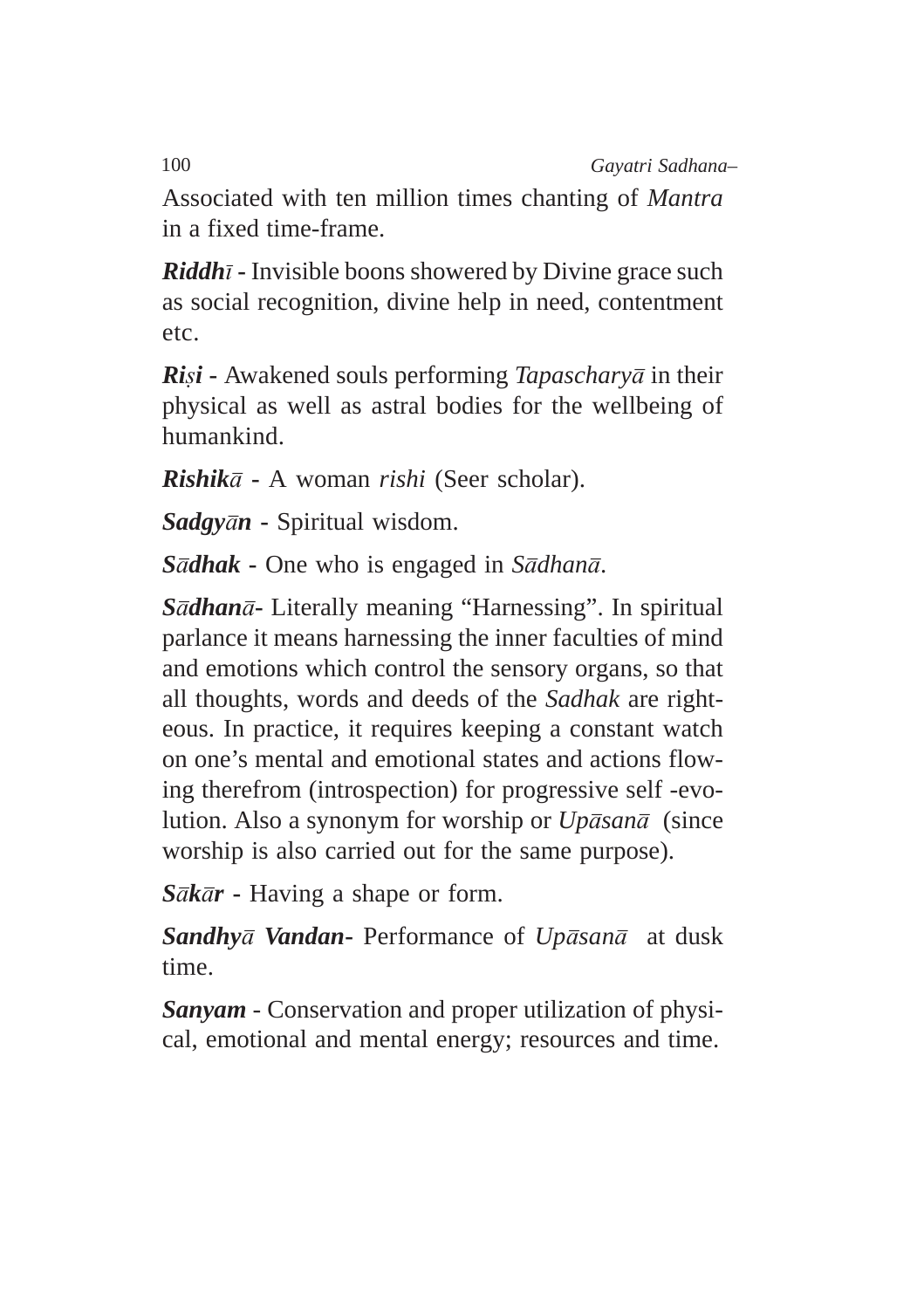Associated with ten million times chanting of *Mantra* in a fixed time-frame.

***Riddhī*** - Invisible boons showered by Divine grace such as social recognition, divine help in need, contentment etc.

***Riṣi*** - Awakened souls performing *Tapascharyā* in their physical as well as astral bodies for the wellbeing of humankind.

***Rishikā*** - A woman *rishi* (Seer scholar).

***Sadgyān*** - Spiritual wisdom.

***Sādhak*** - One who is engaged in *Sādhanā.*

***Sādhanā***- Literally meaning "Harnessing". In spiritual parlance it means harnessing the inner faculties of mind and emotions which control the sensory organs, so that all thoughts, words and deeds of the *Sadhak* are righteous. In practice, it requires keeping a constant watch on one's mental and emotional states and actions flowing therefrom (introspection) for progressive self -evolution. Also a synonym for worship or *Upāsanā* (since worship is also carried out for the same purpose).

***Sākār*** - Having a shape or form.

***Sandhyā Vandan***- Performance of *Upāsanā* at dusk time.

***Sanyam*** - Conservation and proper utilization of physical, emotional and mental energy; resources and time.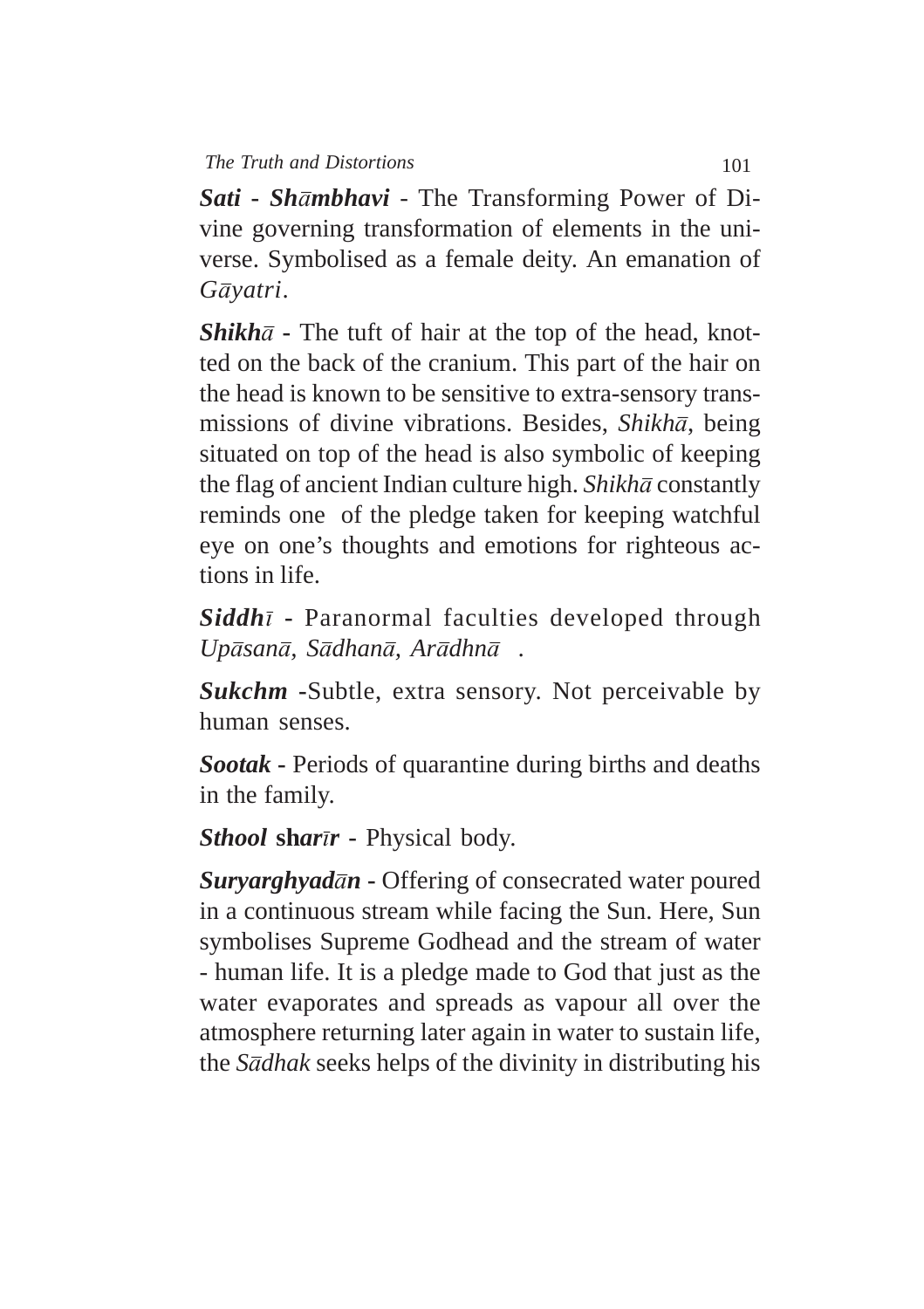***Sati - Shāmbhavi*** - The Transforming Power of Divine governing transformation of elements in the universe. Symbolised as a female deity. An emanation of *Gāyatri*.

***Shikhā*** - The tuft of hair at the top of the head, knotted on the back of the cranium. This part of the hair on the head is known to be sensitive to extra-sensory transmissions of divine vibrations. Besides, *Shikhā*, being situated on top of the head is also symbolic of keeping the flag of ancient Indian culture high. *Shikhā* constantly reminds one of the pledge taken for keeping watchful eye on one's thoughts and emotions for righteous actions in life.

***Siddhī*** - Paranormal faculties developed through *Upāsanā, Sādhanā, Arādhnā*.

***Sukchm*** -Subtle, extra sensory. Not perceivable by human senses.

***Sootak*** - Periods of quarantine during births and deaths in the family.

***Sthool* sh*arīr*** - Physical body.

***Suryarghyadān*** - Offering of consecrated water poured in a continuous stream while facing the Sun. Here, Sun symbolises Supreme Godhead and the stream of water - human life. It is a pledge made to God that just as the water evaporates and spreads as vapour all over the atmosphere returning later again in water to sustain life, the *Sādhak* seeks helps of the divinity in distributing his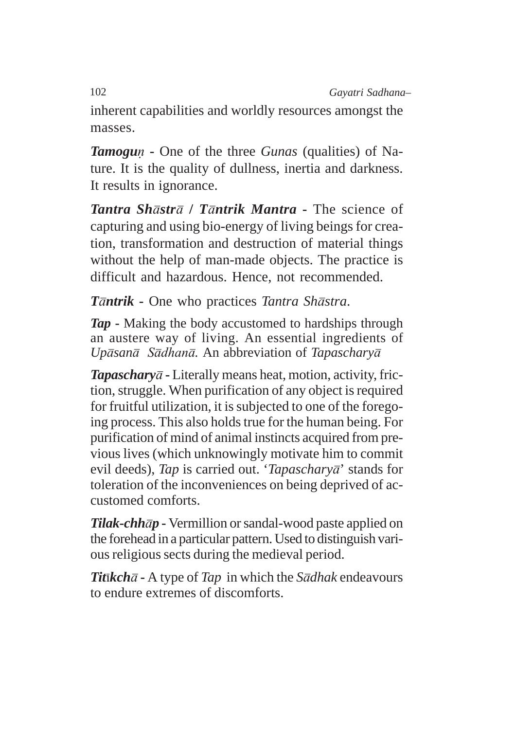inherent capabilities and worldly resources amongst the masses.

***Tamoguṇ*** - One of the three *Gunas* (qualities) of Nature. It is the quality of dullness, inertia and darkness. It results in ignorance.

***Tantra Shāstrā / Tāntrik Mantra*** - The science of capturing and using bio-energy of living beings for creation, transformation and destruction of material things without the help of man-made objects. The practice is difficult and hazardous. Hence, not recommended.

***Tāntrik*** - One who practices *Tantra Shāstra*.

***Tap*** - Making the body accustomed to hardships through an austere way of living. An essential ingredients of *Upāsanā Sādhanā.* An abbreviation of *Tapascharyā*

***Tapascharyā*** - Literally means heat, motion, activity, friction, struggle. When purification of any object is required for fruitful utilization, it is subjected to one of the foregoing process. This also holds true for the human being. For purification of mind of animal instincts acquired from previous lives (which unknowingly motivate him to commit evil deeds), *Tap* is carried out. '*Tapascharyā*' stands for toleration of the inconveniences on being deprived of accustomed comforts.

***Tilak-chhāp*** - Vermillion or sandal-wood paste applied on the forehead in a particular pattern. Used to distinguish various religious sects during the medieval period.

***Titīkchā*** - A type of *Tap* in which the *Sādhak* endeavours to endure extremes of discomforts.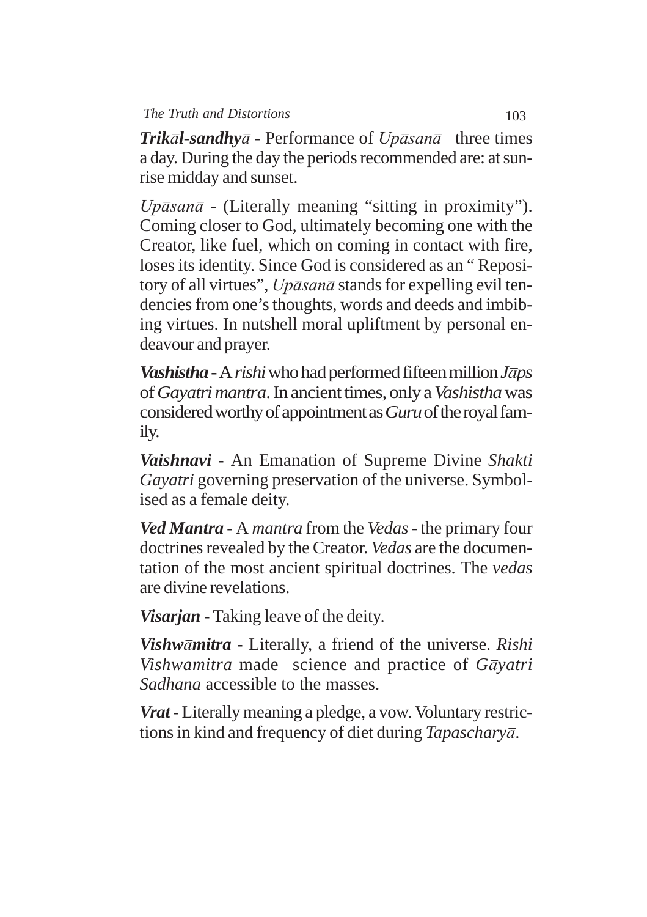***Trikāl-sandhyā*** - Performance of *Upāsanā* three times a day. During the day the periods recommended are: at sunrise midday and sunset.

*Upāsanā* - (Literally meaning "sitting in proximity"). Coming closer to God, ultimately becoming one with the Creator, like fuel, which on coming in contact with fire, loses its identity. Since God is considered as an " Repository of all virtues", *Upāsanā* stands for expelling evil tendencies from one's thoughts, words and deeds and imbibing virtues. In nutshell moral upliftment by personal endeavour and prayer.

***Vashistha*** - A *rishi* who had performed fifteen million *Jāps* of *Gayatri mantra*. In ancient times, only a *Vashistha* was considered worthy of appointment as *Guru* of the royal family.

***Vaishnavi*** - An Emanation of Supreme Divine *Shakti Gayatri* governing preservation of the universe. Symbolised as a female deity.

***Ved Mantra*** - A *mantra* from the *Vedas* - the primary four doctrines revealed by the Creator. *Vedas* are the documentation of the most ancient spiritual doctrines. The *vedas* are divine revelations.

***Visarjan*** - Taking leave of the deity.

***Vishwāmitra*** - Literally, a friend of the universe. *Rishi Vishwamitra* made science and practice of *Gāyatri Sadhana* accessible to the masses.

***Vrat*** - Literally meaning a pledge, a vow. Voluntary restrictions in kind and frequency of diet during *Tapascharyā*.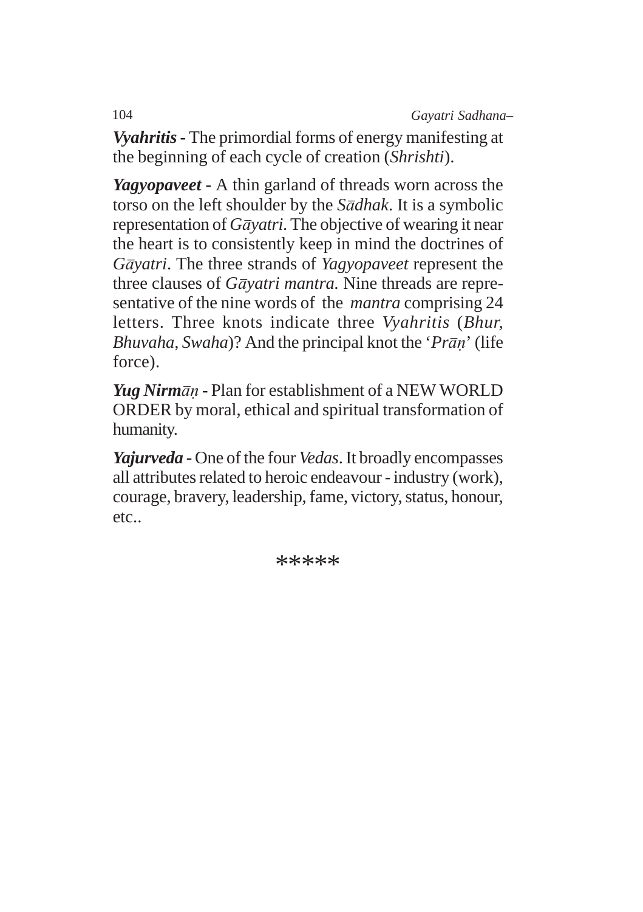***Vyahritis*** **-** The primordial forms of energy manifesting at the beginning of each cycle of creation (*Shrishti*).

***Yagyopaveet*** **-** A thin garland of threads worn across the torso on the left shoulder by the *Sādhak*. It is a symbolic representation of *Gāyatri*. The objective of wearing it near the heart is to consistently keep in mind the doctrines of *Gāyatri*. The three strands of *Yagyopaveet* represent the three clauses of *Gāyatri mantra.* Nine threads are representative of the nine words of the *mantra* comprising 24 letters. Three knots indicate three *Vyahritis* (*Bhur, Bhuvaha, Swaha*)? And the principal knot the '*Prāṇ*' (life force).

***Yug Nirmāṇ*** **-** Plan for establishment of a NEW WORLD ORDER by moral, ethical and spiritual transformation of humanity.

***Yajurveda*** **-** One of the four *Vedas*. It broadly encompasses all attributes related to heroic endeavour - industry (work), courage, bravery, leadership, fame, victory, status, honour, etc..

*****